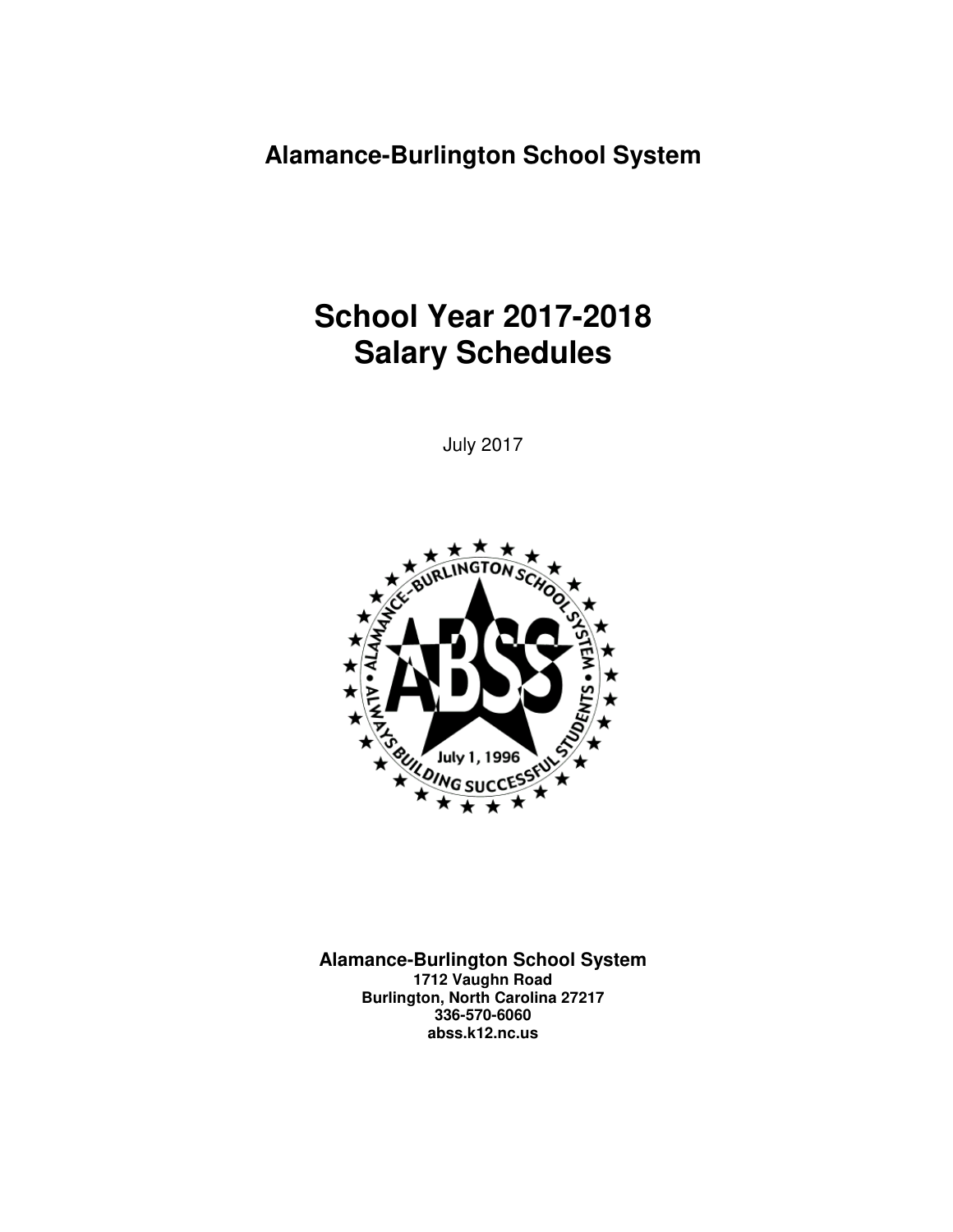**Alamance-Burlington School System**

# School Year 2017-2018
# Salary Schedules

July 2017

**Alamance-Burlington School System**
**1712 Vaughn Road**
**Burlington, North Carolina 27217**
**336-570-6060**
**abss.k12.nc.us**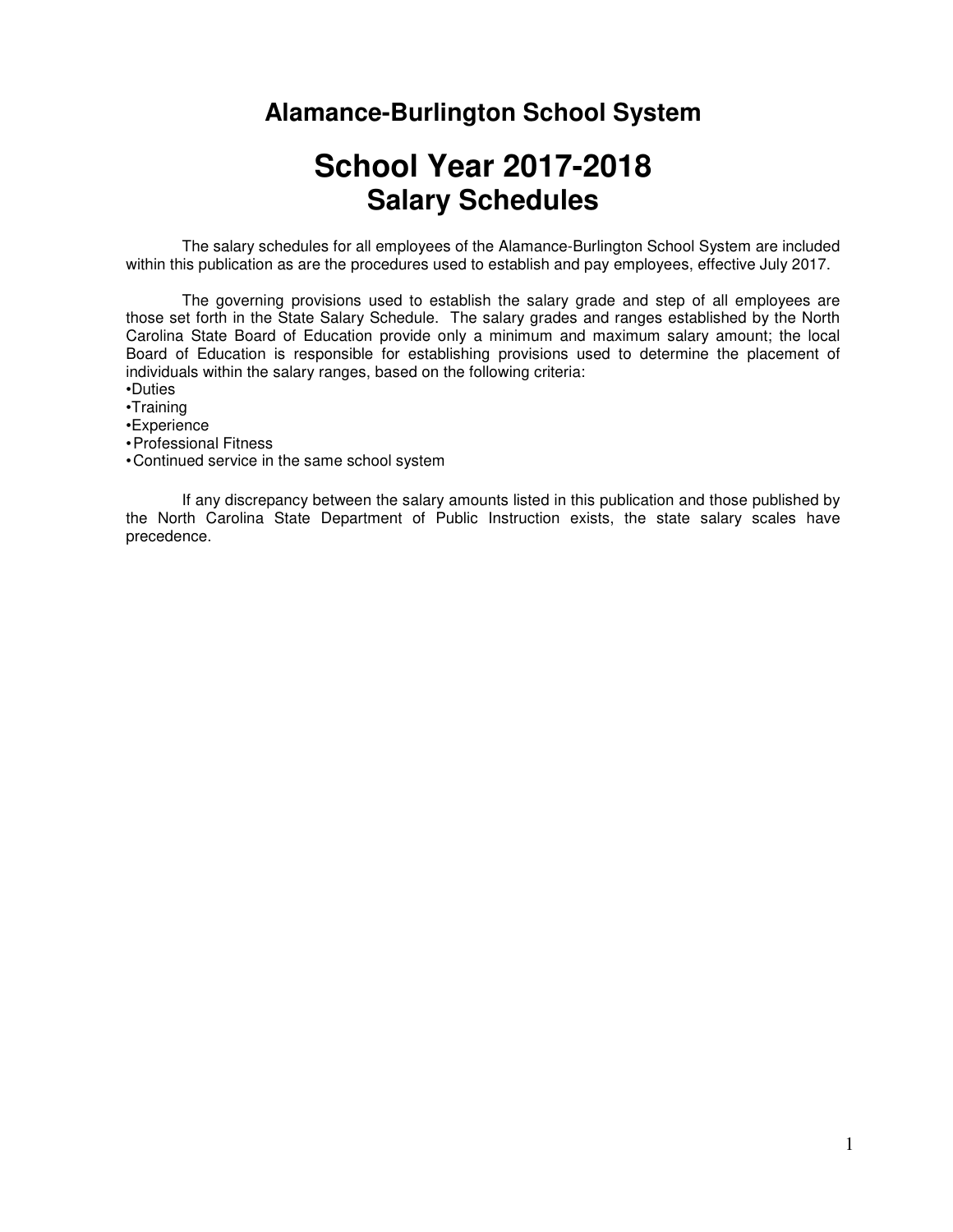## Alamance-Burlington School System

# School Year 2017-2018
## Salary Schedules

The salary schedules for all employees of the Alamance-Burlington School System are included within this publication as are the procedures used to establish and pay employees, effective July 2017.

The governing provisions used to establish the salary grade and step of all employees are those set forth in the State Salary Schedule. The salary grades and ranges established by the North Carolina State Board of Education provide only a minimum and maximum salary amount; the local Board of Education is responsible for establishing provisions used to determine the placement of individuals within the salary ranges, based on the following criteria:

- Duties
- Training
- Experience
- Professional Fitness
- Continued service in the same school system

If any discrepancy between the salary amounts listed in this publication and those published by the North Carolina State Department of Public Instruction exists, the state salary scales have precedence.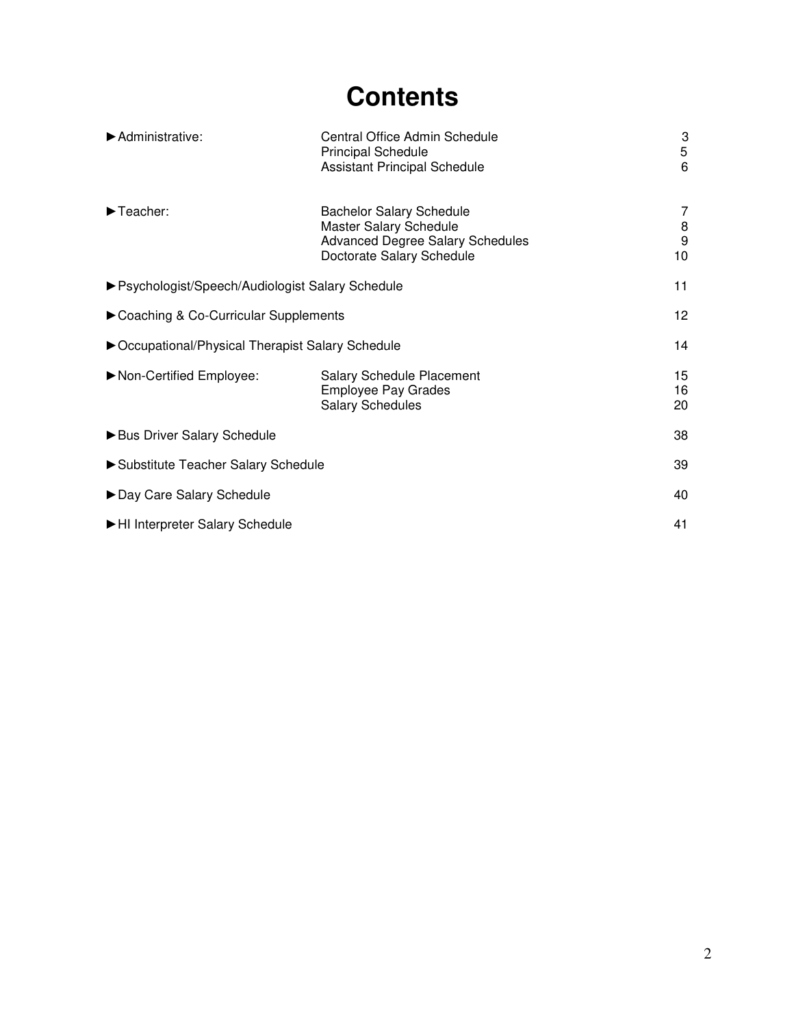# Contents

| | | |
|---|---|---|
| ►Administrative: | Central Office Admin Schedule | 3 |
| | Principal Schedule | 5 |
| | Assistant Principal Schedule | 6 |
| ►Teacher: | Bachelor Salary Schedule | 7 |
| | Master Salary Schedule | 8 |
| | Advanced Degree Salary Schedules | 9 |
| | Doctorate Salary Schedule | 10 |
| ►Psychologist/Speech/Audiologist Salary Schedule | | 11 |
| ►Coaching & Co-Curricular Supplements | | 12 |
| ►Occupational/Physical Therapist Salary Schedule | | 14 |
| ►Non-Certified Employee: | Salary Schedule Placement | 15 |
| | Employee Pay Grades | 16 |
| | Salary Schedules | 20 |
| ►Bus Driver Salary Schedule | | 38 |
| ►Substitute Teacher Salary Schedule | | 39 |
| ►Day Care Salary Schedule | | 40 |
| ►HI Interpreter Salary Schedule | | 41 |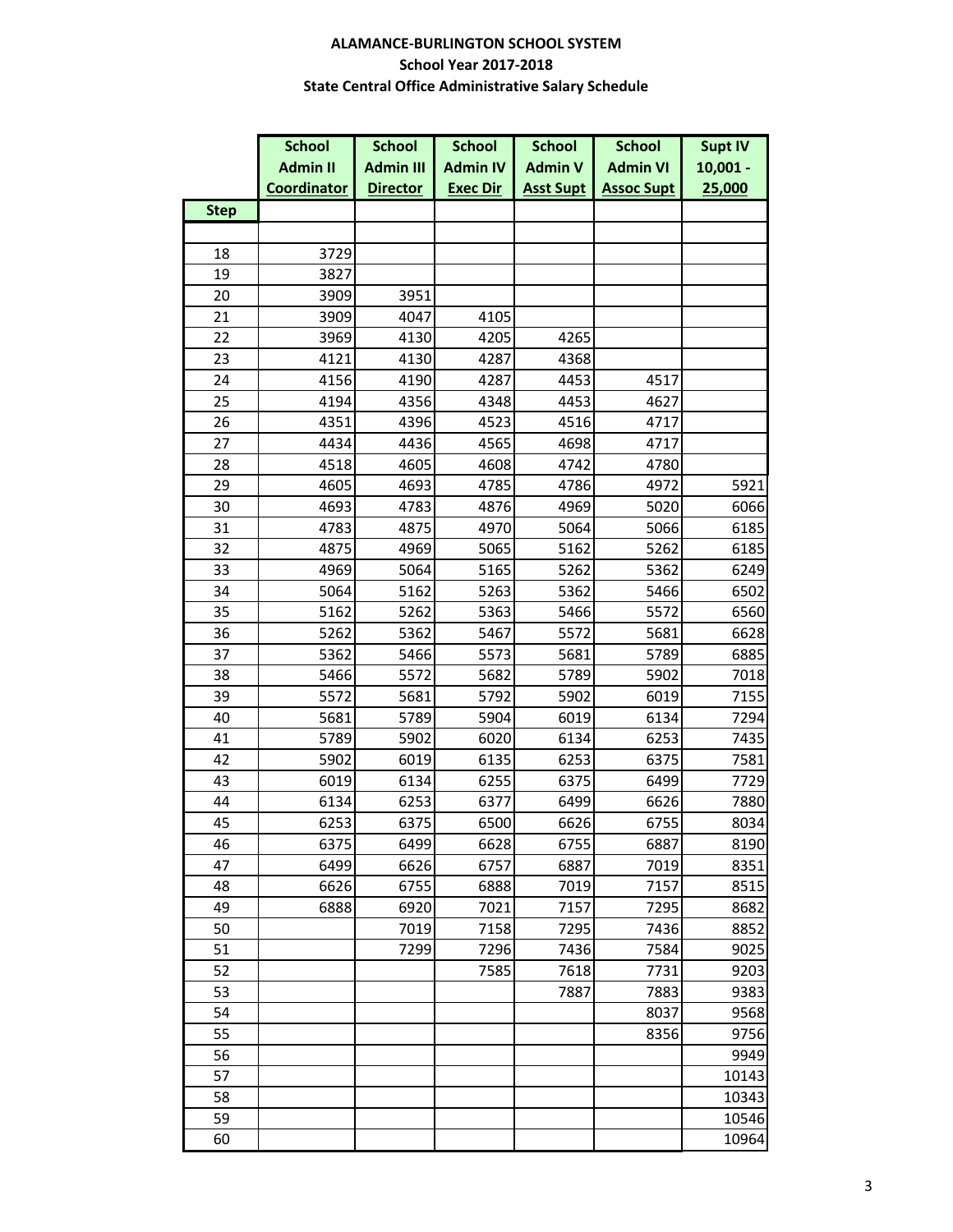**ALAMANCE-BURLINGTON SCHOOL SYSTEM**

**School Year 2017-2018**

**State Central Office Administrative Salary Schedule**

| Step | School Admin II Coordinator | School Admin III Director | School Admin IV Exec Dir | School Admin V Asst Supt | School Admin VI Assoc Supt | Supt IV 10,001 - 25,000 |
|---|---|---|---|---|---|---|
| | | | | | | |
| 18 | 3729 | | | | | |
| 19 | 3827 | | | | | |
| 20 | 3909 | 3951 | | | | |
| 21 | 3909 | 4047 | 4105 | | | |
| 22 | 3969 | 4130 | 4205 | 4265 | | |
| 23 | 4121 | 4130 | 4287 | 4368 | | |
| 24 | 4156 | 4190 | 4287 | 4453 | 4517 | |
| 25 | 4194 | 4356 | 4348 | 4453 | 4627 | |
| 26 | 4351 | 4396 | 4523 | 4516 | 4717 | |
| 27 | 4434 | 4436 | 4565 | 4698 | 4717 | |
| 28 | 4518 | 4605 | 4608 | 4742 | 4780 | |
| 29 | 4605 | 4693 | 4785 | 4786 | 4972 | 5921 |
| 30 | 4693 | 4783 | 4876 | 4969 | 5020 | 6066 |
| 31 | 4783 | 4875 | 4970 | 5064 | 5066 | 6185 |
| 32 | 4875 | 4969 | 5065 | 5162 | 5262 | 6185 |
| 33 | 4969 | 5064 | 5165 | 5262 | 5362 | 6249 |
| 34 | 5064 | 5162 | 5263 | 5362 | 5466 | 6502 |
| 35 | 5162 | 5262 | 5363 | 5466 | 5572 | 6560 |
| 36 | 5262 | 5362 | 5467 | 5572 | 5681 | 6628 |
| 37 | 5362 | 5466 | 5573 | 5681 | 5789 | 6885 |
| 38 | 5466 | 5572 | 5682 | 5789 | 5902 | 7018 |
| 39 | 5572 | 5681 | 5792 | 5902 | 6019 | 7155 |
| 40 | 5681 | 5789 | 5904 | 6019 | 6134 | 7294 |
| 41 | 5789 | 5902 | 6020 | 6134 | 6253 | 7435 |
| 42 | 5902 | 6019 | 6135 | 6253 | 6375 | 7581 |
| 43 | 6019 | 6134 | 6255 | 6375 | 6499 | 7729 |
| 44 | 6134 | 6253 | 6377 | 6499 | 6626 | 7880 |
| 45 | 6253 | 6375 | 6500 | 6626 | 6755 | 8034 |
| 46 | 6375 | 6499 | 6628 | 6755 | 6887 | 8190 |
| 47 | 6499 | 6626 | 6757 | 6887 | 7019 | 8351 |
| 48 | 6626 | 6755 | 6888 | 7019 | 7157 | 8515 |
| 49 | 6888 | 6920 | 7021 | 7157 | 7295 | 8682 |
| 50 | | 7019 | 7158 | 7295 | 7436 | 8852 |
| 51 | | 7299 | 7296 | 7436 | 7584 | 9025 |
| 52 | | | 7585 | 7618 | 7731 | 9203 |
| 53 | | | | 7887 | 7883 | 9383 |
| 54 | | | | | 8037 | 9568 |
| 55 | | | | | 8356 | 9756 |
| 56 | | | | | | 9949 |
| 57 | | | | | | 10143 |
| 58 | | | | | | 10343 |
| 59 | | | | | | 10546 |
| 60 | | | | | | 10964 |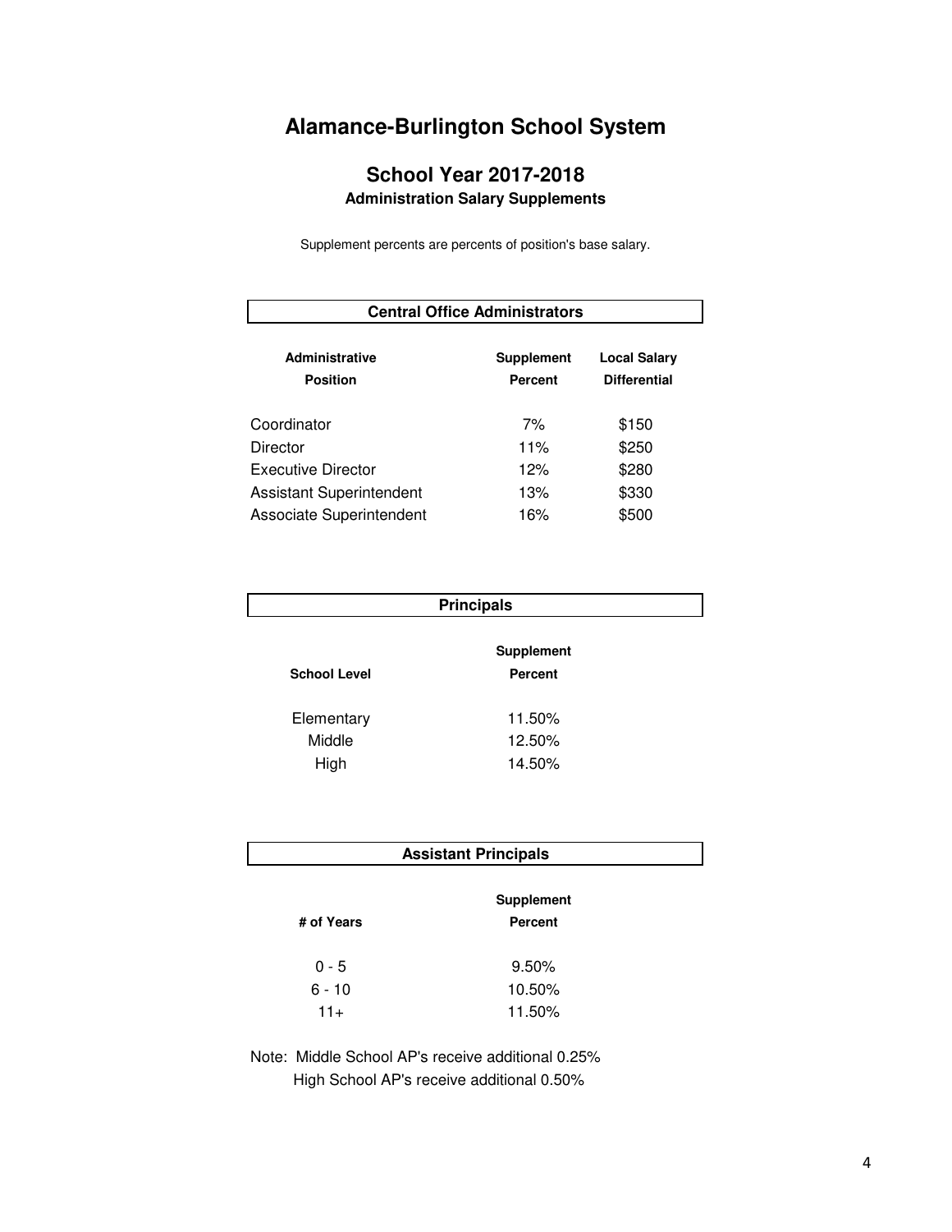# Alamance-Burlington School System

## School Year 2017-2018

### Administration Salary Supplements

Supplement percents are percents of position's base salary.

**Central Office Administrators**

| Administrative Position | Supplement Percent | Local Salary Differential |
|---|---|---|
| Coordinator | 7% | $150 |
| Director | 11% | $250 |
| Executive Director | 12% | $280 |
| Assistant Superintendent | 13% | $330 |
| Associate Superintendent | 16% | $500 |

**Principals**

| School Level | Supplement Percent |
|---|---|
| Elementary | 11.50% |
| Middle | 12.50% |
| High | 14.50% |

**Assistant Principals**

| # of Years | Supplement Percent |
|---|---|
| 0 - 5 | 9.50% |
| 6 - 10 | 10.50% |
| 11+ | 11.50% |

Note: Middle School AP's receive additional 0.25%
High School AP's receive additional 0.50%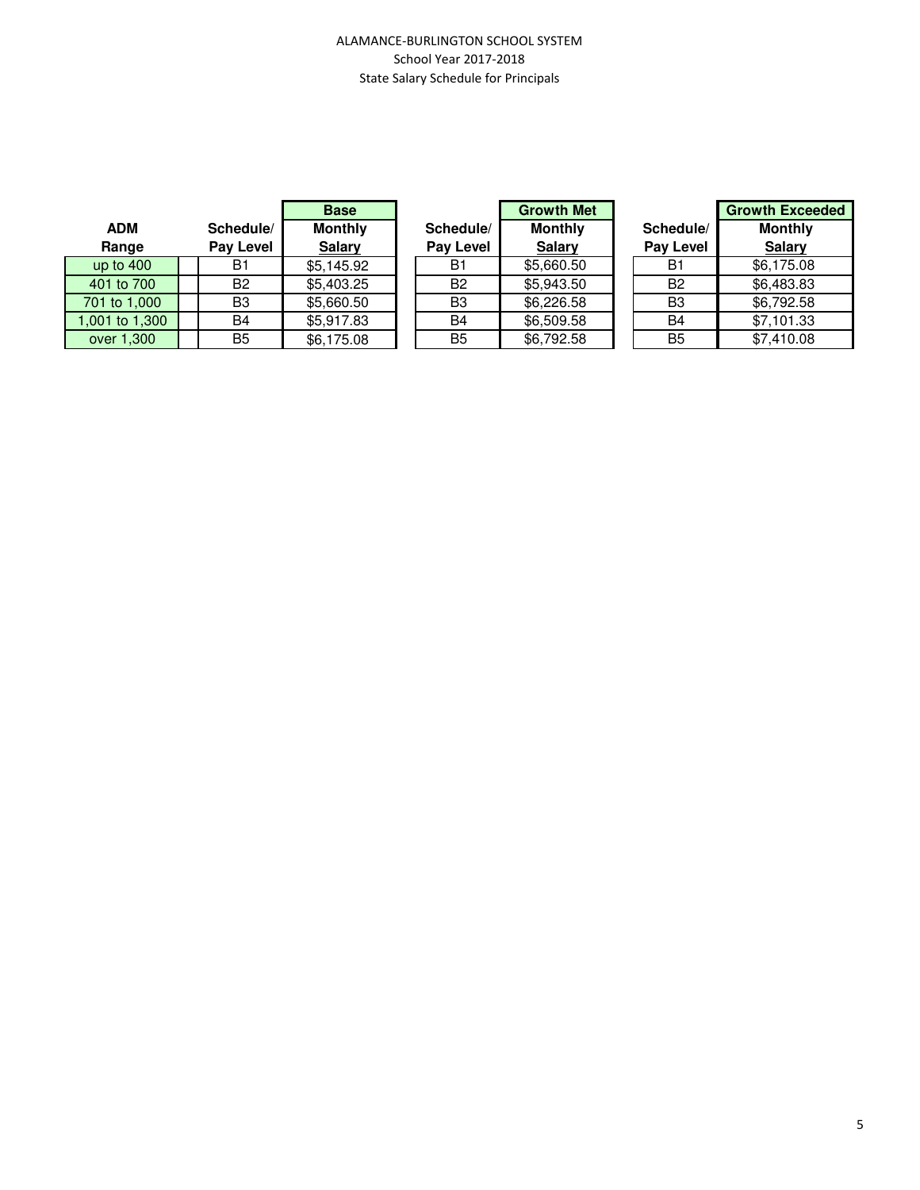ALAMANCE-BURLINGTON SCHOOL SYSTEM
School Year 2017-2018
State Salary Schedule for Principals

| ADM Range | Schedule/ Pay Level | Base Monthly Salary | Schedule/ Pay Level | Growth Met Monthly Salary | Schedule/ Pay Level | Growth Exceeded Monthly Salary |
|---|---|---|---|---|---|---|
| up to 400 | B1 | $5,145.92 | B1 | $5,660.50 | B1 | $6,175.08 |
| 401 to 700 | B2 | $5,403.25 | B2 | $5,943.50 | B2 | $6,483.83 |
| 701 to 1,000 | B3 | $5,660.50 | B3 | $6,226.58 | B3 | $6,792.58 |
| 1,001 to 1,300 | B4 | $5,917.83 | B4 | $6,509.58 | B4 | $7,101.33 |
| over 1,300 | B5 | $6,175.08 | B5 | $6,792.58 | B5 | $7,410.08 |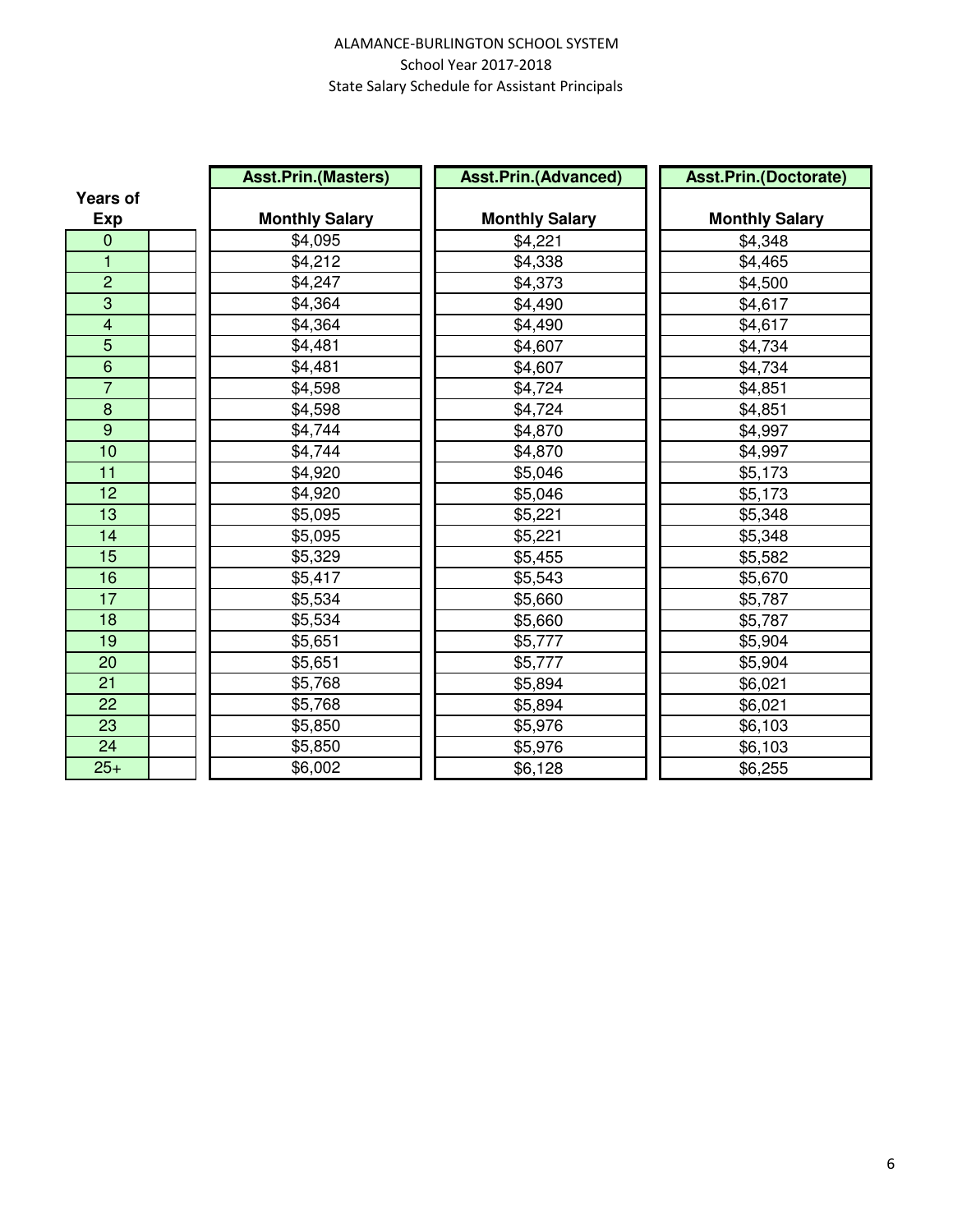ALAMANCE-BURLINGTON SCHOOL SYSTEM

School Year 2017-2018

State Salary Schedule for Assistant Principals

| Years of Exp | | Asst.Prin.(Masters) Monthly Salary | Asst.Prin.(Advanced) Monthly Salary | Asst.Prin.(Doctorate) Monthly Salary |
|---|---|---|---|---|
| 0 | | $4,095 | $4,221 | $4,348 |
| 1 | | $4,212 | $4,338 | $4,465 |
| 2 | | $4,247 | $4,373 | $4,500 |
| 3 | | $4,364 | $4,490 | $4,617 |
| 4 | | $4,364 | $4,490 | $4,617 |
| 5 | | $4,481 | $4,607 | $4,734 |
| 6 | | $4,481 | $4,607 | $4,734 |
| 7 | | $4,598 | $4,724 | $4,851 |
| 8 | | $4,598 | $4,724 | $4,851 |
| 9 | | $4,744 | $4,870 | $4,997 |
| 10 | | $4,744 | $4,870 | $4,997 |
| 11 | | $4,920 | $5,046 | $5,173 |
| 12 | | $4,920 | $5,046 | $5,173 |
| 13 | | $5,095 | $5,221 | $5,348 |
| 14 | | $5,095 | $5,221 | $5,348 |
| 15 | | $5,329 | $5,455 | $5,582 |
| 16 | | $5,417 | $5,543 | $5,670 |
| 17 | | $5,534 | $5,660 | $5,787 |
| 18 | | $5,534 | $5,660 | $5,787 |
| 19 | | $5,651 | $5,777 | $5,904 |
| 20 | | $5,651 | $5,777 | $5,904 |
| 21 | | $5,768 | $5,894 | $6,021 |
| 22 | | $5,768 | $5,894 | $6,021 |
| 23 | | $5,850 | $5,976 | $6,103 |
| 24 | | $5,850 | $5,976 | $6,103 |
| 25+ | | $6,002 | $6,128 | $6,255 |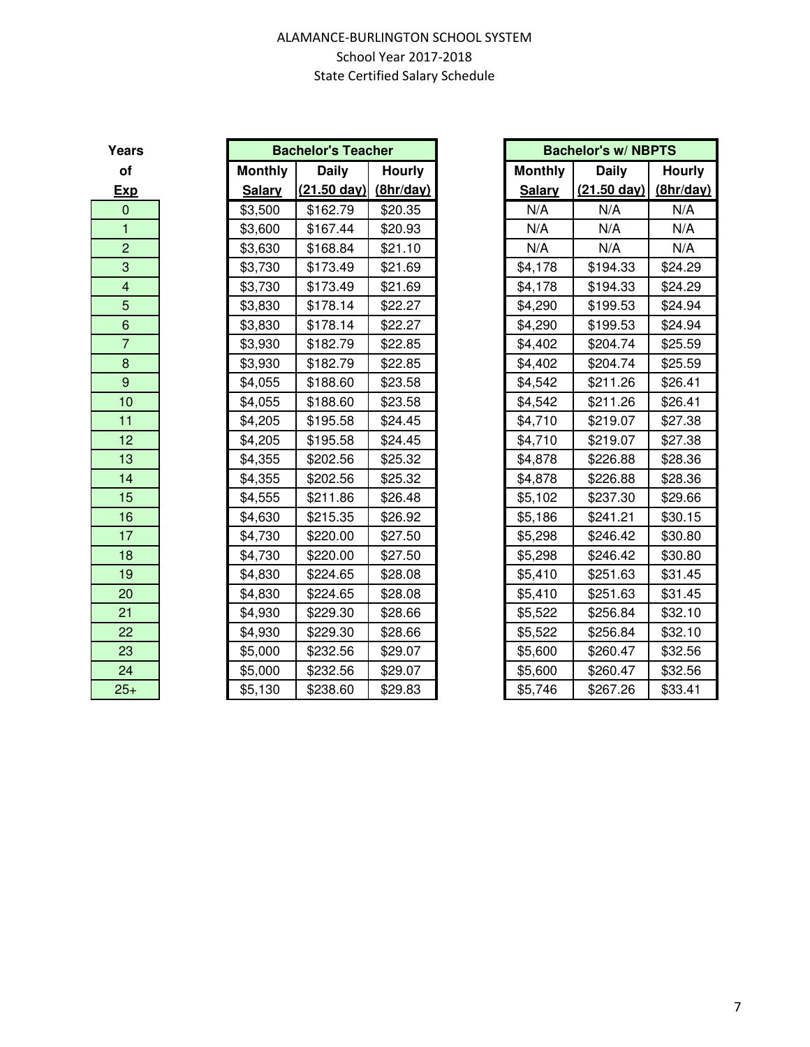ALAMANCE-BURLINGTON SCHOOL SYSTEM
School Year 2017-2018
State Certified Salary Schedule

| Years of Exp | Bachelor's Teacher | | | Bachelor's w/ NBPTS | | |
|---|---|---|---|---|---|---|
| | Monthly Salary | Daily (21.50 day) | Hourly (8hr/day) | Monthly Salary | Daily (21.50 day) | Hourly (8hr/day) |
| 0 | $3,500 | $162.79 | $20.35 | N/A | N/A | N/A |
| 1 | $3,600 | $167.44 | $20.93 | N/A | N/A | N/A |
| 2 | $3,630 | $168.84 | $21.10 | N/A | N/A | N/A |
| 3 | $3,730 | $173.49 | $21.69 | $4,178 | $194.33 | $24.29 |
| 4 | $3,730 | $173.49 | $21.69 | $4,178 | $194.33 | $24.29 |
| 5 | $3,830 | $178.14 | $22.27 | $4,290 | $199.53 | $24.94 |
| 6 | $3,830 | $178.14 | $22.27 | $4,290 | $199.53 | $24.94 |
| 7 | $3,930 | $182.79 | $22.85 | $4,402 | $204.74 | $25.59 |
| 8 | $3,930 | $182.79 | $22.85 | $4,402 | $204.74 | $25.59 |
| 9 | $4,055 | $188.60 | $23.58 | $4,542 | $211.26 | $26.41 |
| 10 | $4,055 | $188.60 | $23.58 | $4,542 | $211.26 | $26.41 |
| 11 | $4,205 | $195.58 | $24.45 | $4,710 | $219.07 | $27.38 |
| 12 | $4,205 | $195.58 | $24.45 | $4,710 | $219.07 | $27.38 |
| 13 | $4,355 | $202.56 | $25.32 | $4,878 | $226.88 | $28.36 |
| 14 | $4,355 | $202.56 | $25.32 | $4,878 | $226.88 | $28.36 |
| 15 | $4,555 | $211.86 | $26.48 | $5,102 | $237.30 | $29.66 |
| 16 | $4,630 | $215.35 | $26.92 | $5,186 | $241.21 | $30.15 |
| 17 | $4,730 | $220.00 | $27.50 | $5,298 | $246.42 | $30.80 |
| 18 | $4,730 | $220.00 | $27.50 | $5,298 | $246.42 | $30.80 |
| 19 | $4,830 | $224.65 | $28.08 | $5,410 | $251.63 | $31.45 |
| 20 | $4,830 | $224.65 | $28.08 | $5,410 | $251.63 | $31.45 |
| 21 | $4,930 | $229.30 | $28.66 | $5,522 | $256.84 | $32.10 |
| 22 | $4,930 | $229.30 | $28.66 | $5,522 | $256.84 | $32.10 |
| 23 | $5,000 | $232.56 | $29.07 | $5,600 | $260.47 | $32.56 |
| 24 | $5,000 | $232.56 | $29.07 | $5,600 | $260.47 | $32.56 |
| 25+ | $5,130 | $238.60 | $29.83 | $5,746 | $267.26 | $33.41 |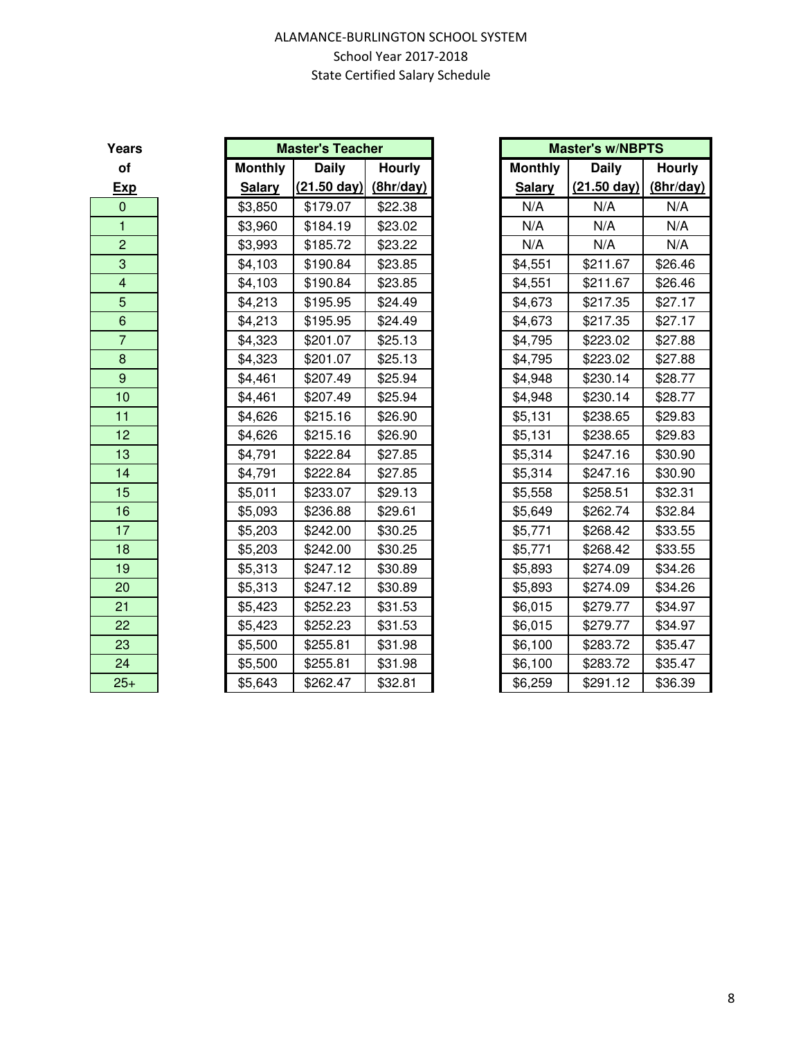ALAMANCE-BURLINGTON SCHOOL SYSTEM
School Year 2017-2018
State Certified Salary Schedule

| Years of Exp | Master's Teacher | | | Master's w/NBPTS | | |
|---|---|---|---|---|---|---|
| | Monthly Salary | Daily (21.50 day) | Hourly (8hr/day) | Monthly Salary | Daily (21.50 day) | Hourly (8hr/day) |
| 0 | $3,850 | $179.07 | $22.38 | N/A | N/A | N/A |
| 1 | $3,960 | $184.19 | $23.02 | N/A | N/A | N/A |
| 2 | $3,993 | $185.72 | $23.22 | N/A | N/A | N/A |
| 3 | $4,103 | $190.84 | $23.85 | $4,551 | $211.67 | $26.46 |
| 4 | $4,103 | $190.84 | $23.85 | $4,551 | $211.67 | $26.46 |
| 5 | $4,213 | $195.95 | $24.49 | $4,673 | $217.35 | $27.17 |
| 6 | $4,213 | $195.95 | $24.49 | $4,673 | $217.35 | $27.17 |
| 7 | $4,323 | $201.07 | $25.13 | $4,795 | $223.02 | $27.88 |
| 8 | $4,323 | $201.07 | $25.13 | $4,795 | $223.02 | $27.88 |
| 9 | $4,461 | $207.49 | $25.94 | $4,948 | $230.14 | $28.77 |
| 10 | $4,461 | $207.49 | $25.94 | $4,948 | $230.14 | $28.77 |
| 11 | $4,626 | $215.16 | $26.90 | $5,131 | $238.65 | $29.83 |
| 12 | $4,626 | $215.16 | $26.90 | $5,131 | $238.65 | $29.83 |
| 13 | $4,791 | $222.84 | $27.85 | $5,314 | $247.16 | $30.90 |
| 14 | $4,791 | $222.84 | $27.85 | $5,314 | $247.16 | $30.90 |
| 15 | $5,011 | $233.07 | $29.13 | $5,558 | $258.51 | $32.31 |
| 16 | $5,093 | $236.88 | $29.61 | $5,649 | $262.74 | $32.84 |
| 17 | $5,203 | $242.00 | $30.25 | $5,771 | $268.42 | $33.55 |
| 18 | $5,203 | $242.00 | $30.25 | $5,771 | $268.42 | $33.55 |
| 19 | $5,313 | $247.12 | $30.89 | $5,893 | $274.09 | $34.26 |
| 20 | $5,313 | $247.12 | $30.89 | $5,893 | $274.09 | $34.26 |
| 21 | $5,423 | $252.23 | $31.53 | $6,015 | $279.77 | $34.97 |
| 22 | $5,423 | $252.23 | $31.53 | $6,015 | $279.77 | $34.97 |
| 23 | $5,500 | $255.81 | $31.98 | $6,100 | $283.72 | $35.47 |
| 24 | $5,500 | $255.81 | $31.98 | $6,100 | $283.72 | $35.47 |
| 25+ | $5,643 | $262.47 | $32.81 | $6,259 | $291.12 | $36.39 |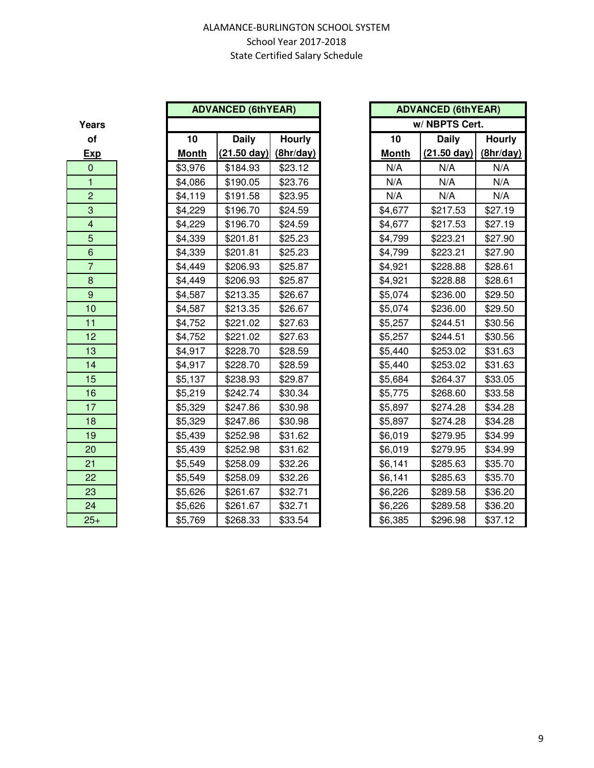ALAMANCE-BURLINGTON SCHOOL SYSTEM
School Year 2017-2018
State Certified Salary Schedule

| Years of Exp | ADVANCED (6thYEAR) | | | ADVANCED (6thYEAR) w/ NBPTS Cert. | | |
|---|---|---|---|---|---|---|
| | 10 Month | Daily (21.50 day) | Hourly (8hr/day) | 10 Month | Daily (21.50 day) | Hourly (8hr/day) |
| 0 | $3,976 | $184.93 | $23.12 | N/A | N/A | N/A |
| 1 | $4,086 | $190.05 | $23.76 | N/A | N/A | N/A |
| 2 | $4,119 | $191.58 | $23.95 | N/A | N/A | N/A |
| 3 | $4,229 | $196.70 | $24.59 | $4,677 | $217.53 | $27.19 |
| 4 | $4,229 | $196.70 | $24.59 | $4,677 | $217.53 | $27.19 |
| 5 | $4,339 | $201.81 | $25.23 | $4,799 | $223.21 | $27.90 |
| 6 | $4,339 | $201.81 | $25.23 | $4,799 | $223.21 | $27.90 |
| 7 | $4,449 | $206.93 | $25.87 | $4,921 | $228.88 | $28.61 |
| 8 | $4,449 | $206.93 | $25.87 | $4,921 | $228.88 | $28.61 |
| 9 | $4,587 | $213.35 | $26.67 | $5,074 | $236.00 | $29.50 |
| 10 | $4,587 | $213.35 | $26.67 | $5,074 | $236.00 | $29.50 |
| 11 | $4,752 | $221.02 | $27.63 | $5,257 | $244.51 | $30.56 |
| 12 | $4,752 | $221.02 | $27.63 | $5,257 | $244.51 | $30.56 |
| 13 | $4,917 | $228.70 | $28.59 | $5,440 | $253.02 | $31.63 |
| 14 | $4,917 | $228.70 | $28.59 | $5,440 | $253.02 | $31.63 |
| 15 | $5,137 | $238.93 | $29.87 | $5,684 | $264.37 | $33.05 |
| 16 | $5,219 | $242.74 | $30.34 | $5,775 | $268.60 | $33.58 |
| 17 | $5,329 | $247.86 | $30.98 | $5,897 | $274.28 | $34.28 |
| 18 | $5,329 | $247.86 | $30.98 | $5,897 | $274.28 | $34.28 |
| 19 | $5,439 | $252.98 | $31.62 | $6,019 | $279.95 | $34.99 |
| 20 | $5,439 | $252.98 | $31.62 | $6,019 | $279.95 | $34.99 |
| 21 | $5,549 | $258.09 | $32.26 | $6,141 | $285.63 | $35.70 |
| 22 | $5,549 | $258.09 | $32.26 | $6,141 | $285.63 | $35.70 |
| 23 | $5,626 | $261.67 | $32.71 | $6,226 | $289.58 | $36.20 |
| 24 | $5,626 | $261.67 | $32.71 | $6,226 | $289.58 | $36.20 |
| 25+ | $5,769 | $268.33 | $33.54 | $6,385 | $296.98 | $37.12 |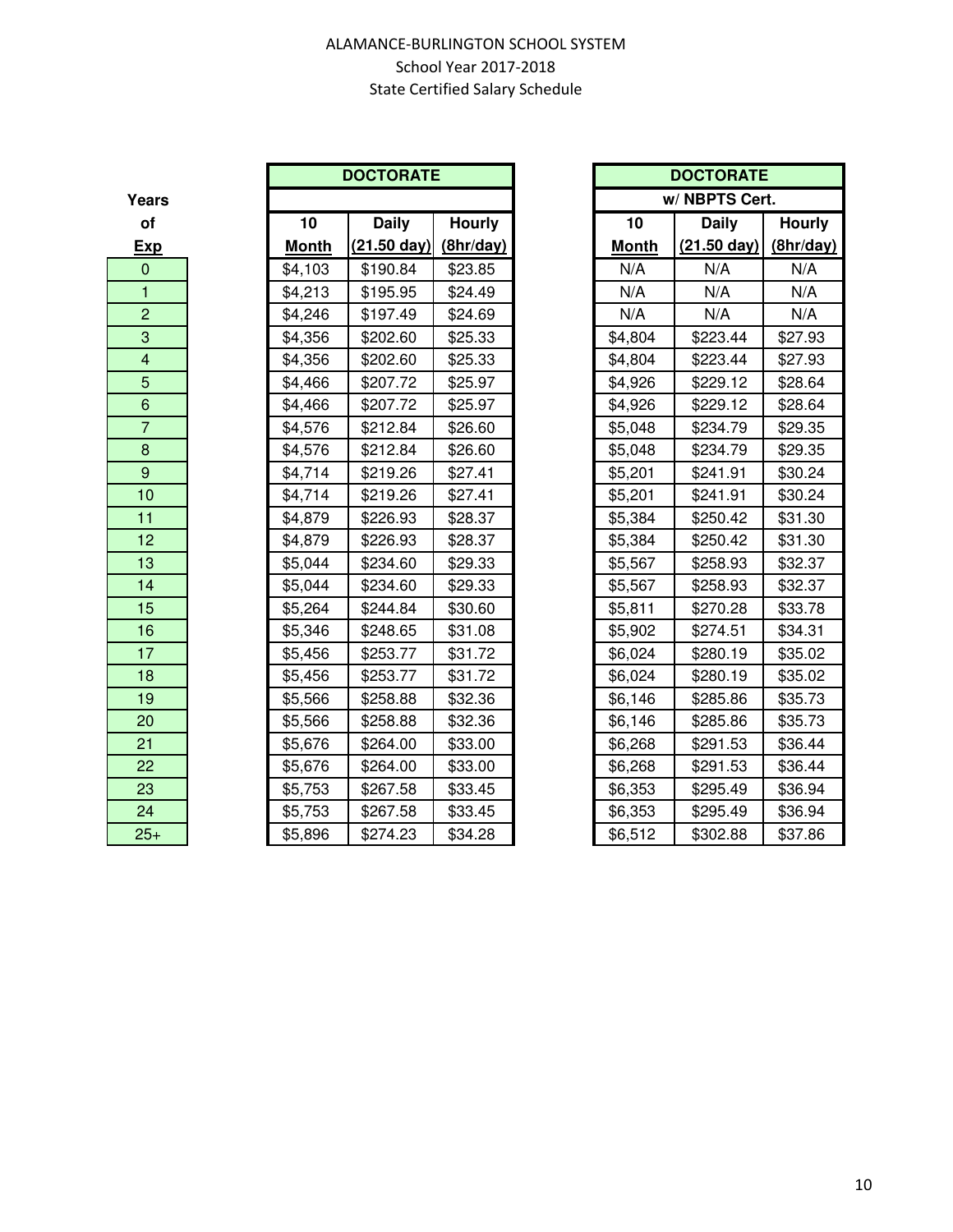ALAMANCE-BURLINGTON SCHOOL SYSTEM
School Year 2017-2018
State Certified Salary Schedule

| Years of Exp | DOCTORATE 10 Month | DOCTORATE Daily (21.50 day) | DOCTORATE Hourly (8hr/day) | DOCTORATE w/ NBPTS Cert. 10 Month | DOCTORATE w/ NBPTS Cert. Daily (21.50 day) | DOCTORATE w/ NBPTS Cert. Hourly (8hr/day) |
|---|---|---|---|---|---|---|
| 0 | $4,103 | $190.84 | $23.85 | N/A | N/A | N/A |
| 1 | $4,213 | $195.95 | $24.49 | N/A | N/A | N/A |
| 2 | $4,246 | $197.49 | $24.69 | N/A | N/A | N/A |
| 3 | $4,356 | $202.60 | $25.33 | $4,804 | $223.44 | $27.93 |
| 4 | $4,356 | $202.60 | $25.33 | $4,804 | $223.44 | $27.93 |
| 5 | $4,466 | $207.72 | $25.97 | $4,926 | $229.12 | $28.64 |
| 6 | $4,466 | $207.72 | $25.97 | $4,926 | $229.12 | $28.64 |
| 7 | $4,576 | $212.84 | $26.60 | $5,048 | $234.79 | $29.35 |
| 8 | $4,576 | $212.84 | $26.60 | $5,048 | $234.79 | $29.35 |
| 9 | $4,714 | $219.26 | $27.41 | $5,201 | $241.91 | $30.24 |
| 10 | $4,714 | $219.26 | $27.41 | $5,201 | $241.91 | $30.24 |
| 11 | $4,879 | $226.93 | $28.37 | $5,384 | $250.42 | $31.30 |
| 12 | $4,879 | $226.93 | $28.37 | $5,384 | $250.42 | $31.30 |
| 13 | $5,044 | $234.60 | $29.33 | $5,567 | $258.93 | $32.37 |
| 14 | $5,044 | $234.60 | $29.33 | $5,567 | $258.93 | $32.37 |
| 15 | $5,264 | $244.84 | $30.60 | $5,811 | $270.28 | $33.78 |
| 16 | $5,346 | $248.65 | $31.08 | $5,902 | $274.51 | $34.31 |
| 17 | $5,456 | $253.77 | $31.72 | $6,024 | $280.19 | $35.02 |
| 18 | $5,456 | $253.77 | $31.72 | $6,024 | $280.19 | $35.02 |
| 19 | $5,566 | $258.88 | $32.36 | $6,146 | $285.86 | $35.73 |
| 20 | $5,566 | $258.88 | $32.36 | $6,146 | $285.86 | $35.73 |
| 21 | $5,676 | $264.00 | $33.00 | $6,268 | $291.53 | $36.44 |
| 22 | $5,676 | $264.00 | $33.00 | $6,268 | $291.53 | $36.44 |
| 23 | $5,753 | $267.58 | $33.45 | $6,353 | $295.49 | $36.94 |
| 24 | $5,753 | $267.58 | $33.45 | $6,353 | $295.49 | $36.94 |
| 25+ | $5,896 | $274.23 | $34.28 | $6,512 | $302.88 | $37.86 |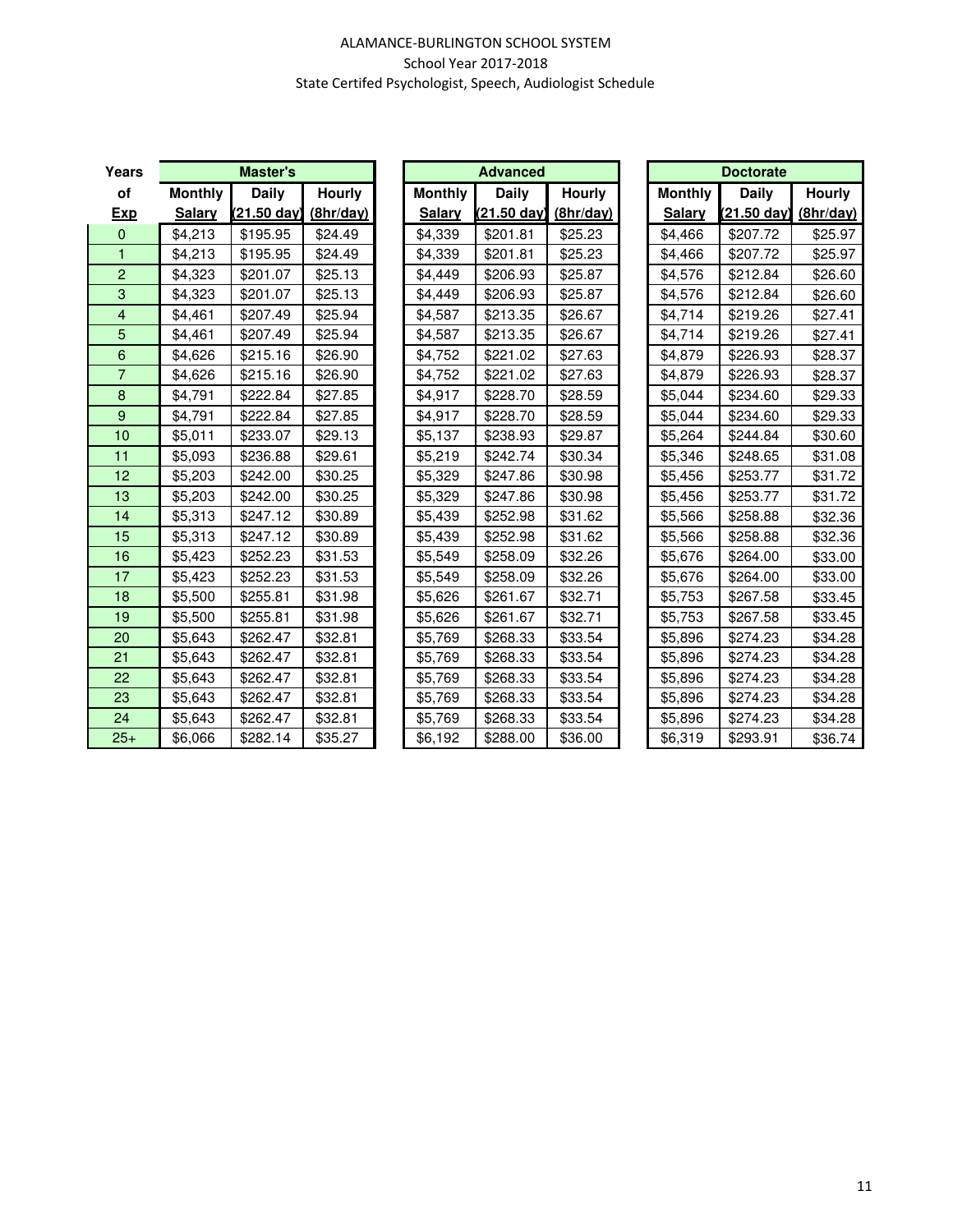ALAMANCE-BURLINGTON SCHOOL SYSTEM
School Year 2017-2018
State Certifed Psychologist, Speech, Audiologist Schedule

| Years | Master's | | | Advanced | | | Doctorate | | |
|---|---|---|---|---|---|---|---|---|---|
| of Exp | Monthly Salary | Daily (21.50 day) | Hourly (8hr/day) | Monthly Salary | Daily (21.50 day) | Hourly (8hr/day) | Monthly Salary | Daily (21.50 day) | Hourly (8hr/day) |
| 0 | $4,213 | $195.95 | $24.49 | $4,339 | $201.81 | $25.23 | $4,466 | $207.72 | $25.97 |
| 1 | $4,213 | $195.95 | $24.49 | $4,339 | $201.81 | $25.23 | $4,466 | $207.72 | $25.97 |
| 2 | $4,323 | $201.07 | $25.13 | $4,449 | $206.93 | $25.87 | $4,576 | $212.84 | $26.60 |
| 3 | $4,323 | $201.07 | $25.13 | $4,449 | $206.93 | $25.87 | $4,576 | $212.84 | $26.60 |
| 4 | $4,461 | $207.49 | $25.94 | $4,587 | $213.35 | $26.67 | $4,714 | $219.26 | $27.41 |
| 5 | $4,461 | $207.49 | $25.94 | $4,587 | $213.35 | $26.67 | $4,714 | $219.26 | $27.41 |
| 6 | $4,626 | $215.16 | $26.90 | $4,752 | $221.02 | $27.63 | $4,879 | $226.93 | $28.37 |
| 7 | $4,626 | $215.16 | $26.90 | $4,752 | $221.02 | $27.63 | $4,879 | $226.93 | $28.37 |
| 8 | $4,791 | $222.84 | $27.85 | $4,917 | $228.70 | $28.59 | $5,044 | $234.60 | $29.33 |
| 9 | $4,791 | $222.84 | $27.85 | $4,917 | $228.70 | $28.59 | $5,044 | $234.60 | $29.33 |
| 10 | $5,011 | $233.07 | $29.13 | $5,137 | $238.93 | $29.87 | $5,264 | $244.84 | $30.60 |
| 11 | $5,093 | $236.88 | $29.61 | $5,219 | $242.74 | $30.34 | $5,346 | $248.65 | $31.08 |
| 12 | $5,203 | $242.00 | $30.25 | $5,329 | $247.86 | $30.98 | $5,456 | $253.77 | $31.72 |
| 13 | $5,203 | $242.00 | $30.25 | $5,329 | $247.86 | $30.98 | $5,456 | $253.77 | $31.72 |
| 14 | $5,313 | $247.12 | $30.89 | $5,439 | $252.98 | $31.62 | $5,566 | $258.88 | $32.36 |
| 15 | $5,313 | $247.12 | $30.89 | $5,439 | $252.98 | $31.62 | $5,566 | $258.88 | $32.36 |
| 16 | $5,423 | $252.23 | $31.53 | $5,549 | $258.09 | $32.26 | $5,676 | $264.00 | $33.00 |
| 17 | $5,423 | $252.23 | $31.53 | $5,549 | $258.09 | $32.26 | $5,676 | $264.00 | $33.00 |
| 18 | $5,500 | $255.81 | $31.98 | $5,626 | $261.67 | $32.71 | $5,753 | $267.58 | $33.45 |
| 19 | $5,500 | $255.81 | $31.98 | $5,626 | $261.67 | $32.71 | $5,753 | $267.58 | $33.45 |
| 20 | $5,643 | $262.47 | $32.81 | $5,769 | $268.33 | $33.54 | $5,896 | $274.23 | $34.28 |
| 21 | $5,643 | $262.47 | $32.81 | $5,769 | $268.33 | $33.54 | $5,896 | $274.23 | $34.28 |
| 22 | $5,643 | $262.47 | $32.81 | $5,769 | $268.33 | $33.54 | $5,896 | $274.23 | $34.28 |
| 23 | $5,643 | $262.47 | $32.81 | $5,769 | $268.33 | $33.54 | $5,896 | $274.23 | $34.28 |
| 24 | $5,643 | $262.47 | $32.81 | $5,769 | $268.33 | $33.54 | $5,896 | $274.23 | $34.28 |
| 25+ | $6,066 | $282.14 | $35.27 | $6,192 | $288.00 | $36.00 | $6,319 | $293.91 | $36.74 |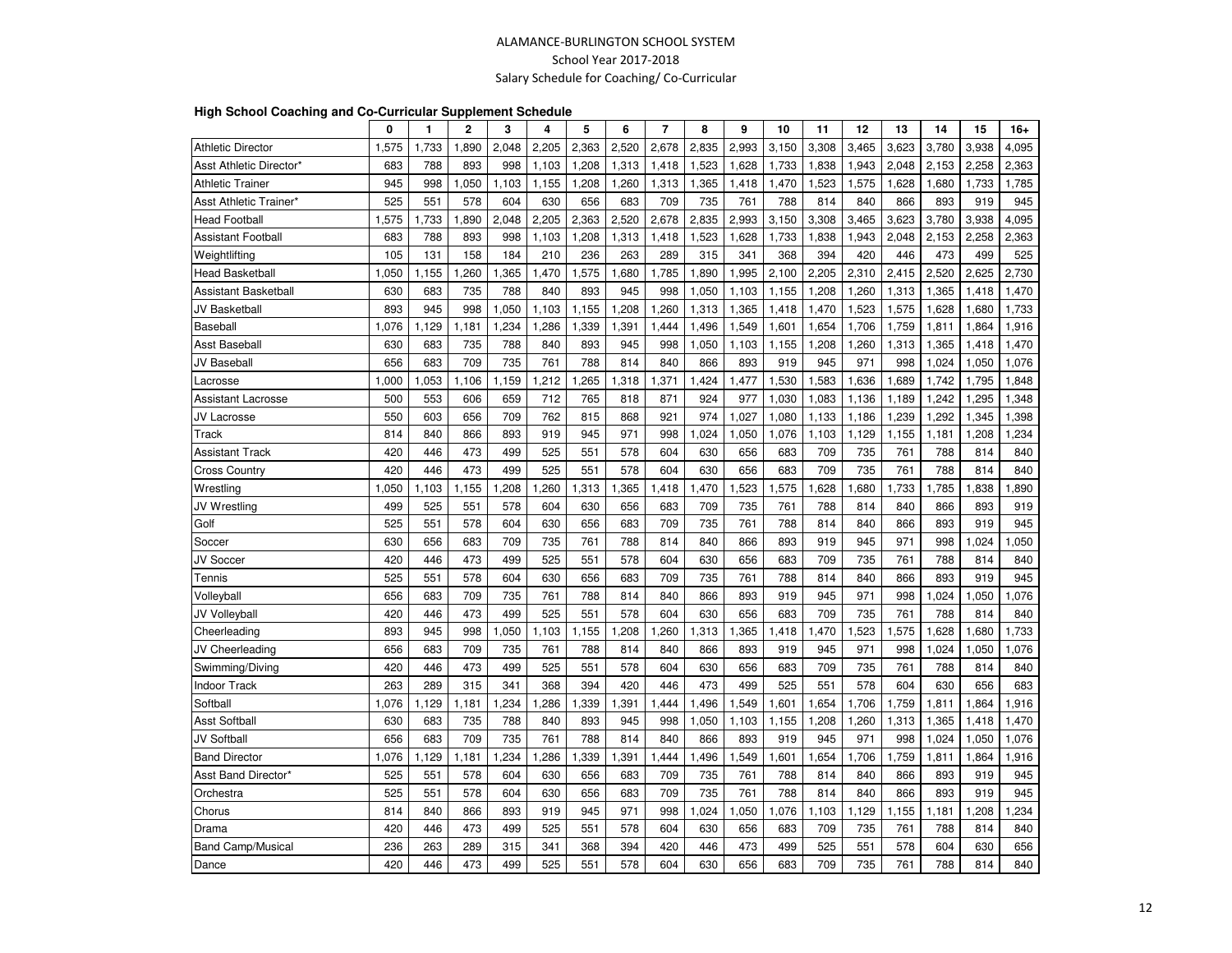# ALAMANCE-BURLINGTON SCHOOL SYSTEM

School Year 2017-2018

Salary Schedule for Coaching/ Co-Curricular

**High School Coaching and Co-Curricular Supplement Schedule**

| | 0 | 1 | 2 | 3 | 4 | 5 | 6 | 7 | 8 | 9 | 10 | 11 | 12 | 13 | 14 | 15 | 16+ |
|---|---|---|---|---|---|---|---|---|---|---|---|---|---|---|---|---|---|
| Athletic Director | 1,575 | 1,733 | 1,890 | 2,048 | 2,205 | 2,363 | 2,520 | 2,678 | 2,835 | 2,993 | 3,150 | 3,308 | 3,465 | 3,623 | 3,780 | 3,938 | 4,095 |
| Asst Athletic Director* | 683 | 788 | 893 | 998 | 1,103 | 1,208 | 1,313 | 1,418 | 1,523 | 1,628 | 1,733 | 1,838 | 1,943 | 2,048 | 2,153 | 2,258 | 2,363 |
| Athletic Trainer | 945 | 998 | 1,050 | 1,103 | 1,155 | 1,208 | 1,260 | 1,313 | 1,365 | 1,418 | 1,470 | 1,523 | 1,575 | 1,628 | 1,680 | 1,733 | 1,785 |
| Asst Athletic Trainer* | 525 | 551 | 578 | 604 | 630 | 656 | 683 | 709 | 735 | 761 | 788 | 814 | 840 | 866 | 893 | 919 | 945 |
| Head Football | 1,575 | 1,733 | 1,890 | 2,048 | 2,205 | 2,363 | 2,520 | 2,678 | 2,835 | 2,993 | 3,150 | 3,308 | 3,465 | 3,623 | 3,780 | 3,938 | 4,095 |
| Assistant Football | 683 | 788 | 893 | 998 | 1,103 | 1,208 | 1,313 | 1,418 | 1,523 | 1,628 | 1,733 | 1,838 | 1,943 | 2,048 | 2,153 | 2,258 | 2,363 |
| Weightlifting | 105 | 131 | 158 | 184 | 210 | 236 | 263 | 289 | 315 | 341 | 368 | 394 | 420 | 446 | 473 | 499 | 525 |
| Head Basketball | 1,050 | 1,155 | 1,260 | 1,365 | 1,470 | 1,575 | 1,680 | 1,785 | 1,890 | 1,995 | 2,100 | 2,205 | 2,310 | 2,415 | 2,520 | 2,625 | 2,730 |
| Assistant Basketball | 630 | 683 | 735 | 788 | 840 | 893 | 945 | 998 | 1,050 | 1,103 | 1,155 | 1,208 | 1,260 | 1,313 | 1,365 | 1,418 | 1,470 |
| JV Basketball | 893 | 945 | 998 | 1,050 | 1,103 | 1,155 | 1,208 | 1,260 | 1,313 | 1,365 | 1,418 | 1,470 | 1,523 | 1,575 | 1,628 | 1,680 | 1,733 |
| Baseball | 1,076 | 1,129 | 1,181 | 1,234 | 1,286 | 1,339 | 1,391 | 1,444 | 1,496 | 1,549 | 1,601 | 1,654 | 1,706 | 1,759 | 1,811 | 1,864 | 1,916 |
| Asst Baseball | 630 | 683 | 735 | 788 | 840 | 893 | 945 | 998 | 1,050 | 1,103 | 1,155 | 1,208 | 1,260 | 1,313 | 1,365 | 1,418 | 1,470 |
| JV Baseball | 656 | 683 | 709 | 735 | 761 | 788 | 814 | 840 | 866 | 893 | 919 | 945 | 971 | 998 | 1,024 | 1,050 | 1,076 |
| Lacrosse | 1,000 | 1,053 | 1,106 | 1,159 | 1,212 | 1,265 | 1,318 | 1,371 | 1,424 | 1,477 | 1,530 | 1,583 | 1,636 | 1,689 | 1,742 | 1,795 | 1,848 |
| Assistant Lacrosse | 500 | 553 | 606 | 659 | 712 | 765 | 818 | 871 | 924 | 977 | 1,030 | 1,083 | 1,136 | 1,189 | 1,242 | 1,295 | 1,348 |
| JV Lacrosse | 550 | 603 | 656 | 709 | 762 | 815 | 868 | 921 | 974 | 1,027 | 1,080 | 1,133 | 1,186 | 1,239 | 1,292 | 1,345 | 1,398 |
| Track | 814 | 840 | 866 | 893 | 919 | 945 | 971 | 998 | 1,024 | 1,050 | 1,076 | 1,103 | 1,129 | 1,155 | 1,181 | 1,208 | 1,234 |
| Assistant Track | 420 | 446 | 473 | 499 | 525 | 551 | 578 | 604 | 630 | 656 | 683 | 709 | 735 | 761 | 788 | 814 | 840 |
| Cross Country | 420 | 446 | 473 | 499 | 525 | 551 | 578 | 604 | 630 | 656 | 683 | 709 | 735 | 761 | 788 | 814 | 840 |
| Wrestling | 1,050 | 1,103 | 1,155 | 1,208 | 1,260 | 1,313 | 1,365 | 1,418 | 1,470 | 1,523 | 1,575 | 1,628 | 1,680 | 1,733 | 1,785 | 1,838 | 1,890 |
| JV Wrestling | 499 | 525 | 551 | 578 | 604 | 630 | 656 | 683 | 709 | 735 | 761 | 788 | 814 | 840 | 866 | 893 | 919 |
| Golf | 525 | 551 | 578 | 604 | 630 | 656 | 683 | 709 | 735 | 761 | 788 | 814 | 840 | 866 | 893 | 919 | 945 |
| Soccer | 630 | 656 | 683 | 709 | 735 | 761 | 788 | 814 | 840 | 866 | 893 | 919 | 945 | 971 | 998 | 1,024 | 1,050 |
| JV Soccer | 420 | 446 | 473 | 499 | 525 | 551 | 578 | 604 | 630 | 656 | 683 | 709 | 735 | 761 | 788 | 814 | 840 |
| Tennis | 525 | 551 | 578 | 604 | 630 | 656 | 683 | 709 | 735 | 761 | 788 | 814 | 840 | 866 | 893 | 919 | 945 |
| Volleyball | 656 | 683 | 709 | 735 | 761 | 788 | 814 | 840 | 866 | 893 | 919 | 945 | 971 | 998 | 1,024 | 1,050 | 1,076 |
| JV Volleyball | 420 | 446 | 473 | 499 | 525 | 551 | 578 | 604 | 630 | 656 | 683 | 709 | 735 | 761 | 788 | 814 | 840 |
| Cheerleading | 893 | 945 | 998 | 1,050 | 1,103 | 1,155 | 1,208 | 1,260 | 1,313 | 1,365 | 1,418 | 1,470 | 1,523 | 1,575 | 1,628 | 1,680 | 1,733 |
| JV Cheerleading | 656 | 683 | 709 | 735 | 761 | 788 | 814 | 840 | 866 | 893 | 919 | 945 | 971 | 998 | 1,024 | 1,050 | 1,076 |
| Swimming/Diving | 420 | 446 | 473 | 499 | 525 | 551 | 578 | 604 | 630 | 656 | 683 | 709 | 735 | 761 | 788 | 814 | 840 |
| Indoor Track | 263 | 289 | 315 | 341 | 368 | 394 | 420 | 446 | 473 | 499 | 525 | 551 | 578 | 604 | 630 | 656 | 683 |
| Softball | 1,076 | 1,129 | 1,181 | 1,234 | 1,286 | 1,339 | 1,391 | 1,444 | 1,496 | 1,549 | 1,601 | 1,654 | 1,706 | 1,759 | 1,811 | 1,864 | 1,916 |
| Asst Softball | 630 | 683 | 735 | 788 | 840 | 893 | 945 | 998 | 1,050 | 1,103 | 1,155 | 1,208 | 1,260 | 1,313 | 1,365 | 1,418 | 1,470 |
| JV Softball | 656 | 683 | 709 | 735 | 761 | 788 | 814 | 840 | 866 | 893 | 919 | 945 | 971 | 998 | 1,024 | 1,050 | 1,076 |
| Band Director | 1,076 | 1,129 | 1,181 | 1,234 | 1,286 | 1,339 | 1,391 | 1,444 | 1,496 | 1,549 | 1,601 | 1,654 | 1,706 | 1,759 | 1,811 | 1,864 | 1,916 |
| Asst Band Director* | 525 | 551 | 578 | 604 | 630 | 656 | 683 | 709 | 735 | 761 | 788 | 814 | 840 | 866 | 893 | 919 | 945 |
| Orchestra | 525 | 551 | 578 | 604 | 630 | 656 | 683 | 709 | 735 | 761 | 788 | 814 | 840 | 866 | 893 | 919 | 945 |
| Chorus | 814 | 840 | 866 | 893 | 919 | 945 | 971 | 998 | 1,024 | 1,050 | 1,076 | 1,103 | 1,129 | 1,155 | 1,181 | 1,208 | 1,234 |
| Drama | 420 | 446 | 473 | 499 | 525 | 551 | 578 | 604 | 630 | 656 | 683 | 709 | 735 | 761 | 788 | 814 | 840 |
| Band Camp/Musical | 236 | 263 | 289 | 315 | 341 | 368 | 394 | 420 | 446 | 473 | 499 | 525 | 551 | 578 | 604 | 630 | 656 |
| Dance | 420 | 446 | 473 | 499 | 525 | 551 | 578 | 604 | 630 | 656 | 683 | 709 | 735 | 761 | 788 | 814 | 840 |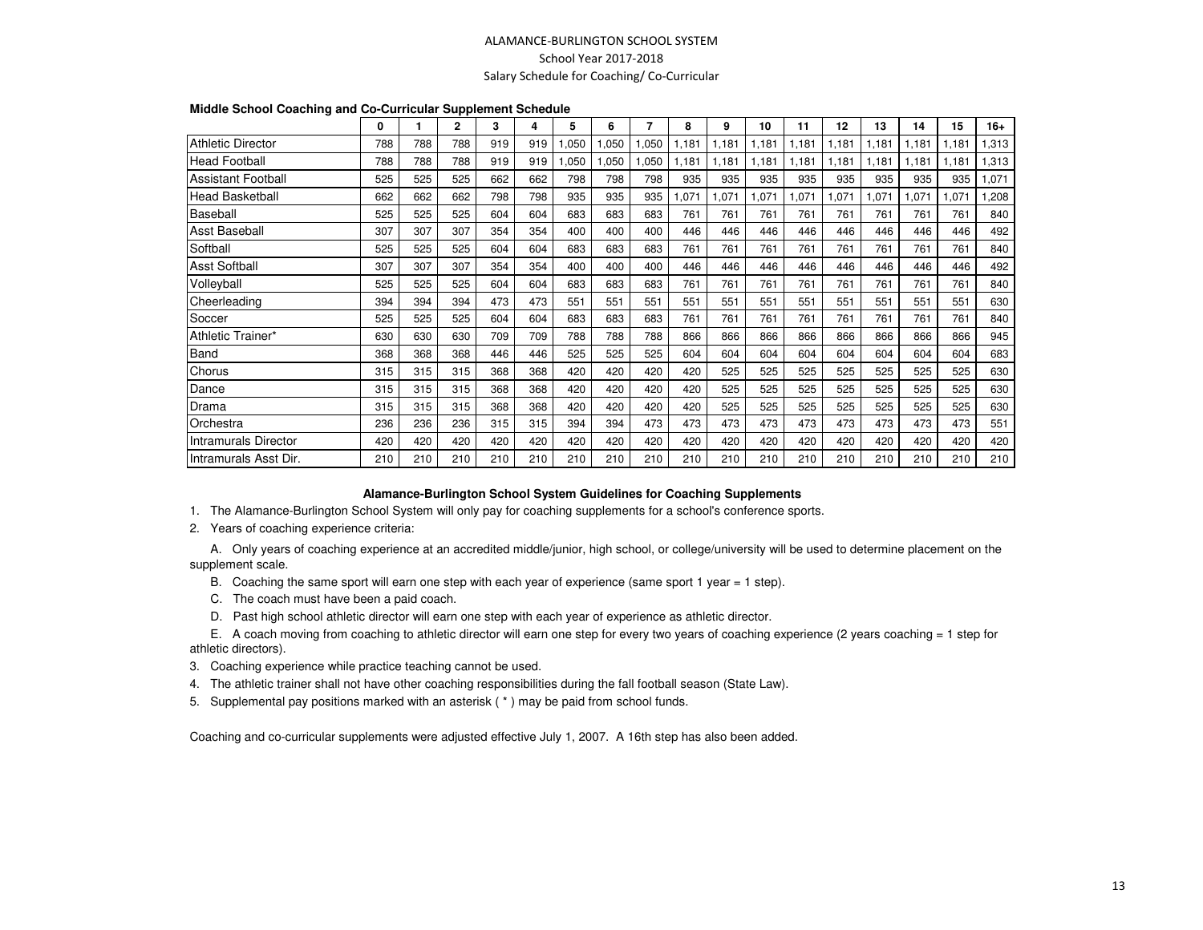ALAMANCE-BURLINGTON SCHOOL SYSTEM

School Year 2017-2018

Salary Schedule for Coaching/ Co-Curricular

**Middle School Coaching and Co-Curricular Supplement Schedule**

| | 0 | 1 | 2 | 3 | 4 | 5 | 6 | 7 | 8 | 9 | 10 | 11 | 12 | 13 | 14 | 15 | 16+ |
|---|---|---|---|---|---|---|---|---|---|---|---|---|---|---|---|---|---|
| Athletic Director | 788 | 788 | 788 | 919 | 919 | 1,050 | 1,050 | 1,050 | 1,181 | 1,181 | 1,181 | 1,181 | 1,181 | 1,181 | 1,181 | 1,181 | 1,313 |
| Head Football | 788 | 788 | 788 | 919 | 919 | 1,050 | 1,050 | 1,050 | 1,181 | 1,181 | 1,181 | 1,181 | 1,181 | 1,181 | 1,181 | 1,181 | 1,313 |
| Assistant Football | 525 | 525 | 525 | 662 | 662 | 798 | 798 | 798 | 935 | 935 | 935 | 935 | 935 | 935 | 935 | 935 | 1,071 |
| Head Basketball | 662 | 662 | 662 | 798 | 798 | 935 | 935 | 935 | 1,071 | 1,071 | 1,071 | 1,071 | 1,071 | 1,071 | 1,071 | 1,071 | 1,208 |
| Baseball | 525 | 525 | 525 | 604 | 604 | 683 | 683 | 683 | 761 | 761 | 761 | 761 | 761 | 761 | 761 | 761 | 840 |
| Asst Baseball | 307 | 307 | 307 | 354 | 354 | 400 | 400 | 400 | 446 | 446 | 446 | 446 | 446 | 446 | 446 | 446 | 492 |
| Softball | 525 | 525 | 525 | 604 | 604 | 683 | 683 | 683 | 761 | 761 | 761 | 761 | 761 | 761 | 761 | 761 | 840 |
| Asst Softball | 307 | 307 | 307 | 354 | 354 | 400 | 400 | 400 | 446 | 446 | 446 | 446 | 446 | 446 | 446 | 446 | 492 |
| Volleyball | 525 | 525 | 525 | 604 | 604 | 683 | 683 | 683 | 761 | 761 | 761 | 761 | 761 | 761 | 761 | 761 | 840 |
| Cheerleading | 394 | 394 | 394 | 473 | 473 | 551 | 551 | 551 | 551 | 551 | 551 | 551 | 551 | 551 | 551 | 551 | 630 |
| Soccer | 525 | 525 | 525 | 604 | 604 | 683 | 683 | 683 | 761 | 761 | 761 | 761 | 761 | 761 | 761 | 761 | 840 |
| Athletic Trainer* | 630 | 630 | 630 | 709 | 709 | 788 | 788 | 788 | 866 | 866 | 866 | 866 | 866 | 866 | 866 | 866 | 945 |
| Band | 368 | 368 | 368 | 446 | 446 | 525 | 525 | 525 | 604 | 604 | 604 | 604 | 604 | 604 | 604 | 604 | 683 |
| Chorus | 315 | 315 | 315 | 368 | 368 | 420 | 420 | 420 | 420 | 525 | 525 | 525 | 525 | 525 | 525 | 525 | 630 |
| Dance | 315 | 315 | 315 | 368 | 368 | 420 | 420 | 420 | 420 | 525 | 525 | 525 | 525 | 525 | 525 | 525 | 630 |
| Drama | 315 | 315 | 315 | 368 | 368 | 420 | 420 | 420 | 420 | 525 | 525 | 525 | 525 | 525 | 525 | 525 | 630 |
| Orchestra | 236 | 236 | 236 | 315 | 315 | 394 | 394 | 473 | 473 | 473 | 473 | 473 | 473 | 473 | 473 | 473 | 551 |
| Intramurals Director | 420 | 420 | 420 | 420 | 420 | 420 | 420 | 420 | 420 | 420 | 420 | 420 | 420 | 420 | 420 | 420 | 420 |
| Intramurals Asst Dir. | 210 | 210 | 210 | 210 | 210 | 210 | 210 | 210 | 210 | 210 | 210 | 210 | 210 | 210 | 210 | 210 | 210 |

**Alamance-Burlington School System Guidelines for Coaching Supplements**

1. The Alamance-Burlington School System will only pay for coaching supplements for a school's conference sports.
2. Years of coaching experience criteria:

   A. Only years of coaching experience at an accredited middle/junior, high school, or college/university will be used to determine placement on the supplement scale.

   B. Coaching the same sport will earn one step with each year of experience (same sport 1 year = 1 step).

   C. The coach must have been a paid coach.

   D. Past high school athletic director will earn one step with each year of experience as athletic director.

   E. A coach moving from coaching to athletic director will earn one step for every two years of coaching experience (2 years coaching = 1 step for athletic directors).
3. Coaching experience while practice teaching cannot be used.
4. The athletic trainer shall not have other coaching responsibilities during the fall football season (State Law).
5. Supplemental pay positions marked with an asterisk ( * ) may be paid from school funds.

Coaching and co-curricular supplements were adjusted effective July 1, 2007. A 16th step has also been added.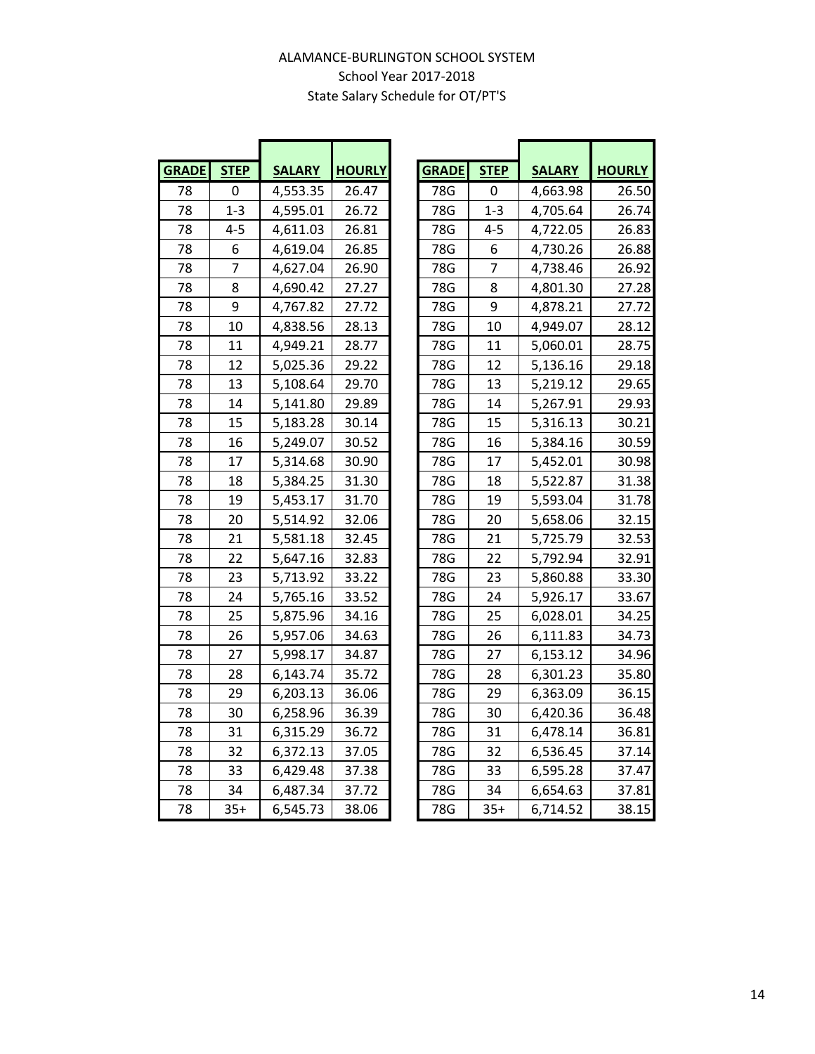ALAMANCE-BURLINGTON SCHOOL SYSTEM

School Year 2017-2018

State Salary Schedule for OT/PT'S

| GRADE | STEP | SALARY | HOURLY |
|---|---|---|---|
| 78 | 0 | 4,553.35 | 26.47 |
| 78 | 1-3 | 4,595.01 | 26.72 |
| 78 | 4-5 | 4,611.03 | 26.81 |
| 78 | 6 | 4,619.04 | 26.85 |
| 78 | 7 | 4,627.04 | 26.90 |
| 78 | 8 | 4,690.42 | 27.27 |
| 78 | 9 | 4,767.82 | 27.72 |
| 78 | 10 | 4,838.56 | 28.13 |
| 78 | 11 | 4,949.21 | 28.77 |
| 78 | 12 | 5,025.36 | 29.22 |
| 78 | 13 | 5,108.64 | 29.70 |
| 78 | 14 | 5,141.80 | 29.89 |
| 78 | 15 | 5,183.28 | 30.14 |
| 78 | 16 | 5,249.07 | 30.52 |
| 78 | 17 | 5,314.68 | 30.90 |
| 78 | 18 | 5,384.25 | 31.30 |
| 78 | 19 | 5,453.17 | 31.70 |
| 78 | 20 | 5,514.92 | 32.06 |
| 78 | 21 | 5,581.18 | 32.45 |
| 78 | 22 | 5,647.16 | 32.83 |
| 78 | 23 | 5,713.92 | 33.22 |
| 78 | 24 | 5,765.16 | 33.52 |
| 78 | 25 | 5,875.96 | 34.16 |
| 78 | 26 | 5,957.06 | 34.63 |
| 78 | 27 | 5,998.17 | 34.87 |
| 78 | 28 | 6,143.74 | 35.72 |
| 78 | 29 | 6,203.13 | 36.06 |
| 78 | 30 | 6,258.96 | 36.39 |
| 78 | 31 | 6,315.29 | 36.72 |
| 78 | 32 | 6,372.13 | 37.05 |
| 78 | 33 | 6,429.48 | 37.38 |
| 78 | 34 | 6,487.34 | 37.72 |
| 78 | 35+ | 6,545.73 | 38.06 |

| GRADE | STEP | SALARY | HOURLY |
|---|---|---|---|
| 78G | 0 | 4,663.98 | 26.50 |
| 78G | 1-3 | 4,705.64 | 26.74 |
| 78G | 4-5 | 4,722.05 | 26.83 |
| 78G | 6 | 4,730.26 | 26.88 |
| 78G | 7 | 4,738.46 | 26.92 |
| 78G | 8 | 4,801.30 | 27.28 |
| 78G | 9 | 4,878.21 | 27.72 |
| 78G | 10 | 4,949.07 | 28.12 |
| 78G | 11 | 5,060.01 | 28.75 |
| 78G | 12 | 5,136.16 | 29.18 |
| 78G | 13 | 5,219.12 | 29.65 |
| 78G | 14 | 5,267.91 | 29.93 |
| 78G | 15 | 5,316.13 | 30.21 |
| 78G | 16 | 5,384.16 | 30.59 |
| 78G | 17 | 5,452.01 | 30.98 |
| 78G | 18 | 5,522.87 | 31.38 |
| 78G | 19 | 5,593.04 | 31.78 |
| 78G | 20 | 5,658.06 | 32.15 |
| 78G | 21 | 5,725.79 | 32.53 |
| 78G | 22 | 5,792.94 | 32.91 |
| 78G | 23 | 5,860.88 | 33.30 |
| 78G | 24 | 5,926.17 | 33.67 |
| 78G | 25 | 6,028.01 | 34.25 |
| 78G | 26 | 6,111.83 | 34.73 |
| 78G | 27 | 6,153.12 | 34.96 |
| 78G | 28 | 6,301.23 | 35.80 |
| 78G | 29 | 6,363.09 | 36.15 |
| 78G | 30 | 6,420.36 | 36.48 |
| 78G | 31 | 6,478.14 | 36.81 |
| 78G | 32 | 6,536.45 | 37.14 |
| 78G | 33 | 6,595.28 | 37.47 |
| 78G | 34 | 6,654.63 | 37.81 |
| 78G | 35+ | 6,714.52 | 38.15 |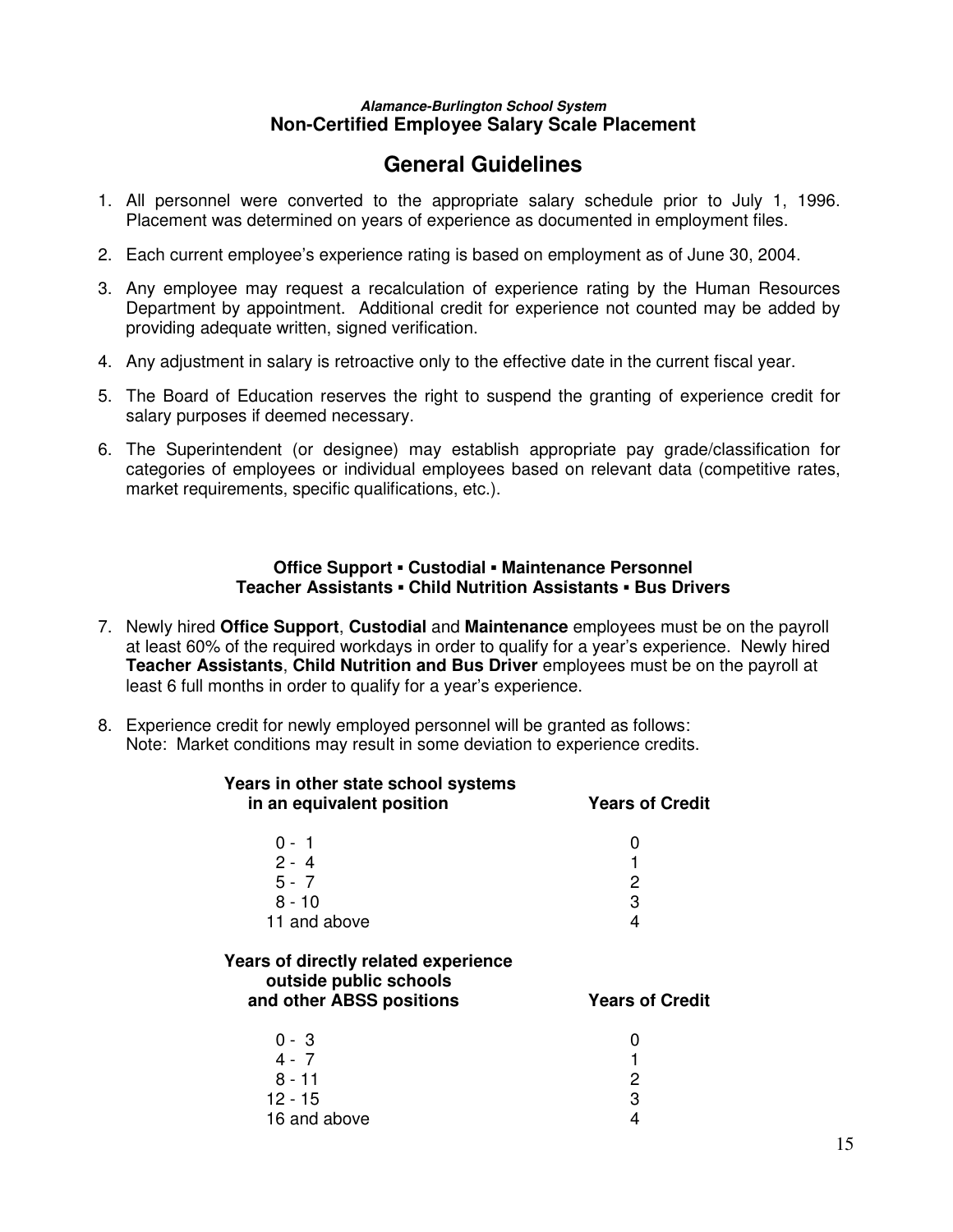***Alamance-Burlington School System***
**Non-Certified Employee Salary Scale Placement**

# General Guidelines

1. All personnel were converted to the appropriate salary schedule prior to July 1, 1996. Placement was determined on years of experience as documented in employment files.
2. Each current employee's experience rating is based on employment as of June 30, 2004.
3. Any employee may request a recalculation of experience rating by the Human Resources Department by appointment. Additional credit for experience not counted may be added by providing adequate written, signed verification.
4. Any adjustment in salary is retroactive only to the effective date in the current fiscal year.
5. The Board of Education reserves the right to suspend the granting of experience credit for salary purposes if deemed necessary.
6. The Superintendent (or designee) may establish appropriate pay grade/classification for categories of employees or individual employees based on relevant data (competitive rates, market requirements, specific qualifications, etc.).

**Office Support ▪ Custodial ▪ Maintenance Personnel**
**Teacher Assistants ▪ Child Nutrition Assistants ▪ Bus Drivers**

7. Newly hired **Office Support**, **Custodial** and **Maintenance** employees must be on the payroll at least 60% of the required workdays in order to qualify for a year's experience. Newly hired **Teacher Assistants**, **Child Nutrition and Bus Driver** employees must be on the payroll at least 6 full months in order to qualify for a year's experience.
8. Experience credit for newly employed personnel will be granted as follows:
   Note: Market conditions may result in some deviation to experience credits.

| Years in other state school systems in an equivalent position | Years of Credit |
|---|---|
| 0 - 1 | 0 |
| 2 - 4 | 1 |
| 5 - 7 | 2 |
| 8 - 10 | 3 |
| 11 and above | 4 |

| Years of directly related experience outside public schools and other ABSS positions | Years of Credit |
|---|---|
| 0 - 3 | 0 |
| 4 - 7 | 1 |
| 8 - 11 | 2 |
| 12 - 15 | 3 |
| 16 and above | 4 |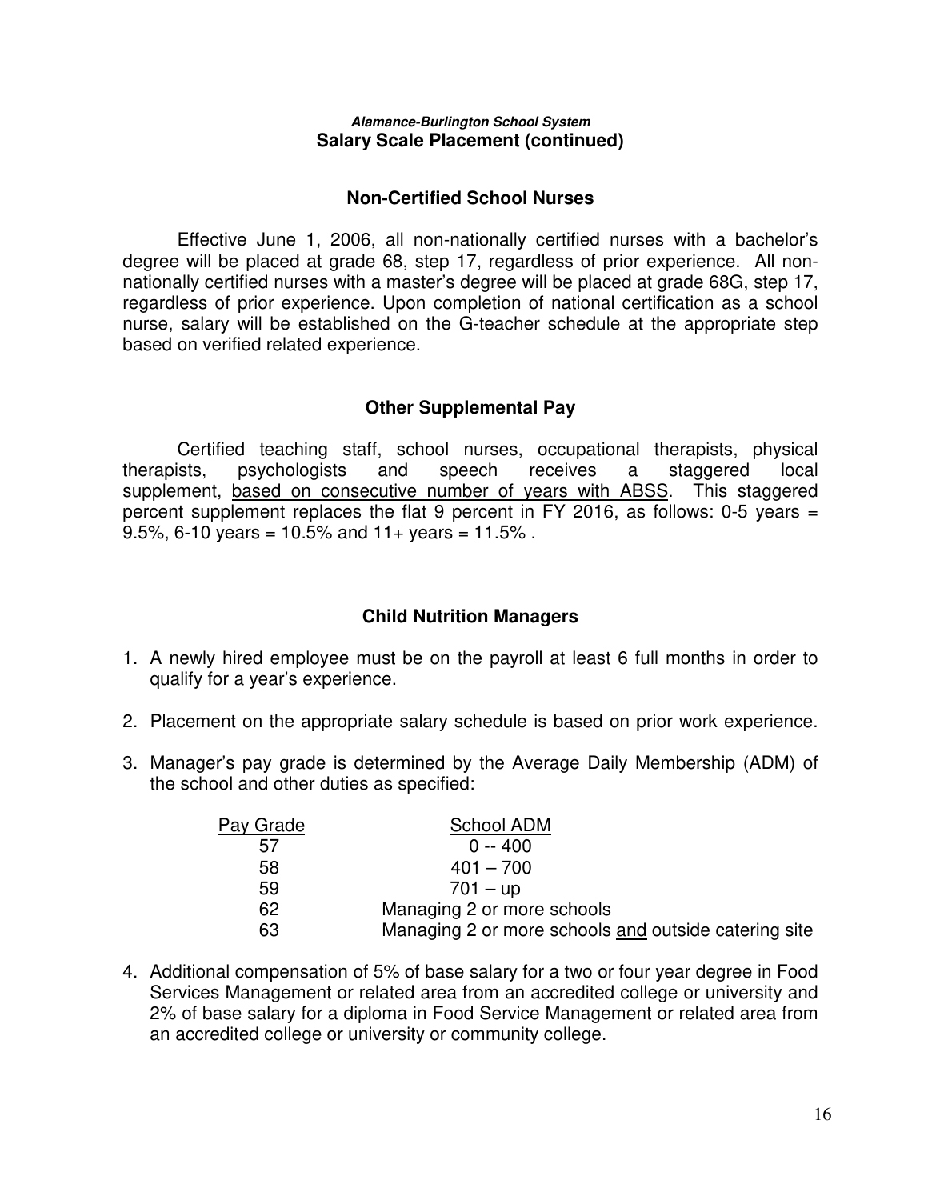***Alamance-Burlington School System***
**Salary Scale Placement (continued)**

## Non-Certified School Nurses

Effective June 1, 2006, all non-nationally certified nurses with a bachelor's degree will be placed at grade 68, step 17, regardless of prior experience. All non-nationally certified nurses with a master's degree will be placed at grade 68G, step 17, regardless of prior experience. Upon completion of national certification as a school nurse, salary will be established on the G-teacher schedule at the appropriate step based on verified related experience.

## Other Supplemental Pay

Certified teaching staff, school nurses, occupational therapists, physical therapists, psychologists and speech receives a staggered local supplement, <u>based on consecutive number of years with ABSS</u>. This staggered percent supplement replaces the flat 9 percent in FY 2016, as follows: 0-5 years = 9.5%, 6-10 years = 10.5% and 11+ years = 11.5% .

## Child Nutrition Managers

1. A newly hired employee must be on the payroll at least 6 full months in order to qualify for a year's experience.
2. Placement on the appropriate salary schedule is based on prior work experience.
3. Manager's pay grade is determined by the Average Daily Membership (ADM) of the school and other duties as specified:

| Pay Grade | School ADM |
|---|---|
| 57 | 0 -- 400 |
| 58 | 401 – 700 |
| 59 | 701 – up |
| 62 | Managing 2 or more schools |
| 63 | Managing 2 or more schools <u>and</u> outside catering site |

4. Additional compensation of 5% of base salary for a two or four year degree in Food Services Management or related area from an accredited college or university and 2% of base salary for a diploma in Food Service Management or related area from an accredited college or university or community college.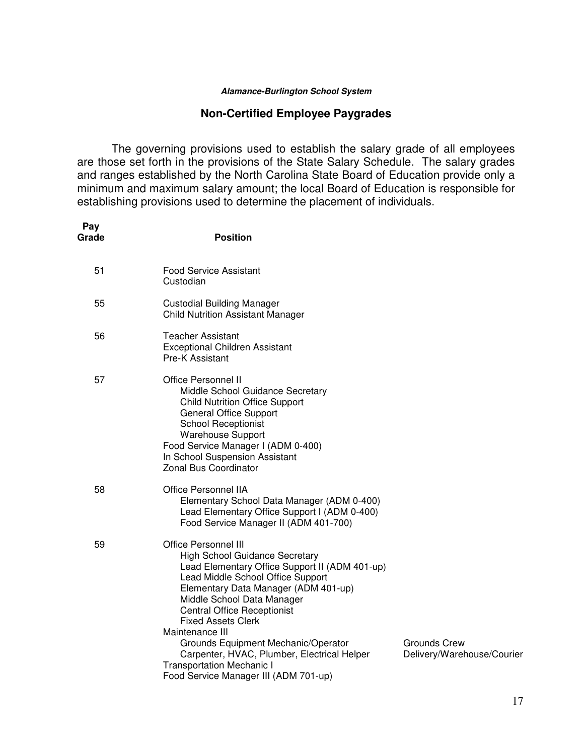***Alamance-Burlington School System***

## Non-Certified Employee Paygrades

The governing provisions used to establish the salary grade of all employees are those set forth in the provisions of the State Salary Schedule. The salary grades and ranges established by the North Carolina State Board of Education provide only a minimum and maximum salary amount; the local Board of Education is responsible for establishing provisions used to determine the placement of individuals.

| Pay Grade | Position | |
|---|---|---|
| 51 | Food Service Assistant<br>Custodian | |
| 55 | Custodial Building Manager<br>Child Nutrition Assistant Manager | |
| 56 | Teacher Assistant<br>Exceptional Children Assistant<br>Pre-K Assistant | |
| 57 | Office Personnel II<br>&nbsp;&nbsp;&nbsp;&nbsp;Middle School Guidance Secretary<br>&nbsp;&nbsp;&nbsp;&nbsp;Child Nutrition Office Support<br>&nbsp;&nbsp;&nbsp;&nbsp;General Office Support<br>&nbsp;&nbsp;&nbsp;&nbsp;School Receptionist<br>&nbsp;&nbsp;&nbsp;&nbsp;Warehouse Support<br>Food Service Manager I (ADM 0-400)<br>In School Suspension Assistant<br>Zonal Bus Coordinator | |
| 58 | Office Personnel IIA<br>&nbsp;&nbsp;&nbsp;&nbsp;Elementary School Data Manager (ADM 0-400)<br>&nbsp;&nbsp;&nbsp;&nbsp;Lead Elementary Office Support I (ADM 0-400)<br>&nbsp;&nbsp;&nbsp;&nbsp;Food Service Manager II (ADM 401-700) | |
| 59 | Office Personnel III<br>&nbsp;&nbsp;&nbsp;&nbsp;High School Guidance Secretary<br>&nbsp;&nbsp;&nbsp;&nbsp;Lead Elementary Office Support II (ADM 401-up)<br>&nbsp;&nbsp;&nbsp;&nbsp;Lead Middle School Office Support<br>&nbsp;&nbsp;&nbsp;&nbsp;Elementary Data Manager (ADM 401-up)<br>&nbsp;&nbsp;&nbsp;&nbsp;Middle School Data Manager<br>&nbsp;&nbsp;&nbsp;&nbsp;Central Office Receptionist<br>&nbsp;&nbsp;&nbsp;&nbsp;Fixed Assets Clerk<br>Maintenance III<br>&nbsp;&nbsp;&nbsp;&nbsp;Grounds Equipment Mechanic/Operator<br>&nbsp;&nbsp;&nbsp;&nbsp;Carpenter, HVAC, Plumber, Electrical Helper<br>Transportation Mechanic I<br>Food Service Manager III (ADM 701-up) | <br><br><br><br><br><br><br><br><br>Grounds Crew<br>Delivery/Warehouse/Courier |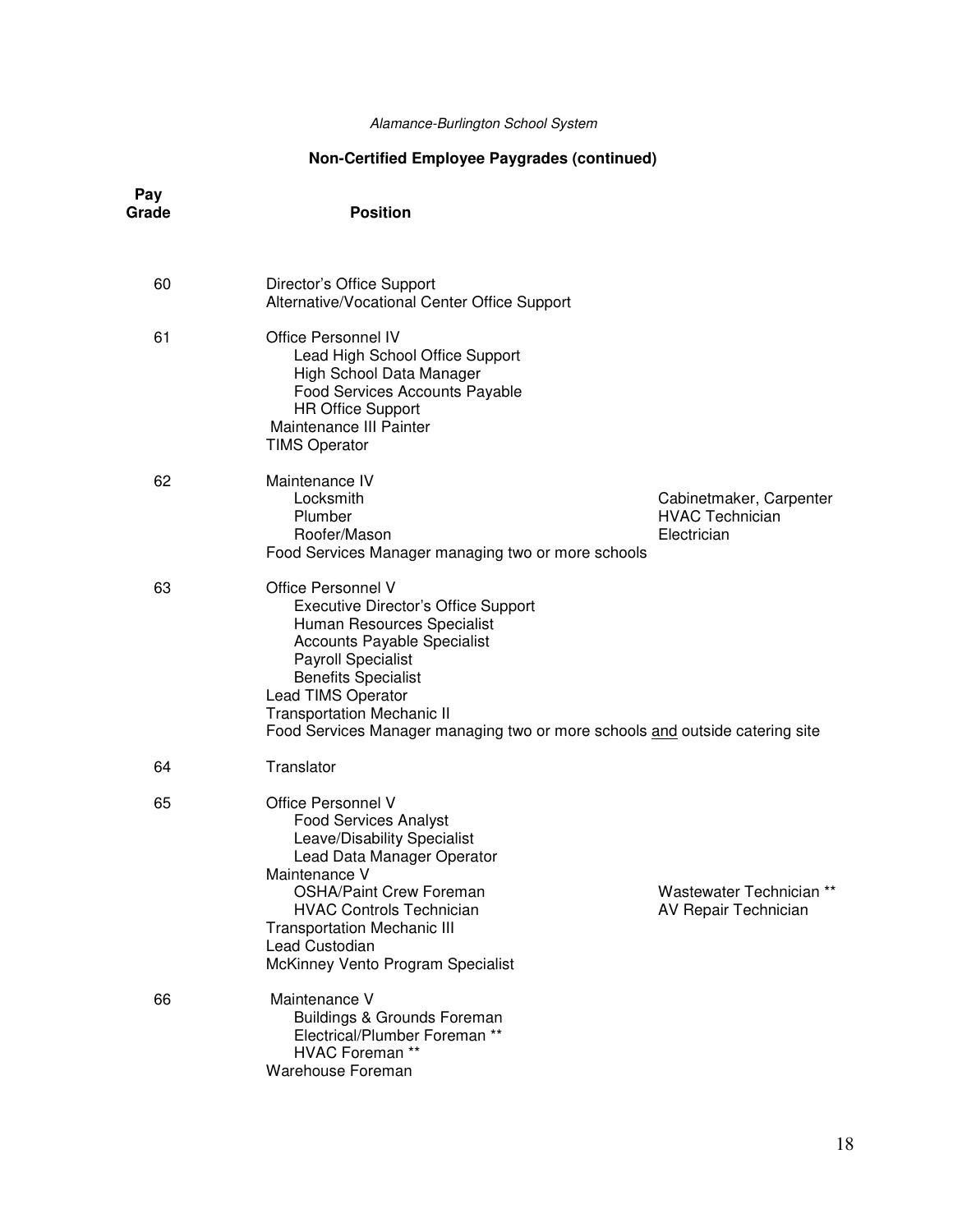*Alamance-Burlington School System*

## Non-Certified Employee Paygrades (continued)

| Pay Grade | Position | |
|---|---|---|
| 60 | Director's Office Support<br>Alternative/Vocational Center Office Support | |
| 61 | Office Personnel IV<br>Lead High School Office Support<br>High School Data Manager<br>Food Services Accounts Payable<br>HR Office Support<br>Maintenance III Painter<br>TIMS Operator | |
| 62 | Maintenance IV<br>Locksmith<br>Plumber<br>Roofer/Mason<br>Food Services Manager managing two or more schools | Cabinetmaker, Carpenter<br>HVAC Technician<br>Electrician |
| 63 | Office Personnel V<br>Executive Director's Office Support<br>Human Resources Specialist<br>Accounts Payable Specialist<br>Payroll Specialist<br>Benefits Specialist<br>Lead TIMS Operator<br>Transportation Mechanic II<br>Food Services Manager managing two or more schools <u>and</u> outside catering site | |
| 64 | Translator | |
| 65 | Office Personnel V<br>Food Services Analyst<br>Leave/Disability Specialist<br>Lead Data Manager Operator<br>Maintenance V<br>OSHA/Paint Crew Foreman<br>HVAC Controls Technician<br>Transportation Mechanic III<br>Lead Custodian<br>McKinney Vento Program Specialist | Wastewater Technician **<br>AV Repair Technician |
| 66 | Maintenance V<br>Buildings & Grounds Foreman<br>Electrical/Plumber Foreman **<br>HVAC Foreman **<br>Warehouse Foreman | |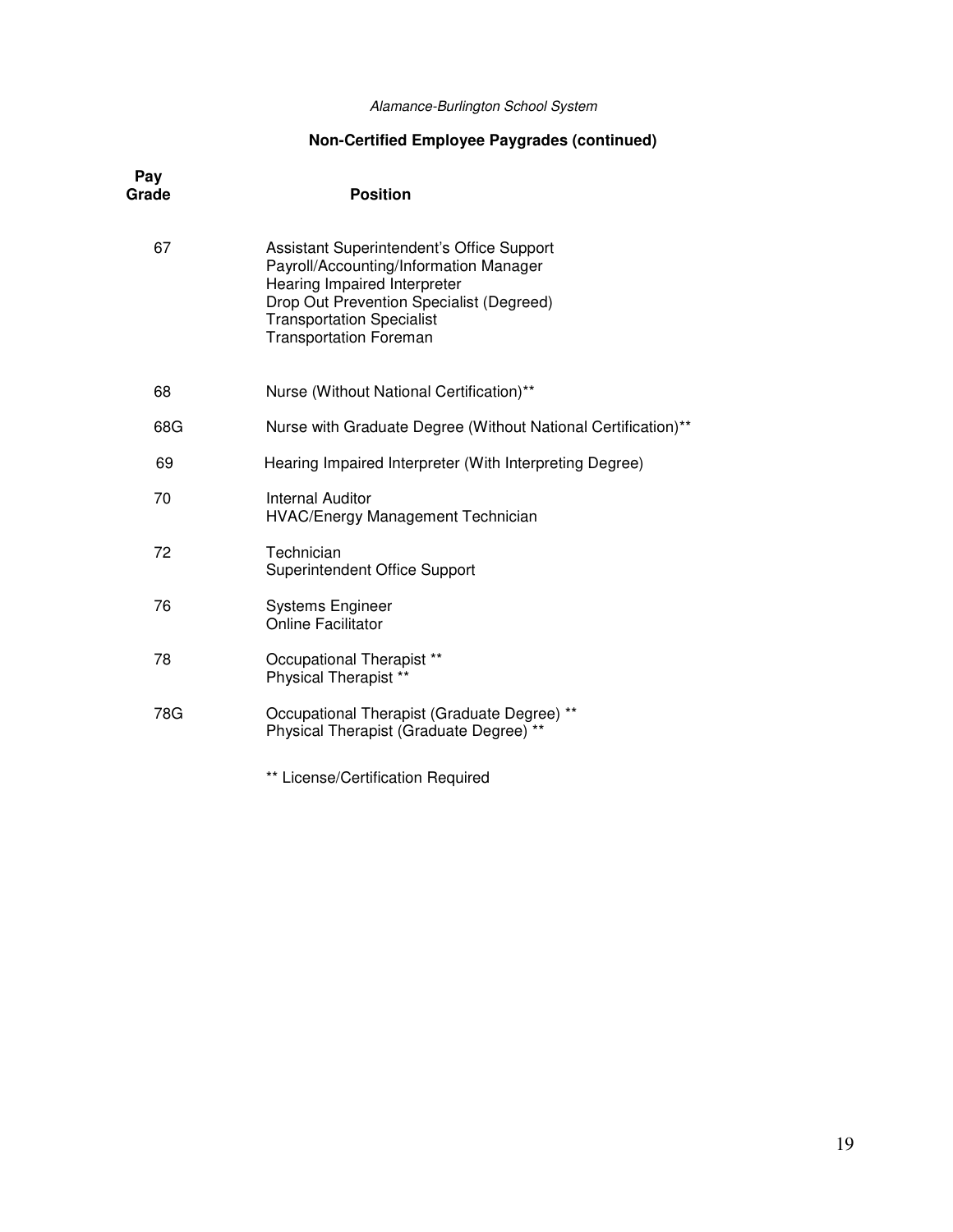*Alamance-Burlington School System*

## Non-Certified Employee Paygrades (continued)

| Pay Grade | Position |
|---|---|
| 67 | Assistant Superintendent's Office Support<br>Payroll/Accounting/Information Manager<br>Hearing Impaired Interpreter<br>Drop Out Prevention Specialist (Degreed)<br>Transportation Specialist<br>Transportation Foreman |
| 68 | Nurse (Without National Certification)** |
| 68G | Nurse with Graduate Degree (Without National Certification)** |
| 69 | Hearing Impaired Interpreter (With Interpreting Degree) |
| 70 | Internal Auditor<br>HVAC/Energy Management Technician |
| 72 | Technician<br>Superintendent Office Support |
| 76 | Systems Engineer<br>Online Facilitator |
| 78 | Occupational Therapist **<br>Physical Therapist ** |
| 78G | Occupational Therapist (Graduate Degree) **<br>Physical Therapist (Graduate Degree) ** |

** License/Certification Required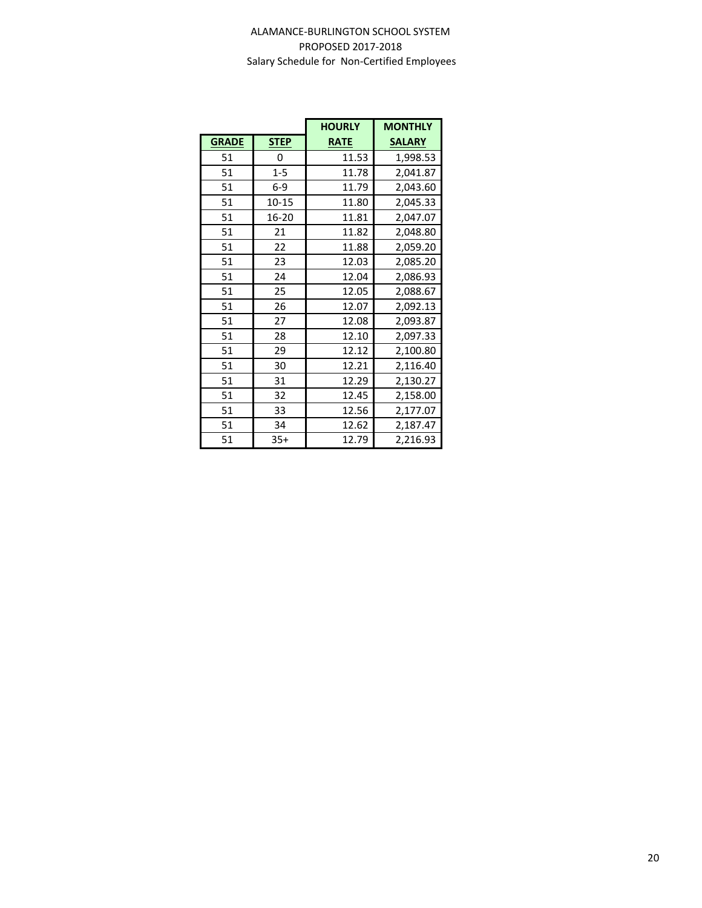ALAMANCE-BURLINGTON SCHOOL SYSTEM
PROPOSED 2017-2018
Salary Schedule for Non-Certified Employees

| GRADE | STEP | HOURLY RATE | MONTHLY SALARY |
|---|---|---|---|
| 51 | 0 | 11.53 | 1,998.53 |
| 51 | 1-5 | 11.78 | 2,041.87 |
| 51 | 6-9 | 11.79 | 2,043.60 |
| 51 | 10-15 | 11.80 | 2,045.33 |
| 51 | 16-20 | 11.81 | 2,047.07 |
| 51 | 21 | 11.82 | 2,048.80 |
| 51 | 22 | 11.88 | 2,059.20 |
| 51 | 23 | 12.03 | 2,085.20 |
| 51 | 24 | 12.04 | 2,086.93 |
| 51 | 25 | 12.05 | 2,088.67 |
| 51 | 26 | 12.07 | 2,092.13 |
| 51 | 27 | 12.08 | 2,093.87 |
| 51 | 28 | 12.10 | 2,097.33 |
| 51 | 29 | 12.12 | 2,100.80 |
| 51 | 30 | 12.21 | 2,116.40 |
| 51 | 31 | 12.29 | 2,130.27 |
| 51 | 32 | 12.45 | 2,158.00 |
| 51 | 33 | 12.56 | 2,177.07 |
| 51 | 34 | 12.62 | 2,187.47 |
| 51 | 35+ | 12.79 | 2,216.93 |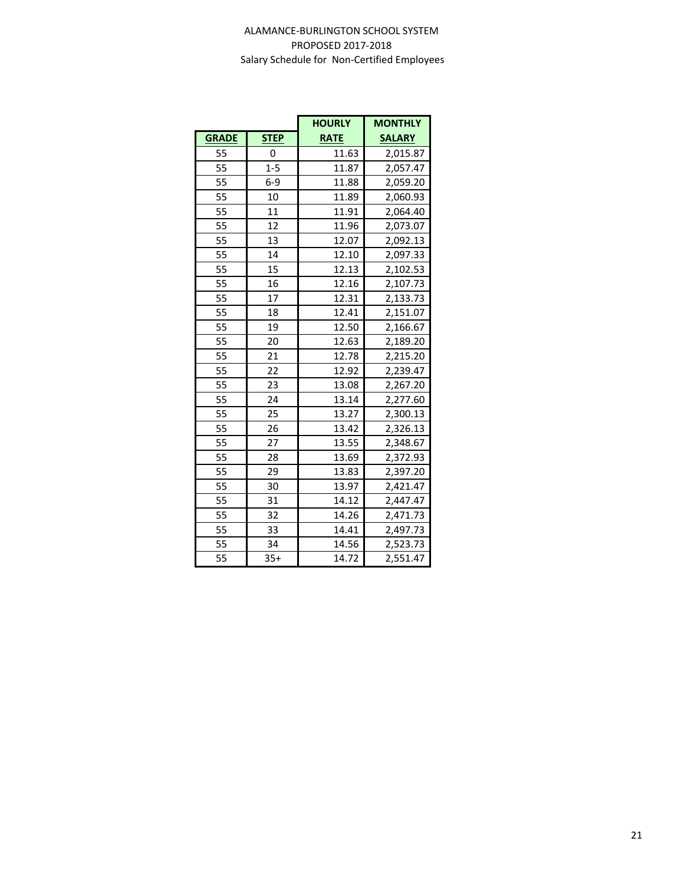ALAMANCE-BURLINGTON SCHOOL SYSTEM
PROPOSED 2017-2018
Salary Schedule for Non-Certified Employees

| GRADE | STEP | HOURLY RATE | MONTHLY SALARY |
|---|---|---|---|
| 55 | 0 | 11.63 | 2,015.87 |
| 55 | 1-5 | 11.87 | 2,057.47 |
| 55 | 6-9 | 11.88 | 2,059.20 |
| 55 | 10 | 11.89 | 2,060.93 |
| 55 | 11 | 11.91 | 2,064.40 |
| 55 | 12 | 11.96 | 2,073.07 |
| 55 | 13 | 12.07 | 2,092.13 |
| 55 | 14 | 12.10 | 2,097.33 |
| 55 | 15 | 12.13 | 2,102.53 |
| 55 | 16 | 12.16 | 2,107.73 |
| 55 | 17 | 12.31 | 2,133.73 |
| 55 | 18 | 12.41 | 2,151.07 |
| 55 | 19 | 12.50 | 2,166.67 |
| 55 | 20 | 12.63 | 2,189.20 |
| 55 | 21 | 12.78 | 2,215.20 |
| 55 | 22 | 12.92 | 2,239.47 |
| 55 | 23 | 13.08 | 2,267.20 |
| 55 | 24 | 13.14 | 2,277.60 |
| 55 | 25 | 13.27 | 2,300.13 |
| 55 | 26 | 13.42 | 2,326.13 |
| 55 | 27 | 13.55 | 2,348.67 |
| 55 | 28 | 13.69 | 2,372.93 |
| 55 | 29 | 13.83 | 2,397.20 |
| 55 | 30 | 13.97 | 2,421.47 |
| 55 | 31 | 14.12 | 2,447.47 |
| 55 | 32 | 14.26 | 2,471.73 |
| 55 | 33 | 14.41 | 2,497.73 |
| 55 | 34 | 14.56 | 2,523.73 |
| 55 | 35+ | 14.72 | 2,551.47 |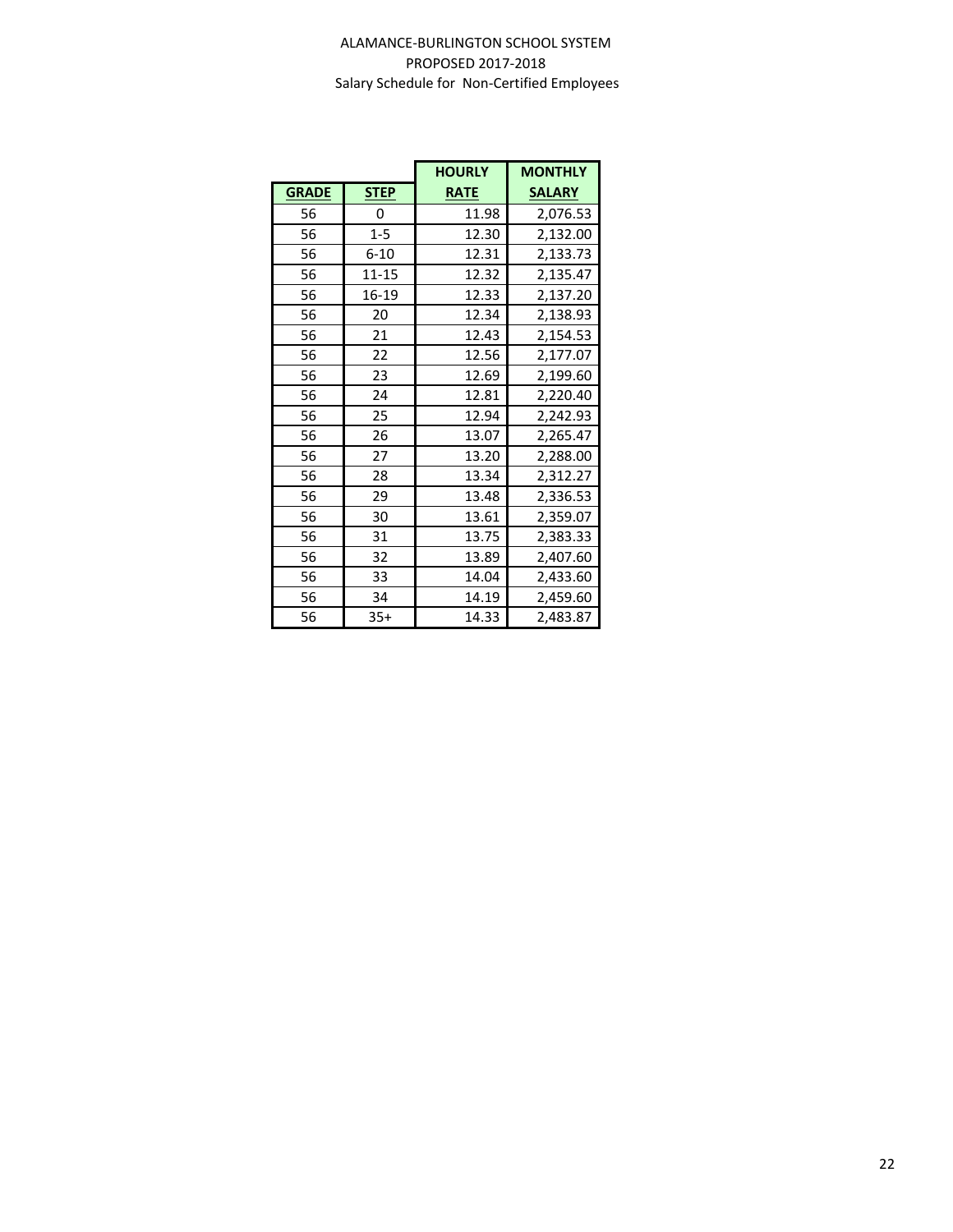ALAMANCE-BURLINGTON SCHOOL SYSTEM
PROPOSED 2017-2018
Salary Schedule for Non-Certified Employees

| GRADE | STEP | HOURLY RATE | MONTHLY SALARY |
|---|---|---|---|
| 56 | 0 | 11.98 | 2,076.53 |
| 56 | 1-5 | 12.30 | 2,132.00 |
| 56 | 6-10 | 12.31 | 2,133.73 |
| 56 | 11-15 | 12.32 | 2,135.47 |
| 56 | 16-19 | 12.33 | 2,137.20 |
| 56 | 20 | 12.34 | 2,138.93 |
| 56 | 21 | 12.43 | 2,154.53 |
| 56 | 22 | 12.56 | 2,177.07 |
| 56 | 23 | 12.69 | 2,199.60 |
| 56 | 24 | 12.81 | 2,220.40 |
| 56 | 25 | 12.94 | 2,242.93 |
| 56 | 26 | 13.07 | 2,265.47 |
| 56 | 27 | 13.20 | 2,288.00 |
| 56 | 28 | 13.34 | 2,312.27 |
| 56 | 29 | 13.48 | 2,336.53 |
| 56 | 30 | 13.61 | 2,359.07 |
| 56 | 31 | 13.75 | 2,383.33 |
| 56 | 32 | 13.89 | 2,407.60 |
| 56 | 33 | 14.04 | 2,433.60 |
| 56 | 34 | 14.19 | 2,459.60 |
| 56 | 35+ | 14.33 | 2,483.87 |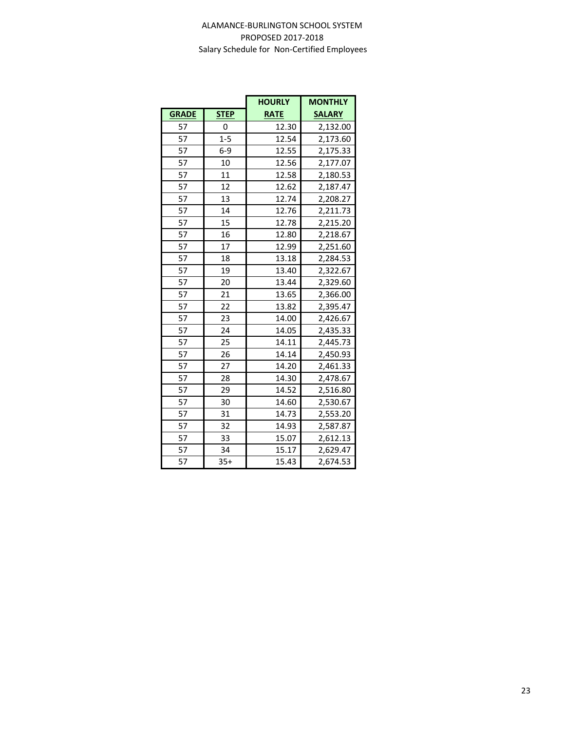ALAMANCE-BURLINGTON SCHOOL SYSTEM
PROPOSED 2017-2018
Salary Schedule for Non-Certified Employees

| GRADE | STEP | HOURLY RATE | MONTHLY SALARY |
|---|---|---|---|
| 57 | 0 | 12.30 | 2,132.00 |
| 57 | 1-5 | 12.54 | 2,173.60 |
| 57 | 6-9 | 12.55 | 2,175.33 |
| 57 | 10 | 12.56 | 2,177.07 |
| 57 | 11 | 12.58 | 2,180.53 |
| 57 | 12 | 12.62 | 2,187.47 |
| 57 | 13 | 12.74 | 2,208.27 |
| 57 | 14 | 12.76 | 2,211.73 |
| 57 | 15 | 12.78 | 2,215.20 |
| 57 | 16 | 12.80 | 2,218.67 |
| 57 | 17 | 12.99 | 2,251.60 |
| 57 | 18 | 13.18 | 2,284.53 |
| 57 | 19 | 13.40 | 2,322.67 |
| 57 | 20 | 13.44 | 2,329.60 |
| 57 | 21 | 13.65 | 2,366.00 |
| 57 | 22 | 13.82 | 2,395.47 |
| 57 | 23 | 14.00 | 2,426.67 |
| 57 | 24 | 14.05 | 2,435.33 |
| 57 | 25 | 14.11 | 2,445.73 |
| 57 | 26 | 14.14 | 2,450.93 |
| 57 | 27 | 14.20 | 2,461.33 |
| 57 | 28 | 14.30 | 2,478.67 |
| 57 | 29 | 14.52 | 2,516.80 |
| 57 | 30 | 14.60 | 2,530.67 |
| 57 | 31 | 14.73 | 2,553.20 |
| 57 | 32 | 14.93 | 2,587.87 |
| 57 | 33 | 15.07 | 2,612.13 |
| 57 | 34 | 15.17 | 2,629.47 |
| 57 | 35+ | 15.43 | 2,674.53 |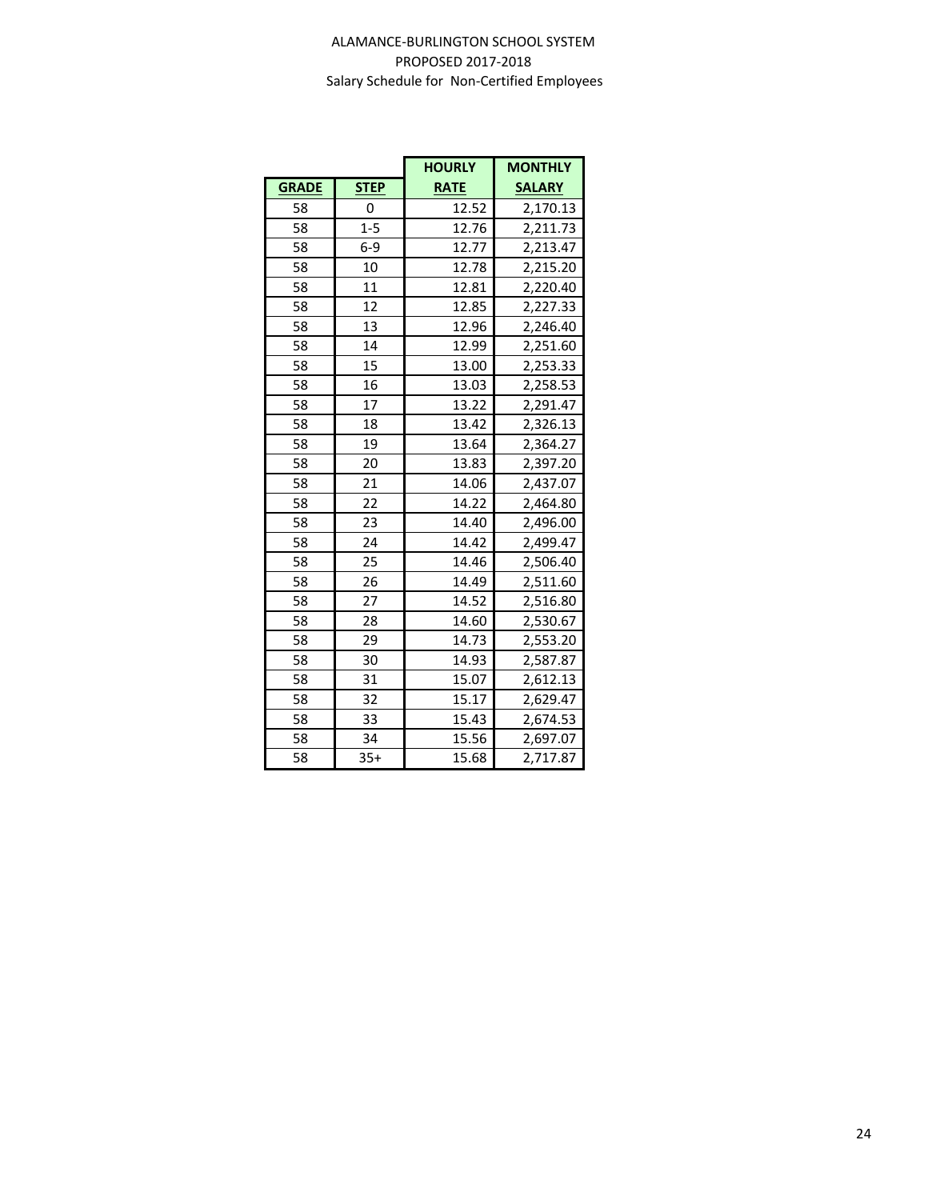ALAMANCE-BURLINGTON SCHOOL SYSTEM
PROPOSED 2017-2018
Salary Schedule for Non-Certified Employees

| GRADE | STEP | HOURLY RATE | MONTHLY SALARY |
|---|---|---|---|
| 58 | 0 | 12.52 | 2,170.13 |
| 58 | 1-5 | 12.76 | 2,211.73 |
| 58 | 6-9 | 12.77 | 2,213.47 |
| 58 | 10 | 12.78 | 2,215.20 |
| 58 | 11 | 12.81 | 2,220.40 |
| 58 | 12 | 12.85 | 2,227.33 |
| 58 | 13 | 12.96 | 2,246.40 |
| 58 | 14 | 12.99 | 2,251.60 |
| 58 | 15 | 13.00 | 2,253.33 |
| 58 | 16 | 13.03 | 2,258.53 |
| 58 | 17 | 13.22 | 2,291.47 |
| 58 | 18 | 13.42 | 2,326.13 |
| 58 | 19 | 13.64 | 2,364.27 |
| 58 | 20 | 13.83 | 2,397.20 |
| 58 | 21 | 14.06 | 2,437.07 |
| 58 | 22 | 14.22 | 2,464.80 |
| 58 | 23 | 14.40 | 2,496.00 |
| 58 | 24 | 14.42 | 2,499.47 |
| 58 | 25 | 14.46 | 2,506.40 |
| 58 | 26 | 14.49 | 2,511.60 |
| 58 | 27 | 14.52 | 2,516.80 |
| 58 | 28 | 14.60 | 2,530.67 |
| 58 | 29 | 14.73 | 2,553.20 |
| 58 | 30 | 14.93 | 2,587.87 |
| 58 | 31 | 15.07 | 2,612.13 |
| 58 | 32 | 15.17 | 2,629.47 |
| 58 | 33 | 15.43 | 2,674.53 |
| 58 | 34 | 15.56 | 2,697.07 |
| 58 | 35+ | 15.68 | 2,717.87 |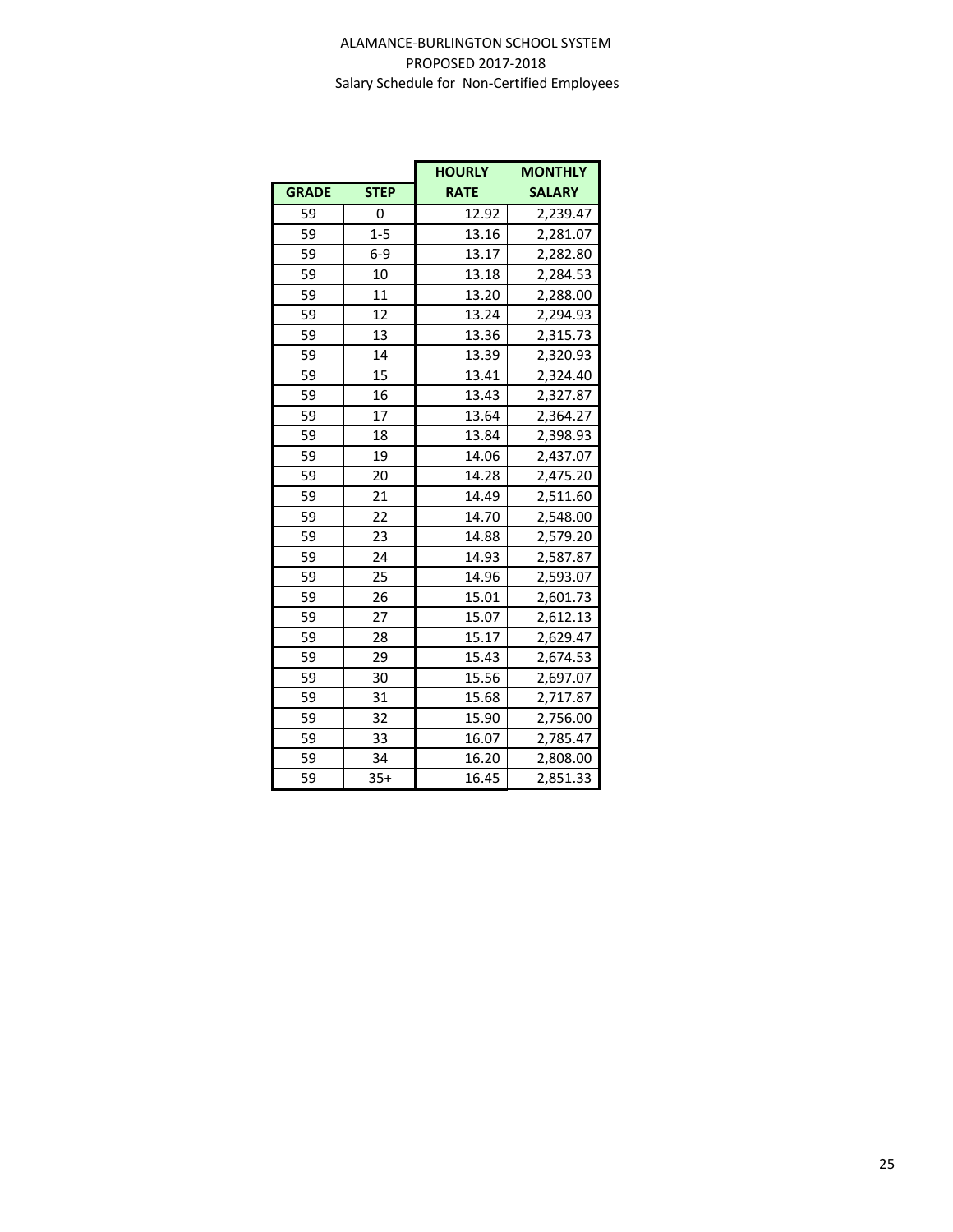# ALAMANCE-BURLINGTON SCHOOL SYSTEM
## PROPOSED 2017-2018
### Salary Schedule for Non-Certified Employees

| GRADE | STEP | HOURLY RATE | MONTHLY SALARY |
|---|---|---|---|
| 59 | 0 | 12.92 | 2,239.47 |
| 59 | 1-5 | 13.16 | 2,281.07 |
| 59 | 6-9 | 13.17 | 2,282.80 |
| 59 | 10 | 13.18 | 2,284.53 |
| 59 | 11 | 13.20 | 2,288.00 |
| 59 | 12 | 13.24 | 2,294.93 |
| 59 | 13 | 13.36 | 2,315.73 |
| 59 | 14 | 13.39 | 2,320.93 |
| 59 | 15 | 13.41 | 2,324.40 |
| 59 | 16 | 13.43 | 2,327.87 |
| 59 | 17 | 13.64 | 2,364.27 |
| 59 | 18 | 13.84 | 2,398.93 |
| 59 | 19 | 14.06 | 2,437.07 |
| 59 | 20 | 14.28 | 2,475.20 |
| 59 | 21 | 14.49 | 2,511.60 |
| 59 | 22 | 14.70 | 2,548.00 |
| 59 | 23 | 14.88 | 2,579.20 |
| 59 | 24 | 14.93 | 2,587.87 |
| 59 | 25 | 14.96 | 2,593.07 |
| 59 | 26 | 15.01 | 2,601.73 |
| 59 | 27 | 15.07 | 2,612.13 |
| 59 | 28 | 15.17 | 2,629.47 |
| 59 | 29 | 15.43 | 2,674.53 |
| 59 | 30 | 15.56 | 2,697.07 |
| 59 | 31 | 15.68 | 2,717.87 |
| 59 | 32 | 15.90 | 2,756.00 |
| 59 | 33 | 16.07 | 2,785.47 |
| 59 | 34 | 16.20 | 2,808.00 |
| 59 | 35+ | 16.45 | 2,851.33 |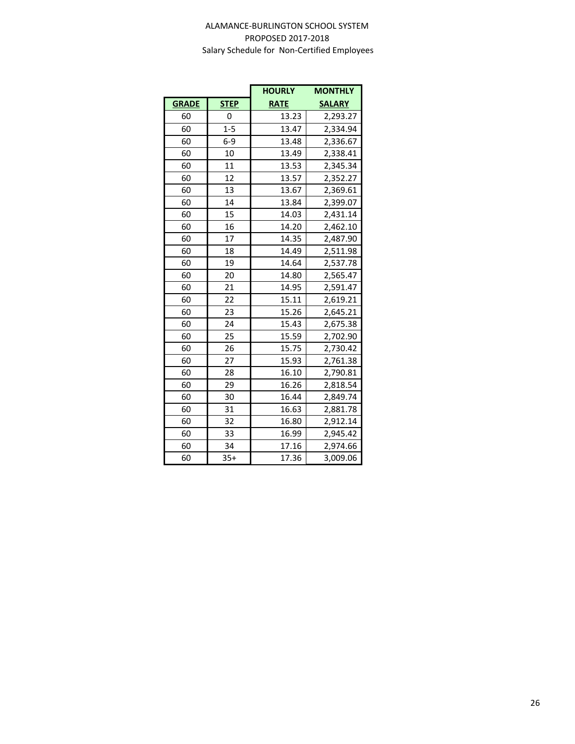ALAMANCE-BURLINGTON SCHOOL SYSTEM

PROPOSED 2017-2018

Salary Schedule for Non-Certified Employees

| GRADE | STEP | HOURLY RATE | MONTHLY SALARY |
|---|---|---|---|
| 60 | 0 | 13.23 | 2,293.27 |
| 60 | 1-5 | 13.47 | 2,334.94 |
| 60 | 6-9 | 13.48 | 2,336.67 |
| 60 | 10 | 13.49 | 2,338.41 |
| 60 | 11 | 13.53 | 2,345.34 |
| 60 | 12 | 13.57 | 2,352.27 |
| 60 | 13 | 13.67 | 2,369.61 |
| 60 | 14 | 13.84 | 2,399.07 |
| 60 | 15 | 14.03 | 2,431.14 |
| 60 | 16 | 14.20 | 2,462.10 |
| 60 | 17 | 14.35 | 2,487.90 |
| 60 | 18 | 14.49 | 2,511.98 |
| 60 | 19 | 14.64 | 2,537.78 |
| 60 | 20 | 14.80 | 2,565.47 |
| 60 | 21 | 14.95 | 2,591.47 |
| 60 | 22 | 15.11 | 2,619.21 |
| 60 | 23 | 15.26 | 2,645.21 |
| 60 | 24 | 15.43 | 2,675.38 |
| 60 | 25 | 15.59 | 2,702.90 |
| 60 | 26 | 15.75 | 2,730.42 |
| 60 | 27 | 15.93 | 2,761.38 |
| 60 | 28 | 16.10 | 2,790.81 |
| 60 | 29 | 16.26 | 2,818.54 |
| 60 | 30 | 16.44 | 2,849.74 |
| 60 | 31 | 16.63 | 2,881.78 |
| 60 | 32 | 16.80 | 2,912.14 |
| 60 | 33 | 16.99 | 2,945.42 |
| 60 | 34 | 17.16 | 2,974.66 |
| 60 | 35+ | 17.36 | 3,009.06 |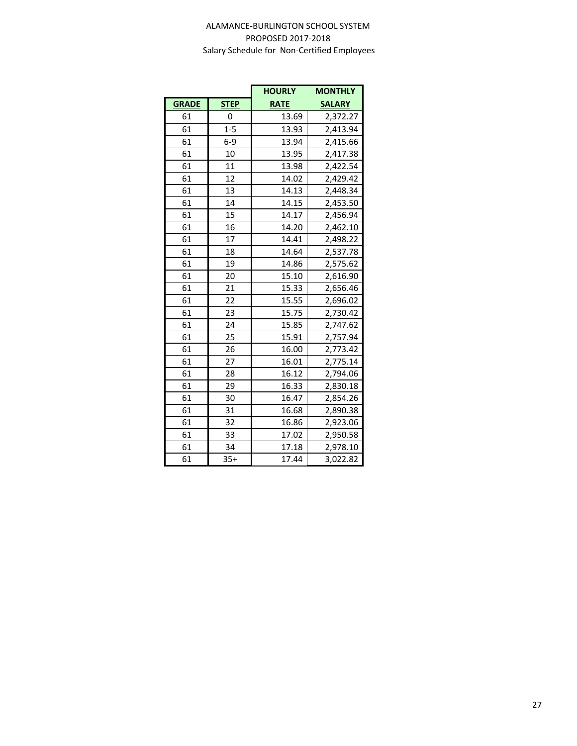ALAMANCE-BURLINGTON SCHOOL SYSTEM

PROPOSED 2017-2018

Salary Schedule for Non-Certified Employees

| GRADE | STEP | HOURLY RATE | MONTHLY SALARY |
|---|---|---|---|
| 61 | 0 | 13.69 | 2,372.27 |
| 61 | 1-5 | 13.93 | 2,413.94 |
| 61 | 6-9 | 13.94 | 2,415.66 |
| 61 | 10 | 13.95 | 2,417.38 |
| 61 | 11 | 13.98 | 2,422.54 |
| 61 | 12 | 14.02 | 2,429.42 |
| 61 | 13 | 14.13 | 2,448.34 |
| 61 | 14 | 14.15 | 2,453.50 |
| 61 | 15 | 14.17 | 2,456.94 |
| 61 | 16 | 14.20 | 2,462.10 |
| 61 | 17 | 14.41 | 2,498.22 |
| 61 | 18 | 14.64 | 2,537.78 |
| 61 | 19 | 14.86 | 2,575.62 |
| 61 | 20 | 15.10 | 2,616.90 |
| 61 | 21 | 15.33 | 2,656.46 |
| 61 | 22 | 15.55 | 2,696.02 |
| 61 | 23 | 15.75 | 2,730.42 |
| 61 | 24 | 15.85 | 2,747.62 |
| 61 | 25 | 15.91 | 2,757.94 |
| 61 | 26 | 16.00 | 2,773.42 |
| 61 | 27 | 16.01 | 2,775.14 |
| 61 | 28 | 16.12 | 2,794.06 |
| 61 | 29 | 16.33 | 2,830.18 |
| 61 | 30 | 16.47 | 2,854.26 |
| 61 | 31 | 16.68 | 2,890.38 |
| 61 | 32 | 16.86 | 2,923.06 |
| 61 | 33 | 17.02 | 2,950.58 |
| 61 | 34 | 17.18 | 2,978.10 |
| 61 | 35+ | 17.44 | 3,022.82 |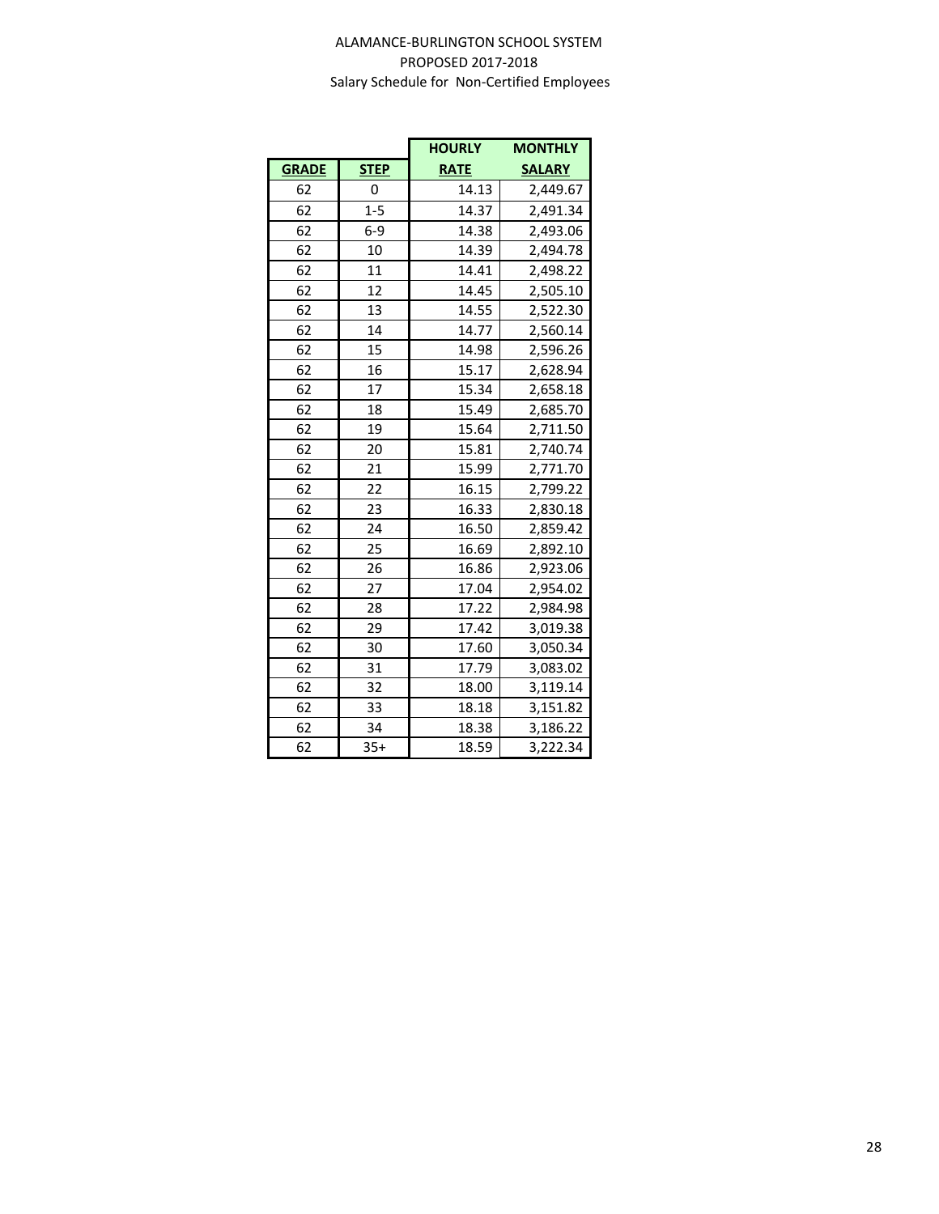ALAMANCE-BURLINGTON SCHOOL SYSTEM

PROPOSED 2017-2018

Salary Schedule for Non-Certified Employees

| GRADE | STEP | HOURLY RATE | MONTHLY SALARY |
|---|---|---|---|
| 62 | 0 | 14.13 | 2,449.67 |
| 62 | 1-5 | 14.37 | 2,491.34 |
| 62 | 6-9 | 14.38 | 2,493.06 |
| 62 | 10 | 14.39 | 2,494.78 |
| 62 | 11 | 14.41 | 2,498.22 |
| 62 | 12 | 14.45 | 2,505.10 |
| 62 | 13 | 14.55 | 2,522.30 |
| 62 | 14 | 14.77 | 2,560.14 |
| 62 | 15 | 14.98 | 2,596.26 |
| 62 | 16 | 15.17 | 2,628.94 |
| 62 | 17 | 15.34 | 2,658.18 |
| 62 | 18 | 15.49 | 2,685.70 |
| 62 | 19 | 15.64 | 2,711.50 |
| 62 | 20 | 15.81 | 2,740.74 |
| 62 | 21 | 15.99 | 2,771.70 |
| 62 | 22 | 16.15 | 2,799.22 |
| 62 | 23 | 16.33 | 2,830.18 |
| 62 | 24 | 16.50 | 2,859.42 |
| 62 | 25 | 16.69 | 2,892.10 |
| 62 | 26 | 16.86 | 2,923.06 |
| 62 | 27 | 17.04 | 2,954.02 |
| 62 | 28 | 17.22 | 2,984.98 |
| 62 | 29 | 17.42 | 3,019.38 |
| 62 | 30 | 17.60 | 3,050.34 |
| 62 | 31 | 17.79 | 3,083.02 |
| 62 | 32 | 18.00 | 3,119.14 |
| 62 | 33 | 18.18 | 3,151.82 |
| 62 | 34 | 18.38 | 3,186.22 |
| 62 | 35+ | 18.59 | 3,222.34 |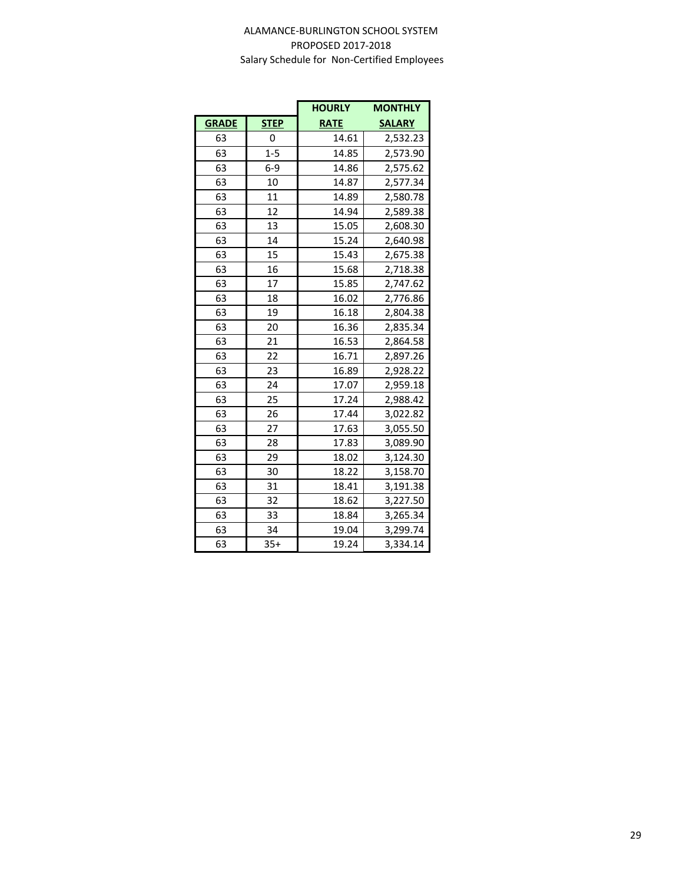ALAMANCE-BURLINGTON SCHOOL SYSTEM
PROPOSED 2017-2018
Salary Schedule for Non-Certified Employees

| GRADE | STEP | HOURLY RATE | MONTHLY SALARY |
|---|---|---|---|
| 63 | 0 | 14.61 | 2,532.23 |
| 63 | 1-5 | 14.85 | 2,573.90 |
| 63 | 6-9 | 14.86 | 2,575.62 |
| 63 | 10 | 14.87 | 2,577.34 |
| 63 | 11 | 14.89 | 2,580.78 |
| 63 | 12 | 14.94 | 2,589.38 |
| 63 | 13 | 15.05 | 2,608.30 |
| 63 | 14 | 15.24 | 2,640.98 |
| 63 | 15 | 15.43 | 2,675.38 |
| 63 | 16 | 15.68 | 2,718.38 |
| 63 | 17 | 15.85 | 2,747.62 |
| 63 | 18 | 16.02 | 2,776.86 |
| 63 | 19 | 16.18 | 2,804.38 |
| 63 | 20 | 16.36 | 2,835.34 |
| 63 | 21 | 16.53 | 2,864.58 |
| 63 | 22 | 16.71 | 2,897.26 |
| 63 | 23 | 16.89 | 2,928.22 |
| 63 | 24 | 17.07 | 2,959.18 |
| 63 | 25 | 17.24 | 2,988.42 |
| 63 | 26 | 17.44 | 3,022.82 |
| 63 | 27 | 17.63 | 3,055.50 |
| 63 | 28 | 17.83 | 3,089.90 |
| 63 | 29 | 18.02 | 3,124.30 |
| 63 | 30 | 18.22 | 3,158.70 |
| 63 | 31 | 18.41 | 3,191.38 |
| 63 | 32 | 18.62 | 3,227.50 |
| 63 | 33 | 18.84 | 3,265.34 |
| 63 | 34 | 19.04 | 3,299.74 |
| 63 | 35+ | 19.24 | 3,334.14 |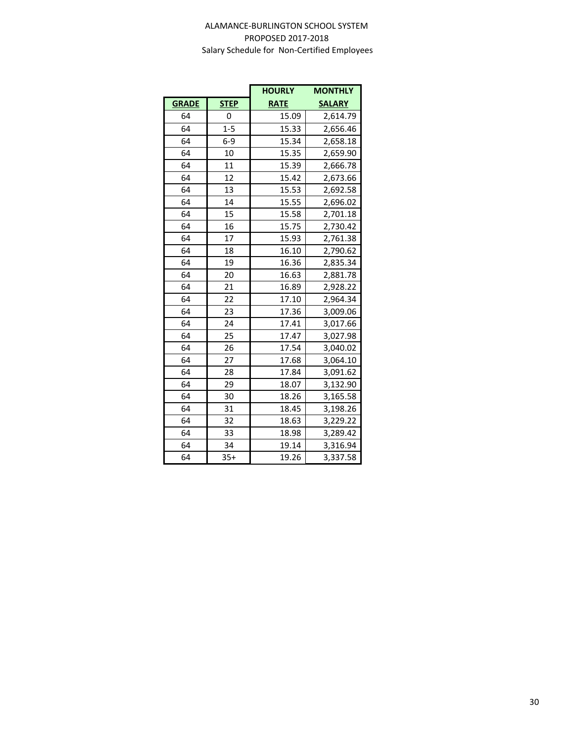ALAMANCE-BURLINGTON SCHOOL SYSTEM
PROPOSED 2017-2018
Salary Schedule for Non-Certified Employees

| GRADE | STEP | HOURLY RATE | MONTHLY SALARY |
|---|---|---|---|
| 64 | 0 | 15.09 | 2,614.79 |
| 64 | 1-5 | 15.33 | 2,656.46 |
| 64 | 6-9 | 15.34 | 2,658.18 |
| 64 | 10 | 15.35 | 2,659.90 |
| 64 | 11 | 15.39 | 2,666.78 |
| 64 | 12 | 15.42 | 2,673.66 |
| 64 | 13 | 15.53 | 2,692.58 |
| 64 | 14 | 15.55 | 2,696.02 |
| 64 | 15 | 15.58 | 2,701.18 |
| 64 | 16 | 15.75 | 2,730.42 |
| 64 | 17 | 15.93 | 2,761.38 |
| 64 | 18 | 16.10 | 2,790.62 |
| 64 | 19 | 16.36 | 2,835.34 |
| 64 | 20 | 16.63 | 2,881.78 |
| 64 | 21 | 16.89 | 2,928.22 |
| 64 | 22 | 17.10 | 2,964.34 |
| 64 | 23 | 17.36 | 3,009.06 |
| 64 | 24 | 17.41 | 3,017.66 |
| 64 | 25 | 17.47 | 3,027.98 |
| 64 | 26 | 17.54 | 3,040.02 |
| 64 | 27 | 17.68 | 3,064.10 |
| 64 | 28 | 17.84 | 3,091.62 |
| 64 | 29 | 18.07 | 3,132.90 |
| 64 | 30 | 18.26 | 3,165.58 |
| 64 | 31 | 18.45 | 3,198.26 |
| 64 | 32 | 18.63 | 3,229.22 |
| 64 | 33 | 18.98 | 3,289.42 |
| 64 | 34 | 19.14 | 3,316.94 |
| 64 | 35+ | 19.26 | 3,337.58 |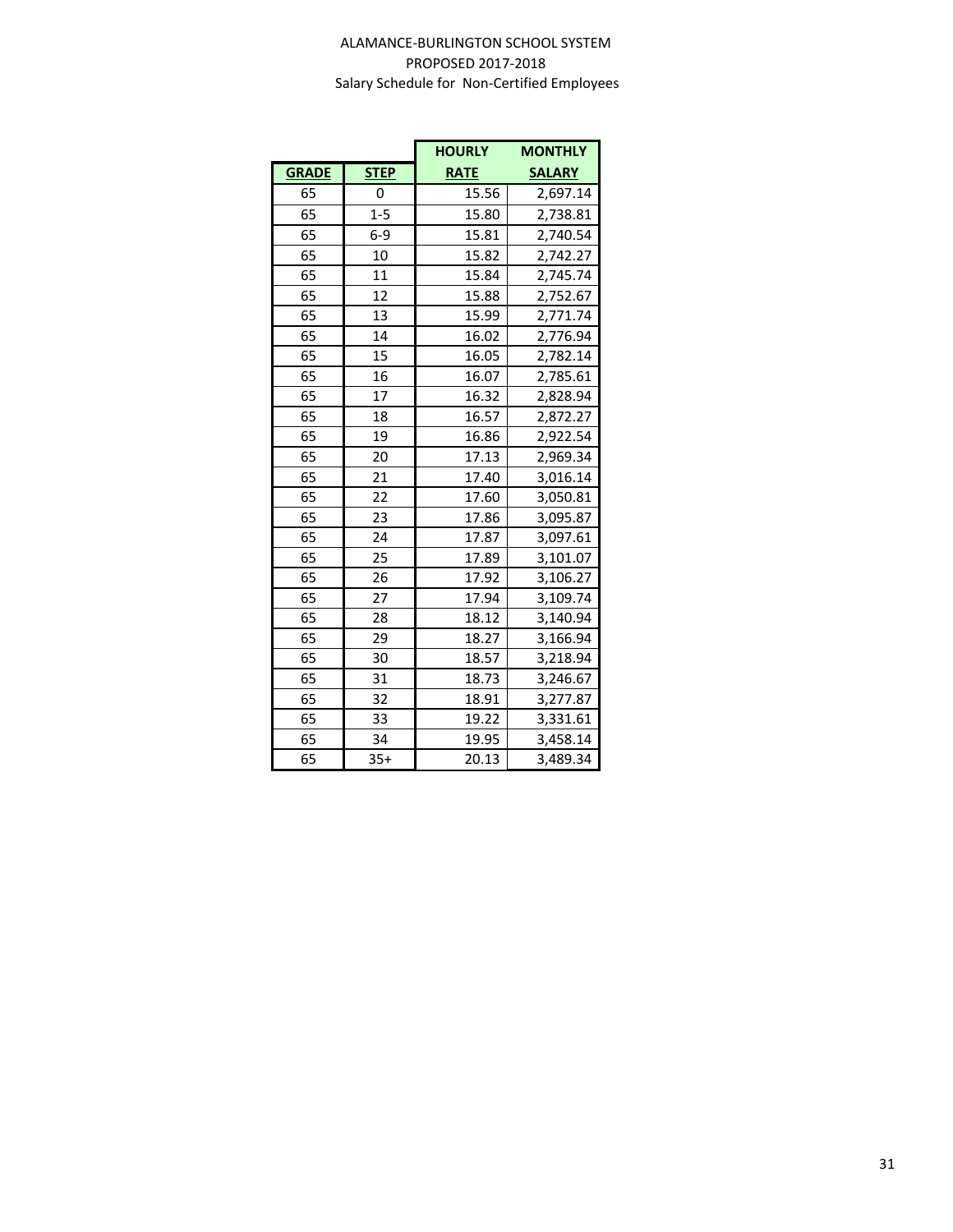ALAMANCE-BURLINGTON SCHOOL SYSTEM
PROPOSED 2017-2018
Salary Schedule for Non-Certified Employees

| GRADE | STEP | HOURLY RATE | MONTHLY SALARY |
|---|---|---|---|
| 65 | 0 | 15.56 | 2,697.14 |
| 65 | 1-5 | 15.80 | 2,738.81 |
| 65 | 6-9 | 15.81 | 2,740.54 |
| 65 | 10 | 15.82 | 2,742.27 |
| 65 | 11 | 15.84 | 2,745.74 |
| 65 | 12 | 15.88 | 2,752.67 |
| 65 | 13 | 15.99 | 2,771.74 |
| 65 | 14 | 16.02 | 2,776.94 |
| 65 | 15 | 16.05 | 2,782.14 |
| 65 | 16 | 16.07 | 2,785.61 |
| 65 | 17 | 16.32 | 2,828.94 |
| 65 | 18 | 16.57 | 2,872.27 |
| 65 | 19 | 16.86 | 2,922.54 |
| 65 | 20 | 17.13 | 2,969.34 |
| 65 | 21 | 17.40 | 3,016.14 |
| 65 | 22 | 17.60 | 3,050.81 |
| 65 | 23 | 17.86 | 3,095.87 |
| 65 | 24 | 17.87 | 3,097.61 |
| 65 | 25 | 17.89 | 3,101.07 |
| 65 | 26 | 17.92 | 3,106.27 |
| 65 | 27 | 17.94 | 3,109.74 |
| 65 | 28 | 18.12 | 3,140.94 |
| 65 | 29 | 18.27 | 3,166.94 |
| 65 | 30 | 18.57 | 3,218.94 |
| 65 | 31 | 18.73 | 3,246.67 |
| 65 | 32 | 18.91 | 3,277.87 |
| 65 | 33 | 19.22 | 3,331.61 |
| 65 | 34 | 19.95 | 3,458.14 |
| 65 | 35+ | 20.13 | 3,489.34 |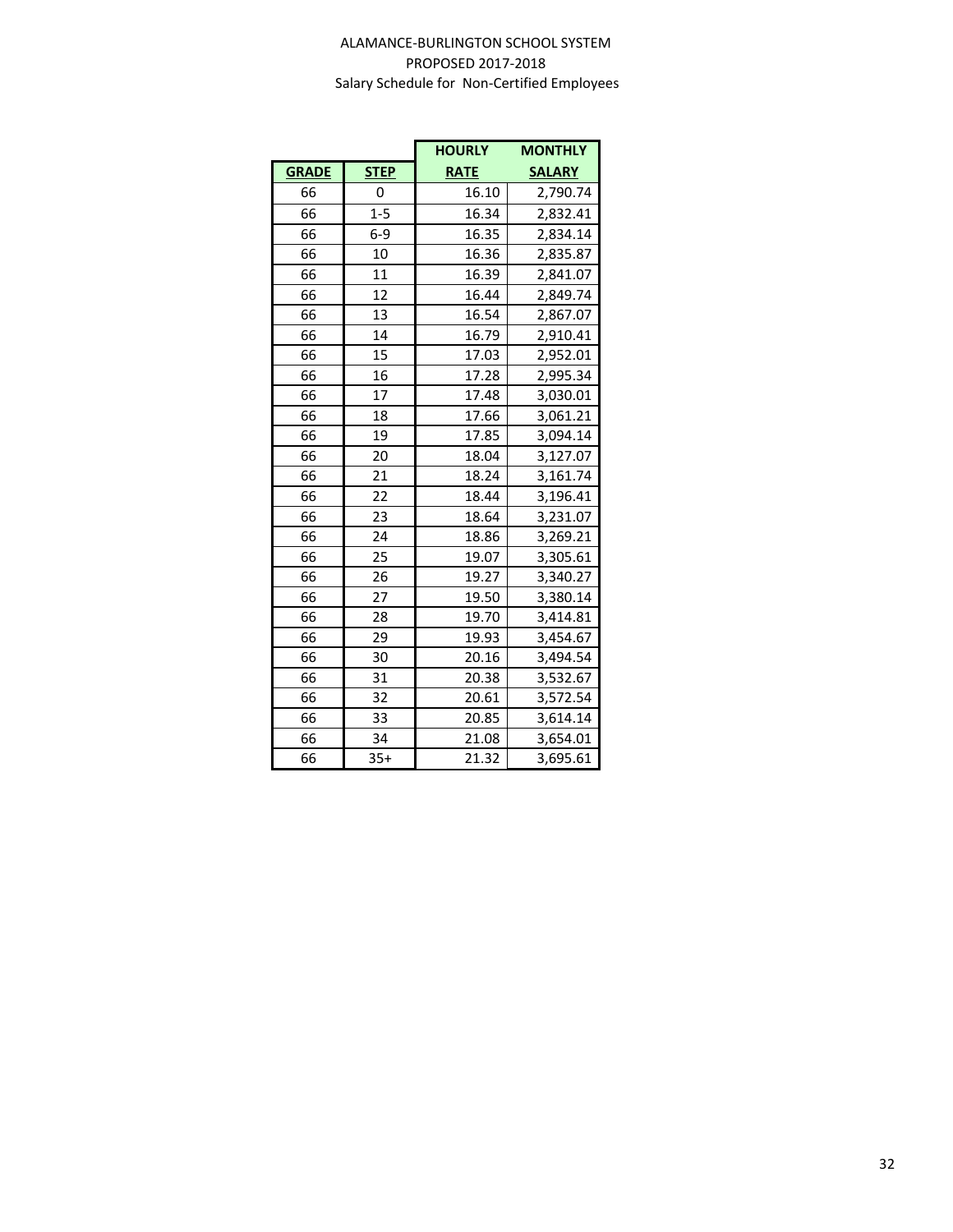ALAMANCE-BURLINGTON SCHOOL SYSTEM
PROPOSED 2017-2018
Salary Schedule for Non-Certified Employees

| GRADE | STEP | HOURLY RATE | MONTHLY SALARY |
|---|---|---|---|
| 66 | 0 | 16.10 | 2,790.74 |
| 66 | 1-5 | 16.34 | 2,832.41 |
| 66 | 6-9 | 16.35 | 2,834.14 |
| 66 | 10 | 16.36 | 2,835.87 |
| 66 | 11 | 16.39 | 2,841.07 |
| 66 | 12 | 16.44 | 2,849.74 |
| 66 | 13 | 16.54 | 2,867.07 |
| 66 | 14 | 16.79 | 2,910.41 |
| 66 | 15 | 17.03 | 2,952.01 |
| 66 | 16 | 17.28 | 2,995.34 |
| 66 | 17 | 17.48 | 3,030.01 |
| 66 | 18 | 17.66 | 3,061.21 |
| 66 | 19 | 17.85 | 3,094.14 |
| 66 | 20 | 18.04 | 3,127.07 |
| 66 | 21 | 18.24 | 3,161.74 |
| 66 | 22 | 18.44 | 3,196.41 |
| 66 | 23 | 18.64 | 3,231.07 |
| 66 | 24 | 18.86 | 3,269.21 |
| 66 | 25 | 19.07 | 3,305.61 |
| 66 | 26 | 19.27 | 3,340.27 |
| 66 | 27 | 19.50 | 3,380.14 |
| 66 | 28 | 19.70 | 3,414.81 |
| 66 | 29 | 19.93 | 3,454.67 |
| 66 | 30 | 20.16 | 3,494.54 |
| 66 | 31 | 20.38 | 3,532.67 |
| 66 | 32 | 20.61 | 3,572.54 |
| 66 | 33 | 20.85 | 3,614.14 |
| 66 | 34 | 21.08 | 3,654.01 |
| 66 | 35+ | 21.32 | 3,695.61 |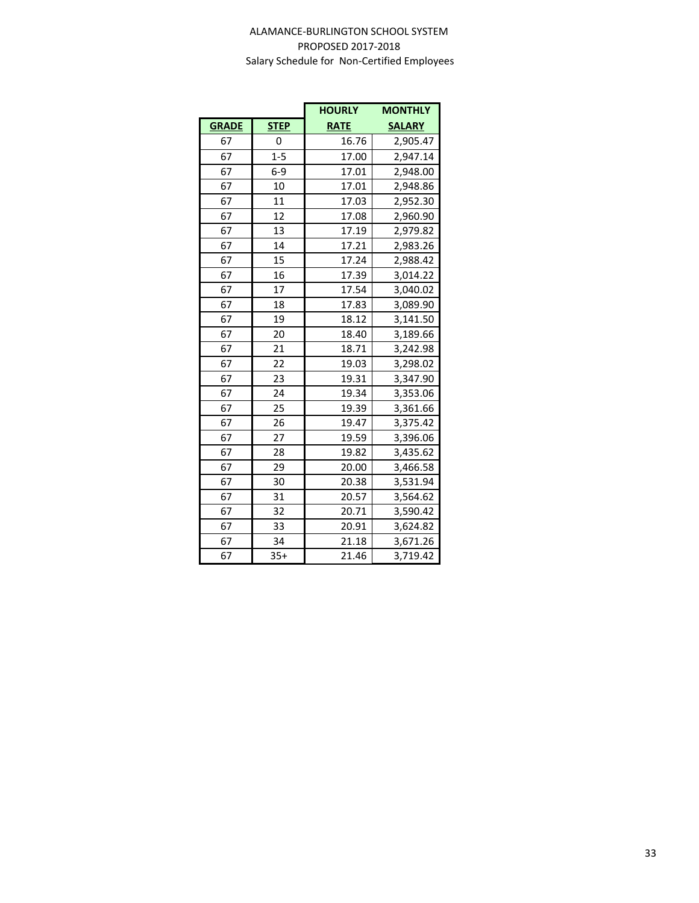ALAMANCE-BURLINGTON SCHOOL SYSTEM
PROPOSED 2017-2018
Salary Schedule for Non-Certified Employees

| GRADE | STEP | HOURLY RATE | MONTHLY SALARY |
|---|---|---|---|
| 67 | 0 | 16.76 | 2,905.47 |
| 67 | 1-5 | 17.00 | 2,947.14 |
| 67 | 6-9 | 17.01 | 2,948.00 |
| 67 | 10 | 17.01 | 2,948.86 |
| 67 | 11 | 17.03 | 2,952.30 |
| 67 | 12 | 17.08 | 2,960.90 |
| 67 | 13 | 17.19 | 2,979.82 |
| 67 | 14 | 17.21 | 2,983.26 |
| 67 | 15 | 17.24 | 2,988.42 |
| 67 | 16 | 17.39 | 3,014.22 |
| 67 | 17 | 17.54 | 3,040.02 |
| 67 | 18 | 17.83 | 3,089.90 |
| 67 | 19 | 18.12 | 3,141.50 |
| 67 | 20 | 18.40 | 3,189.66 |
| 67 | 21 | 18.71 | 3,242.98 |
| 67 | 22 | 19.03 | 3,298.02 |
| 67 | 23 | 19.31 | 3,347.90 |
| 67 | 24 | 19.34 | 3,353.06 |
| 67 | 25 | 19.39 | 3,361.66 |
| 67 | 26 | 19.47 | 3,375.42 |
| 67 | 27 | 19.59 | 3,396.06 |
| 67 | 28 | 19.82 | 3,435.62 |
| 67 | 29 | 20.00 | 3,466.58 |
| 67 | 30 | 20.38 | 3,531.94 |
| 67 | 31 | 20.57 | 3,564.62 |
| 67 | 32 | 20.71 | 3,590.42 |
| 67 | 33 | 20.91 | 3,624.82 |
| 67 | 34 | 21.18 | 3,671.26 |
| 67 | 35+ | 21.46 | 3,719.42 |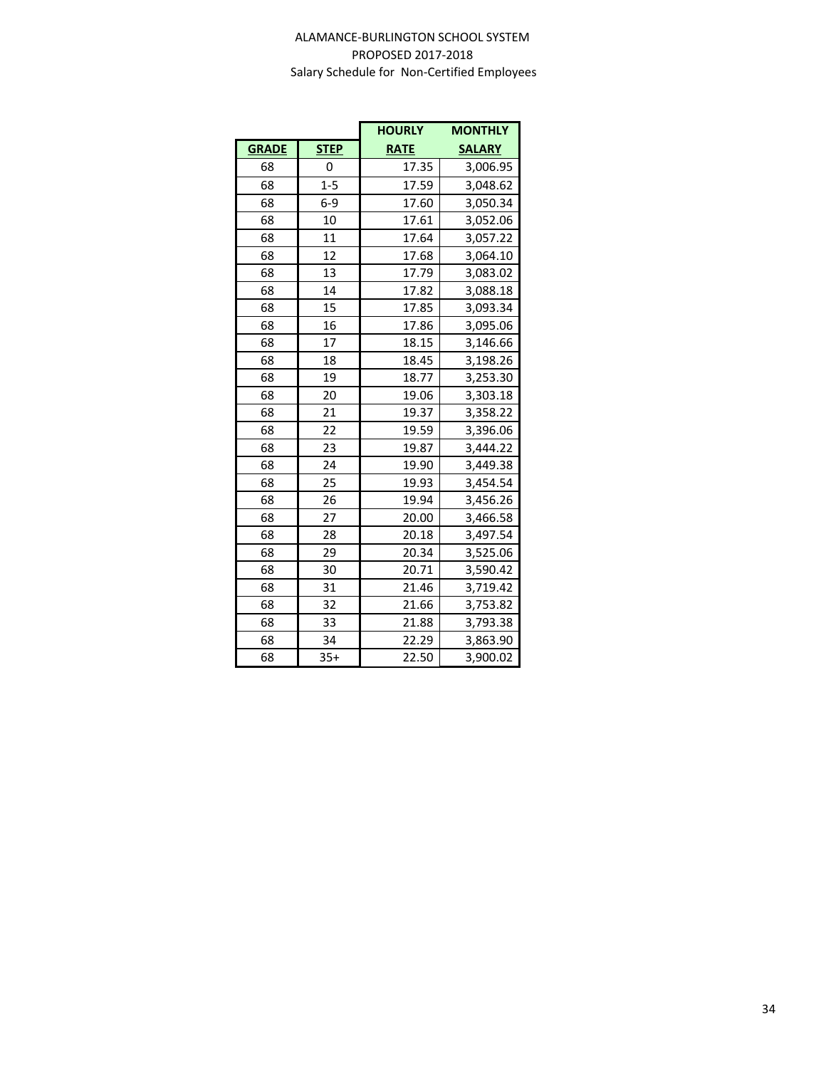ALAMANCE-BURLINGTON SCHOOL SYSTEM
PROPOSED 2017-2018
Salary Schedule for Non-Certified Employees

| GRADE | STEP | HOURLY RATE | MONTHLY SALARY |
|---|---|---|---|
| 68 | 0 | 17.35 | 3,006.95 |
| 68 | 1-5 | 17.59 | 3,048.62 |
| 68 | 6-9 | 17.60 | 3,050.34 |
| 68 | 10 | 17.61 | 3,052.06 |
| 68 | 11 | 17.64 | 3,057.22 |
| 68 | 12 | 17.68 | 3,064.10 |
| 68 | 13 | 17.79 | 3,083.02 |
| 68 | 14 | 17.82 | 3,088.18 |
| 68 | 15 | 17.85 | 3,093.34 |
| 68 | 16 | 17.86 | 3,095.06 |
| 68 | 17 | 18.15 | 3,146.66 |
| 68 | 18 | 18.45 | 3,198.26 |
| 68 | 19 | 18.77 | 3,253.30 |
| 68 | 20 | 19.06 | 3,303.18 |
| 68 | 21 | 19.37 | 3,358.22 |
| 68 | 22 | 19.59 | 3,396.06 |
| 68 | 23 | 19.87 | 3,444.22 |
| 68 | 24 | 19.90 | 3,449.38 |
| 68 | 25 | 19.93 | 3,454.54 |
| 68 | 26 | 19.94 | 3,456.26 |
| 68 | 27 | 20.00 | 3,466.58 |
| 68 | 28 | 20.18 | 3,497.54 |
| 68 | 29 | 20.34 | 3,525.06 |
| 68 | 30 | 20.71 | 3,590.42 |
| 68 | 31 | 21.46 | 3,719.42 |
| 68 | 32 | 21.66 | 3,753.82 |
| 68 | 33 | 21.88 | 3,793.38 |
| 68 | 34 | 22.29 | 3,863.90 |
| 68 | 35+ | 22.50 | 3,900.02 |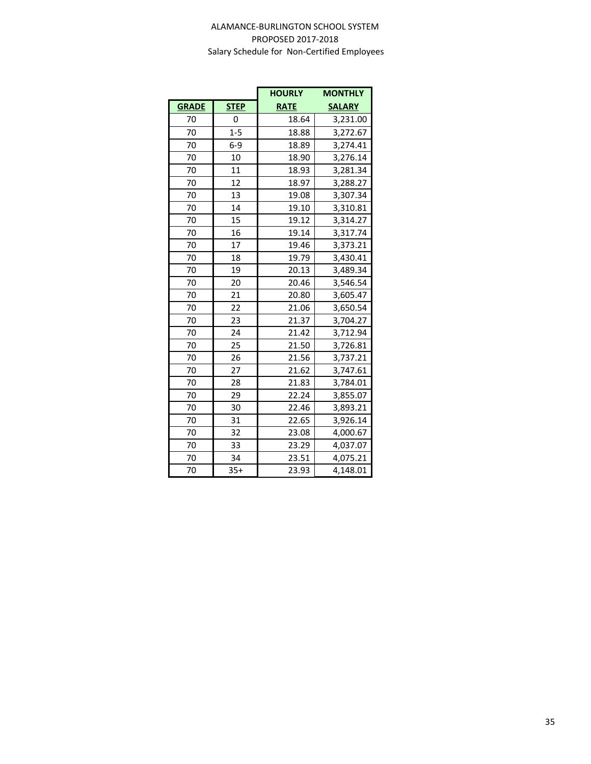ALAMANCE-BURLINGTON SCHOOL SYSTEM
PROPOSED 2017-2018
Salary Schedule for Non-Certified Employees

| GRADE | STEP | HOURLY RATE | MONTHLY SALARY |
|---|---|---|---|
| 70 | 0 | 18.64 | 3,231.00 |
| 70 | 1-5 | 18.88 | 3,272.67 |
| 70 | 6-9 | 18.89 | 3,274.41 |
| 70 | 10 | 18.90 | 3,276.14 |
| 70 | 11 | 18.93 | 3,281.34 |
| 70 | 12 | 18.97 | 3,288.27 |
| 70 | 13 | 19.08 | 3,307.34 |
| 70 | 14 | 19.10 | 3,310.81 |
| 70 | 15 | 19.12 | 3,314.27 |
| 70 | 16 | 19.14 | 3,317.74 |
| 70 | 17 | 19.46 | 3,373.21 |
| 70 | 18 | 19.79 | 3,430.41 |
| 70 | 19 | 20.13 | 3,489.34 |
| 70 | 20 | 20.46 | 3,546.54 |
| 70 | 21 | 20.80 | 3,605.47 |
| 70 | 22 | 21.06 | 3,650.54 |
| 70 | 23 | 21.37 | 3,704.27 |
| 70 | 24 | 21.42 | 3,712.94 |
| 70 | 25 | 21.50 | 3,726.81 |
| 70 | 26 | 21.56 | 3,737.21 |
| 70 | 27 | 21.62 | 3,747.61 |
| 70 | 28 | 21.83 | 3,784.01 |
| 70 | 29 | 22.24 | 3,855.07 |
| 70 | 30 | 22.46 | 3,893.21 |
| 70 | 31 | 22.65 | 3,926.14 |
| 70 | 32 | 23.08 | 4,000.67 |
| 70 | 33 | 23.29 | 4,037.07 |
| 70 | 34 | 23.51 | 4,075.21 |
| 70 | 35+ | 23.93 | 4,148.01 |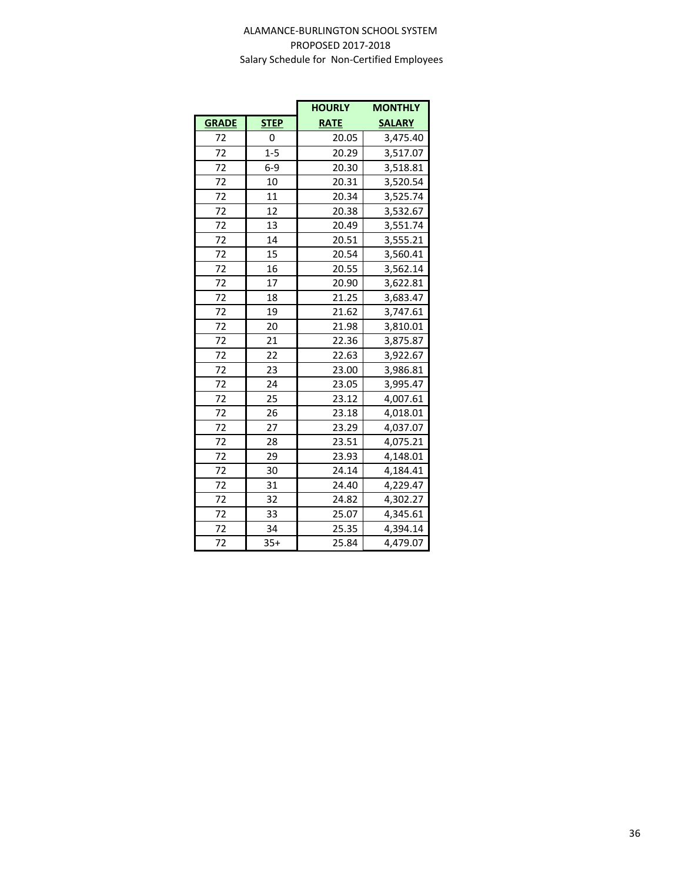ALAMANCE-BURLINGTON SCHOOL SYSTEM
PROPOSED 2017-2018
Salary Schedule for Non-Certified Employees

| GRADE | STEP | HOURLY RATE | MONTHLY SALARY |
|---|---|---|---|
| 72 | 0 | 20.05 | 3,475.40 |
| 72 | 1-5 | 20.29 | 3,517.07 |
| 72 | 6-9 | 20.30 | 3,518.81 |
| 72 | 10 | 20.31 | 3,520.54 |
| 72 | 11 | 20.34 | 3,525.74 |
| 72 | 12 | 20.38 | 3,532.67 |
| 72 | 13 | 20.49 | 3,551.74 |
| 72 | 14 | 20.51 | 3,555.21 |
| 72 | 15 | 20.54 | 3,560.41 |
| 72 | 16 | 20.55 | 3,562.14 |
| 72 | 17 | 20.90 | 3,622.81 |
| 72 | 18 | 21.25 | 3,683.47 |
| 72 | 19 | 21.62 | 3,747.61 |
| 72 | 20 | 21.98 | 3,810.01 |
| 72 | 21 | 22.36 | 3,875.87 |
| 72 | 22 | 22.63 | 3,922.67 |
| 72 | 23 | 23.00 | 3,986.81 |
| 72 | 24 | 23.05 | 3,995.47 |
| 72 | 25 | 23.12 | 4,007.61 |
| 72 | 26 | 23.18 | 4,018.01 |
| 72 | 27 | 23.29 | 4,037.07 |
| 72 | 28 | 23.51 | 4,075.21 |
| 72 | 29 | 23.93 | 4,148.01 |
| 72 | 30 | 24.14 | 4,184.41 |
| 72 | 31 | 24.40 | 4,229.47 |
| 72 | 32 | 24.82 | 4,302.27 |
| 72 | 33 | 25.07 | 4,345.61 |
| 72 | 34 | 25.35 | 4,394.14 |
| 72 | 35+ | 25.84 | 4,479.07 |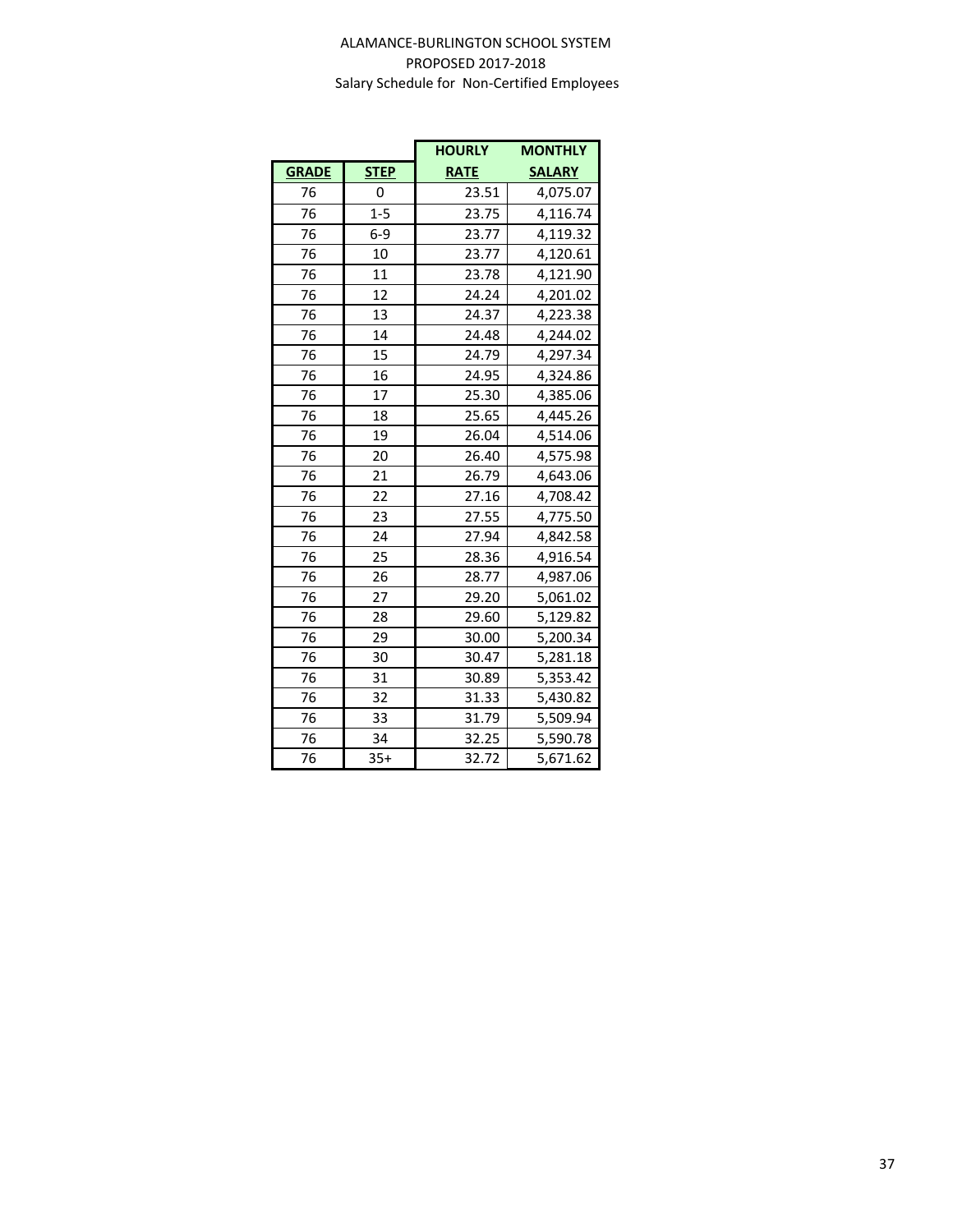ALAMANCE-BURLINGTON SCHOOL SYSTEM

PROPOSED 2017-2018

Salary Schedule for Non-Certified Employees

| GRADE | STEP | HOURLY RATE | MONTHLY SALARY |
|---|---|---|---|
| 76 | 0 | 23.51 | 4,075.07 |
| 76 | 1-5 | 23.75 | 4,116.74 |
| 76 | 6-9 | 23.77 | 4,119.32 |
| 76 | 10 | 23.77 | 4,120.61 |
| 76 | 11 | 23.78 | 4,121.90 |
| 76 | 12 | 24.24 | 4,201.02 |
| 76 | 13 | 24.37 | 4,223.38 |
| 76 | 14 | 24.48 | 4,244.02 |
| 76 | 15 | 24.79 | 4,297.34 |
| 76 | 16 | 24.95 | 4,324.86 |
| 76 | 17 | 25.30 | 4,385.06 |
| 76 | 18 | 25.65 | 4,445.26 |
| 76 | 19 | 26.04 | 4,514.06 |
| 76 | 20 | 26.40 | 4,575.98 |
| 76 | 21 | 26.79 | 4,643.06 |
| 76 | 22 | 27.16 | 4,708.42 |
| 76 | 23 | 27.55 | 4,775.50 |
| 76 | 24 | 27.94 | 4,842.58 |
| 76 | 25 | 28.36 | 4,916.54 |
| 76 | 26 | 28.77 | 4,987.06 |
| 76 | 27 | 29.20 | 5,061.02 |
| 76 | 28 | 29.60 | 5,129.82 |
| 76 | 29 | 30.00 | 5,200.34 |
| 76 | 30 | 30.47 | 5,281.18 |
| 76 | 31 | 30.89 | 5,353.42 |
| 76 | 32 | 31.33 | 5,430.82 |
| 76 | 33 | 31.79 | 5,509.94 |
| 76 | 34 | 32.25 | 5,590.78 |
| 76 | 35+ | 32.72 | 5,671.62 |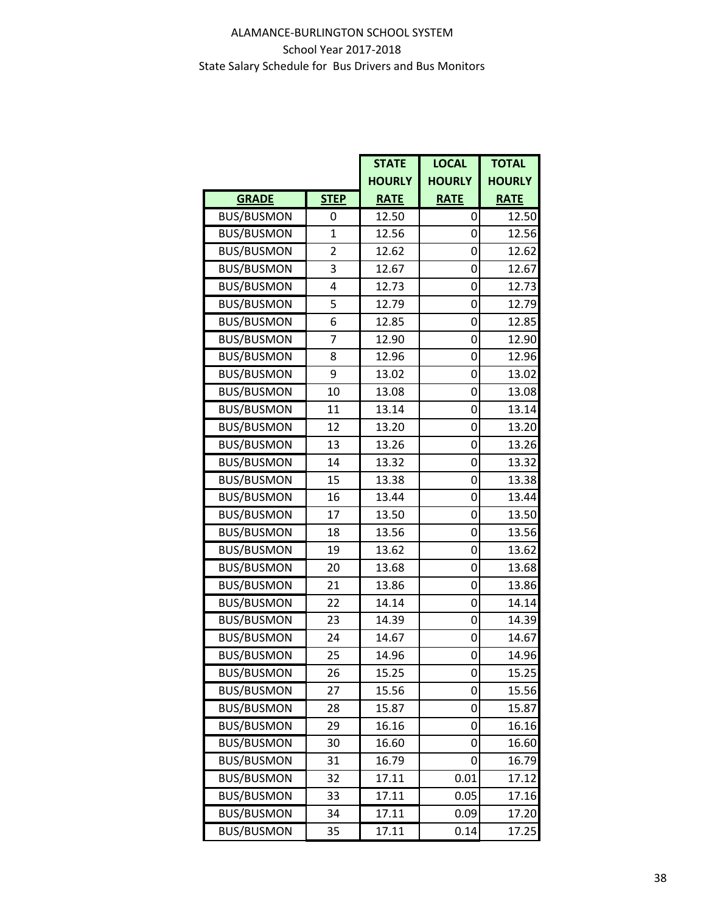ALAMANCE-BURLINGTON SCHOOL SYSTEM

School Year 2017-2018

State Salary Schedule for Bus Drivers and Bus Monitors

| GRADE | STEP | STATE HOURLY RATE | LOCAL HOURLY RATE | TOTAL HOURLY RATE |
|---|---|---|---|---|
| BUS/BUSMON | 0 | 12.50 | 0 | 12.50 |
| BUS/BUSMON | 1 | 12.56 | 0 | 12.56 |
| BUS/BUSMON | 2 | 12.62 | 0 | 12.62 |
| BUS/BUSMON | 3 | 12.67 | 0 | 12.67 |
| BUS/BUSMON | 4 | 12.73 | 0 | 12.73 |
| BUS/BUSMON | 5 | 12.79 | 0 | 12.79 |
| BUS/BUSMON | 6 | 12.85 | 0 | 12.85 |
| BUS/BUSMON | 7 | 12.90 | 0 | 12.90 |
| BUS/BUSMON | 8 | 12.96 | 0 | 12.96 |
| BUS/BUSMON | 9 | 13.02 | 0 | 13.02 |
| BUS/BUSMON | 10 | 13.08 | 0 | 13.08 |
| BUS/BUSMON | 11 | 13.14 | 0 | 13.14 |
| BUS/BUSMON | 12 | 13.20 | 0 | 13.20 |
| BUS/BUSMON | 13 | 13.26 | 0 | 13.26 |
| BUS/BUSMON | 14 | 13.32 | 0 | 13.32 |
| BUS/BUSMON | 15 | 13.38 | 0 | 13.38 |
| BUS/BUSMON | 16 | 13.44 | 0 | 13.44 |
| BUS/BUSMON | 17 | 13.50 | 0 | 13.50 |
| BUS/BUSMON | 18 | 13.56 | 0 | 13.56 |
| BUS/BUSMON | 19 | 13.62 | 0 | 13.62 |
| BUS/BUSMON | 20 | 13.68 | 0 | 13.68 |
| BUS/BUSMON | 21 | 13.86 | 0 | 13.86 |
| BUS/BUSMON | 22 | 14.14 | 0 | 14.14 |
| BUS/BUSMON | 23 | 14.39 | 0 | 14.39 |
| BUS/BUSMON | 24 | 14.67 | 0 | 14.67 |
| BUS/BUSMON | 25 | 14.96 | 0 | 14.96 |
| BUS/BUSMON | 26 | 15.25 | 0 | 15.25 |
| BUS/BUSMON | 27 | 15.56 | 0 | 15.56 |
| BUS/BUSMON | 28 | 15.87 | 0 | 15.87 |
| BUS/BUSMON | 29 | 16.16 | 0 | 16.16 |
| BUS/BUSMON | 30 | 16.60 | 0 | 16.60 |
| BUS/BUSMON | 31 | 16.79 | 0 | 16.79 |
| BUS/BUSMON | 32 | 17.11 | 0.01 | 17.12 |
| BUS/BUSMON | 33 | 17.11 | 0.05 | 17.16 |
| BUS/BUSMON | 34 | 17.11 | 0.09 | 17.20 |
| BUS/BUSMON | 35 | 17.11 | 0.14 | 17.25 |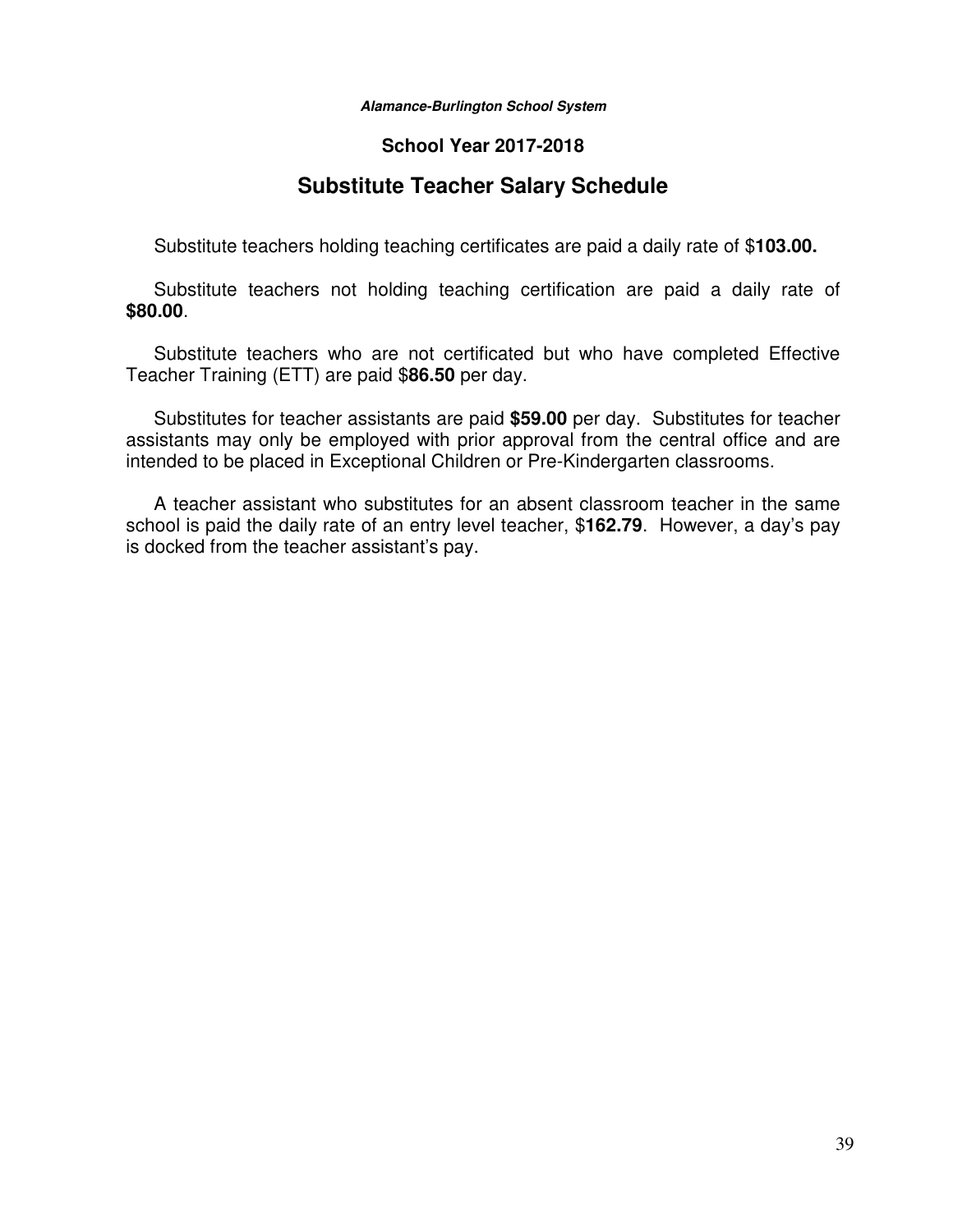***Alamance-Burlington School System***

**School Year 2017-2018**

## Substitute Teacher Salary Schedule

Substitute teachers holding teaching certificates are paid a daily rate of $**103.00.**

Substitute teachers not holding teaching certification are paid a daily rate of **$80.00**.

Substitute teachers who are not certificated but who have completed Effective Teacher Training (ETT) are paid $**86.50** per day.

Substitutes for teacher assistants are paid **$59.00** per day. Substitutes for teacher assistants may only be employed with prior approval from the central office and are intended to be placed in Exceptional Children or Pre-Kindergarten classrooms.

A teacher assistant who substitutes for an absent classroom teacher in the same school is paid the daily rate of an entry level teacher, $**162.79**. However, a day's pay is docked from the teacher assistant's pay.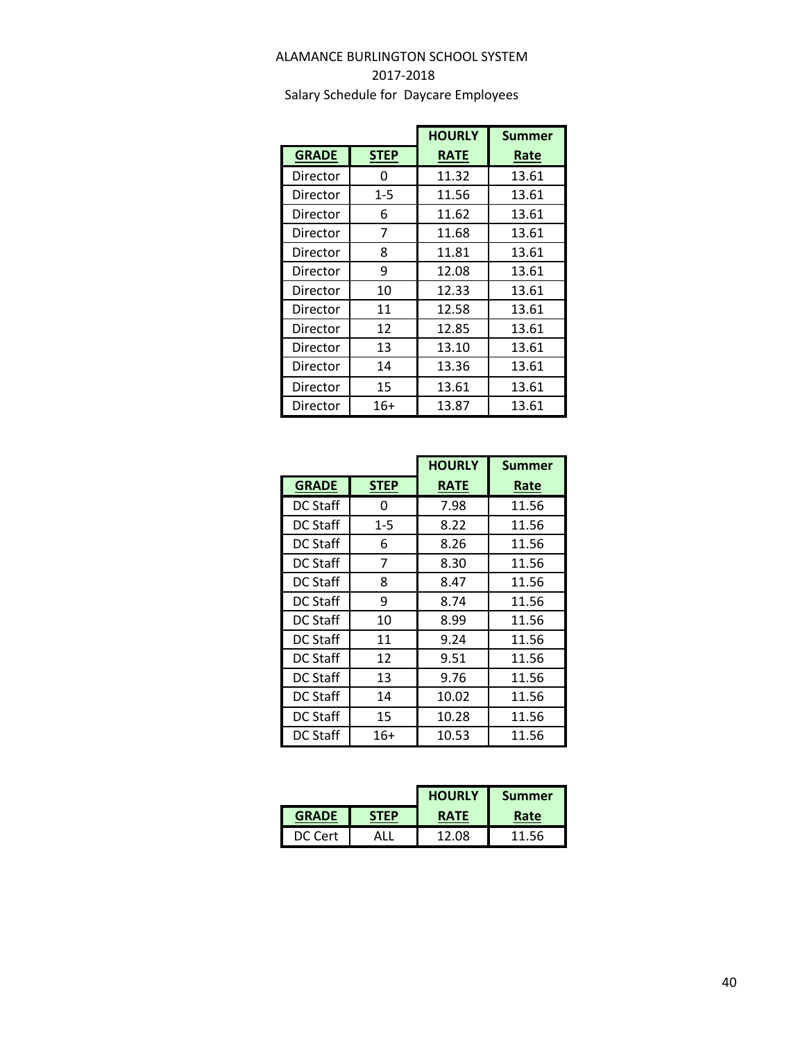ALAMANCE BURLINGTON SCHOOL SYSTEM

2017-2018

Salary Schedule for Daycare Employees

| GRADE | STEP | HOURLY RATE | Summer Rate |
|---|---|---|---|
| Director | 0 | 11.32 | 13.61 |
| Director | 1-5 | 11.56 | 13.61 |
| Director | 6 | 11.62 | 13.61 |
| Director | 7 | 11.68 | 13.61 |
| Director | 8 | 11.81 | 13.61 |
| Director | 9 | 12.08 | 13.61 |
| Director | 10 | 12.33 | 13.61 |
| Director | 11 | 12.58 | 13.61 |
| Director | 12 | 12.85 | 13.61 |
| Director | 13 | 13.10 | 13.61 |
| Director | 14 | 13.36 | 13.61 |
| Director | 15 | 13.61 | 13.61 |
| Director | 16+ | 13.87 | 13.61 |

| GRADE | STEP | HOURLY RATE | Summer Rate |
|---|---|---|---|
| DC Staff | 0 | 7.98 | 11.56 |
| DC Staff | 1-5 | 8.22 | 11.56 |
| DC Staff | 6 | 8.26 | 11.56 |
| DC Staff | 7 | 8.30 | 11.56 |
| DC Staff | 8 | 8.47 | 11.56 |
| DC Staff | 9 | 8.74 | 11.56 |
| DC Staff | 10 | 8.99 | 11.56 |
| DC Staff | 11 | 9.24 | 11.56 |
| DC Staff | 12 | 9.51 | 11.56 |
| DC Staff | 13 | 9.76 | 11.56 |
| DC Staff | 14 | 10.02 | 11.56 |
| DC Staff | 15 | 10.28 | 11.56 |
| DC Staff | 16+ | 10.53 | 11.56 |

| GRADE | STEP | HOURLY RATE | Summer Rate |
|---|---|---|---|
| DC Cert | ALL | 12.08 | 11.56 |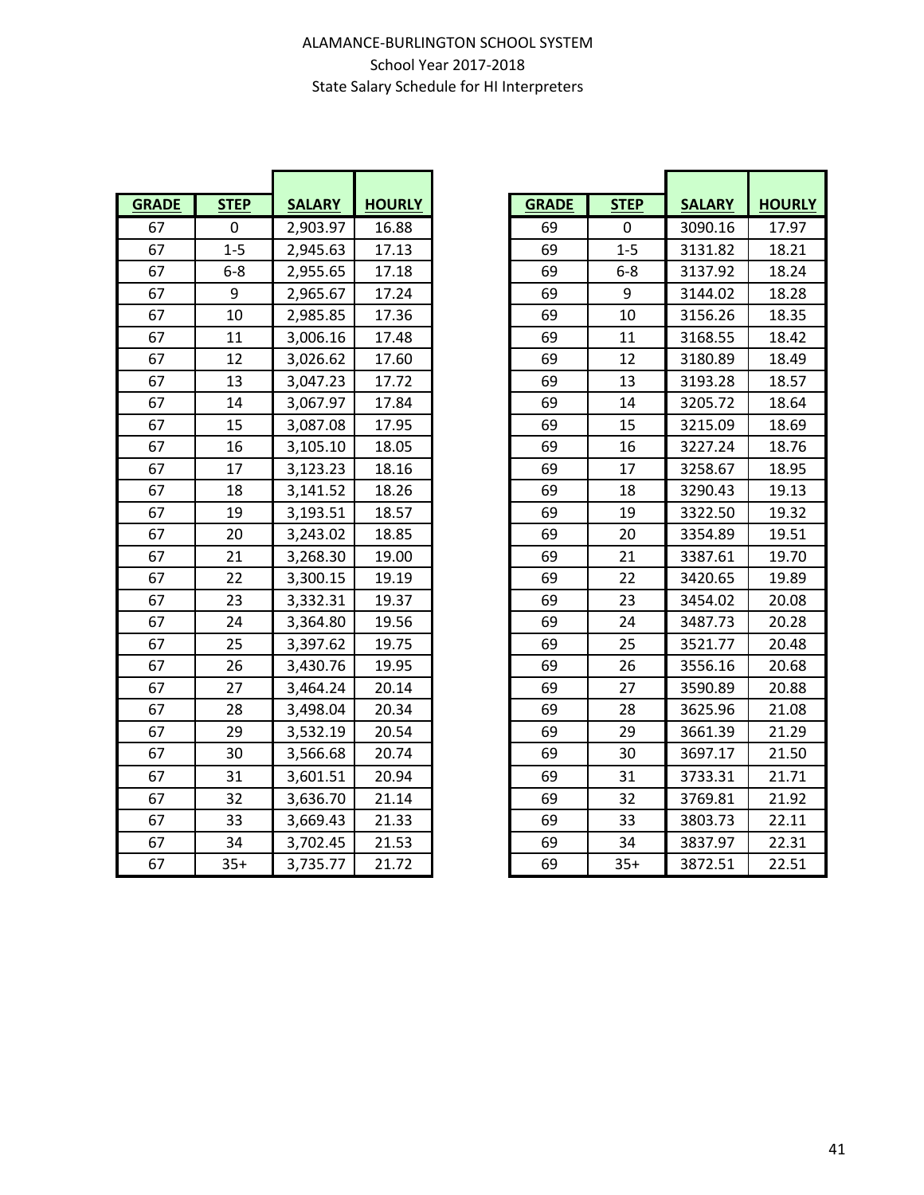ALAMANCE-BURLINGTON SCHOOL SYSTEM
School Year 2017-2018
State Salary Schedule for HI Interpreters

| GRADE | STEP | SALARY | HOURLY |
|---|---|---|---|
| 67 | 0 | 2,903.97 | 16.88 |
| 67 | 1-5 | 2,945.63 | 17.13 |
| 67 | 6-8 | 2,955.65 | 17.18 |
| 67 | 9 | 2,965.67 | 17.24 |
| 67 | 10 | 2,985.85 | 17.36 |
| 67 | 11 | 3,006.16 | 17.48 |
| 67 | 12 | 3,026.62 | 17.60 |
| 67 | 13 | 3,047.23 | 17.72 |
| 67 | 14 | 3,067.97 | 17.84 |
| 67 | 15 | 3,087.08 | 17.95 |
| 67 | 16 | 3,105.10 | 18.05 |
| 67 | 17 | 3,123.23 | 18.16 |
| 67 | 18 | 3,141.52 | 18.26 |
| 67 | 19 | 3,193.51 | 18.57 |
| 67 | 20 | 3,243.02 | 18.85 |
| 67 | 21 | 3,268.30 | 19.00 |
| 67 | 22 | 3,300.15 | 19.19 |
| 67 | 23 | 3,332.31 | 19.37 |
| 67 | 24 | 3,364.80 | 19.56 |
| 67 | 25 | 3,397.62 | 19.75 |
| 67 | 26 | 3,430.76 | 19.95 |
| 67 | 27 | 3,464.24 | 20.14 |
| 67 | 28 | 3,498.04 | 20.34 |
| 67 | 29 | 3,532.19 | 20.54 |
| 67 | 30 | 3,566.68 | 20.74 |
| 67 | 31 | 3,601.51 | 20.94 |
| 67 | 32 | 3,636.70 | 21.14 |
| 67 | 33 | 3,669.43 | 21.33 |
| 67 | 34 | 3,702.45 | 21.53 |
| 67 | 35+ | 3,735.77 | 21.72 |

| GRADE | STEP | SALARY | HOURLY |
|---|---|---|---|
| 69 | 0 | 3090.16 | 17.97 |
| 69 | 1-5 | 3131.82 | 18.21 |
| 69 | 6-8 | 3137.92 | 18.24 |
| 69 | 9 | 3144.02 | 18.28 |
| 69 | 10 | 3156.26 | 18.35 |
| 69 | 11 | 3168.55 | 18.42 |
| 69 | 12 | 3180.89 | 18.49 |
| 69 | 13 | 3193.28 | 18.57 |
| 69 | 14 | 3205.72 | 18.64 |
| 69 | 15 | 3215.09 | 18.69 |
| 69 | 16 | 3227.24 | 18.76 |
| 69 | 17 | 3258.67 | 18.95 |
| 69 | 18 | 3290.43 | 19.13 |
| 69 | 19 | 3322.50 | 19.32 |
| 69 | 20 | 3354.89 | 19.51 |
| 69 | 21 | 3387.61 | 19.70 |
| 69 | 22 | 3420.65 | 19.89 |
| 69 | 23 | 3454.02 | 20.08 |
| 69 | 24 | 3487.73 | 20.28 |
| 69 | 25 | 3521.77 | 20.48 |
| 69 | 26 | 3556.16 | 20.68 |
| 69 | 27 | 3590.89 | 20.88 |
| 69 | 28 | 3625.96 | 21.08 |
| 69 | 29 | 3661.39 | 21.29 |
| 69 | 30 | 3697.17 | 21.50 |
| 69 | 31 | 3733.31 | 21.71 |
| 69 | 32 | 3769.81 | 21.92 |
| 69 | 33 | 3803.73 | 22.11 |
| 69 | 34 | 3837.97 | 22.31 |
| 69 | 35+ | 3872.51 | 22.51 |